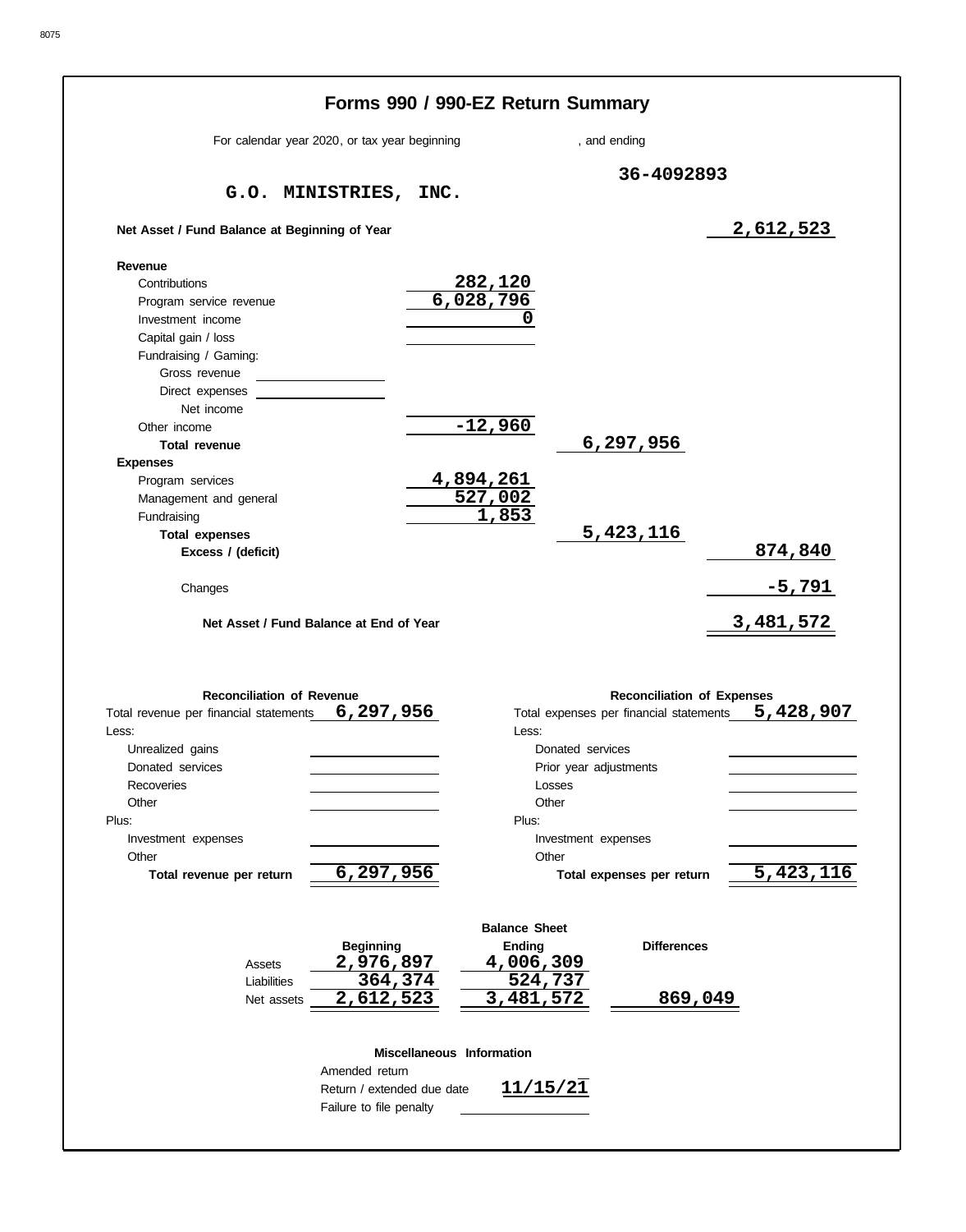# Forms 990 / 990-EZ Return Summary

For calendar year 2020, or tax year beginning , and ending

**G.O. MINISTRIES, INC.** — 36-4092893

| | | | |
|---|---|---|---|
| **Net Asset / Fund Balance at Beginning of Year** | | | 2,612,523 |
| **Revenue** | | | |
| Contributions | 282,120 | | |
| Program service revenue | 6,028,796 | | |
| Investment income | 0 | | |
| Capital gain / loss | | | |
| Fundraising / Gaming: | | | |
| Gross revenue | | | |
| Direct expenses | | | |
| Net income | | | |
| Other income | -12,960 | | |
| **Total revenue** | | 6,297,956 | |
| **Expenses** | | | |
| Program services | 4,894,261 | | |
| Management and general | 527,002 | | |
| Fundraising | 1,853 | | |
| **Total expenses** | | 5,423,116 | |
| **Excess / (deficit)** | | | 874,840 |
| Changes | | | -5,791 |
| **Net Asset / Fund Balance at End of Year** | | | 3,481,572 |

| Reconciliation of Revenue | | Reconciliation of Expenses | |
|---|---|---|---|
| Total revenue per financial statements | 6,297,956 | Total expenses per financial statements | 5,428,907 |
| Less: | | Less: | |
| Unrealized gains | | Donated services | |
| Donated services | | Prior year adjustments | |
| Recoveries | | Losses | |
| Other | | Other | |
| Plus: | | Plus: | |
| Investment expenses | | Investment expenses | |
| Other | | Other | |
| **Total revenue per return** | 6,297,956 | **Total expenses per return** | 5,423,116 |

**Balance Sheet**

| | Beginning | Ending | Differences |
|---|---|---|---|
| Assets | 2,976,897 | 4,006,309 | |
| Liabilities | 364,374 | 524,737 | |
| Net assets | 2,612,523 | 3,481,572 | 869,049 |

**Miscellaneous Information**

| | |
|---|---|
| Amended return | |
| Return / extended due date | 11/15/21 |
| Failure to file penalty | |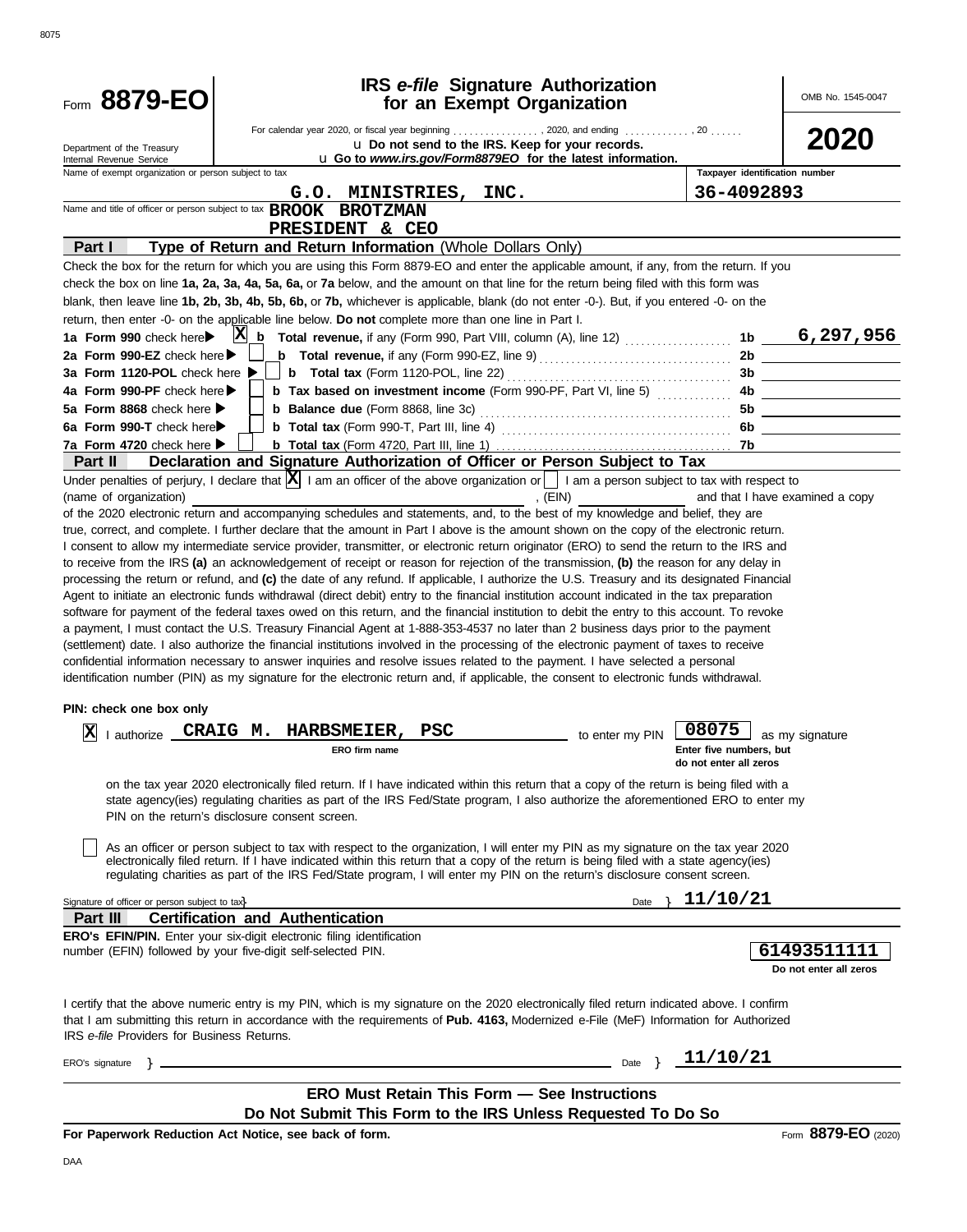8075

# Form 8879-EO

## IRS *e-file* Signature Authorization for an Exempt Organization

OMB No. 1545-0047

**2020**

Department of the Treasury
Internal Revenue Service

For calendar year 2020, or fiscal year beginning ................, 2020, and ending ............, 20 ......

u **Do not send to the IRS. Keep for your records.**

u **Go to *www.irs.gov/Form8879EO* for the latest information.**

Name of exempt organization or person subject to tax: **G.O. MINISTRIES, INC.**

Taxpayer identification number: **36-4092893**

Name and title of officer or person subject to tax: **BROOK BROTZMAN**
**PRESIDENT & CEO**

### Part I — Type of Return and Return Information (Whole Dollars Only)

Check the box for the return for which you are using this Form 8879-EO and enter the applicable amount, if any, from the return. If you check the box on line **1a, 2a, 3a, 4a, 5a, 6a,** or **7a** below, and the amount on that line for the return being filed with this form was blank, then leave line **1b, 2b, 3b, 4b, 5b, 6b,** or **7b,** whichever is applicable, blank (do not enter -0-). But, if you entered -0- on the return, then enter -0- on the applicable line below. **Do not** complete more than one line in Part I.

| Line | Check | Description | Line | Amount |
|---|---|---|---|---|
| **1a Form 990** check here ▶ | X | **b Total revenue,** if any (Form 990, Part VIII, column (A), line 12) | **1b** | 6,297,956 |
| **2a Form 990-EZ** check here ▶ | | **b Total revenue,** if any (Form 990-EZ, line 9) | **2b** | |
| **3a Form 1120-POL** check here ▶ | | **b Total tax** (Form 1120-POL, line 22) | **3b** | |
| **4a Form 990-PF** check here ▶ | | **b Tax based on investment income** (Form 990-PF, Part VI, line 5) | **4b** | |
| **5a Form 8868** check here ▶ | | **b Balance due** (Form 8868, line 3c) | **5b** | |
| **6a Form 990-T** check here ▶ | | **b Total tax** (Form 990-T, Part III, line 4) | **6b** | |
| **7a Form 4720** check here ▶ | | **b Total tax** (Form 4720, Part III, line 1) | **7b** | |

### Part II — Declaration and Signature Authorization of Officer or Person Subject to Tax

Under penalties of perjury, I declare that [X] I am an officer of the above organization or [ ] I am a person subject to tax with respect to (name of organization) ______________________, (EIN) ______________ and that I have examined a copy of the 2020 electronic return and accompanying schedules and statements, and, to the best of my knowledge and belief, they are true, correct, and complete. I further declare that the amount in Part I above is the amount shown on the copy of the electronic return. I consent to allow my intermediate service provider, transmitter, or electronic return originator (ERO) to send the return to the IRS and to receive from the IRS **(a)** an acknowledgement of receipt or reason for rejection of the transmission, **(b)** the reason for any delay in processing the return or refund, and **(c)** the date of any refund. If applicable, I authorize the U.S. Treasury and its designated Financial Agent to initiate an electronic funds withdrawal (direct debit) entry to the financial institution account indicated in the tax preparation software for payment of the federal taxes owed on this return, and the financial institution to debit the entry to this account. To revoke a payment, I must contact the U.S. Treasury Financial Agent at 1-888-353-4537 no later than 2 business days prior to the payment (settlement) date. I also authorize the financial institutions involved in the processing of the electronic payment of taxes to receive confidential information necessary to answer inquiries and resolve issues related to the payment. I have selected a personal identification number (PIN) as my signature for the electronic return and, if applicable, the consent to electronic funds withdrawal.

**PIN: check one box only**

[X] I authorize **CRAIG M. HARBSMEIER, PSC** (ERO firm name) to enter my PIN **08075** (Enter five numbers, but do not enter all zeros) as my signature on the tax year 2020 electronically filed return. If I have indicated within this return that a copy of the return is being filed with a state agency(ies) regulating charities as part of the IRS Fed/State program, I also authorize the aforementioned ERO to enter my PIN on the return's disclosure consent screen.

[ ] As an officer or person subject to tax with respect to the organization, I will enter my PIN as my signature on the tax year 2020 electronically filed return. If I have indicated within this return that a copy of the return is being filed with a state agency(ies) regulating charities as part of the IRS Fed/State program, I will enter my PIN on the return's disclosure consent screen.

Signature of officer or person subject to tax } ______________________ Date } **11/10/21**

### Part III — Certification and Authentication

**ERO's EFIN/PIN.** Enter your six-digit electronic filing identification number (EFIN) followed by your five-digit self-selected PIN.

**61493511111**
Do not enter all zeros

I certify that the above numeric entry is my PIN, which is my signature on the 2020 electronically filed return indicated above. I confirm that I am submitting this return in accordance with the requirements of **Pub. 4163,** Modernized e-File (MeF) Information for Authorized IRS *e-file* Providers for Business Returns.

ERO's signature } ______________________ Date } **11/10/21**

**ERO Must Retain This Form — See Instructions**

**Do Not Submit This Form to the IRS Unless Requested To Do So**

**For Paperwork Reduction Act Notice, see back of form.**

Form **8879-EO** (2020)

DAA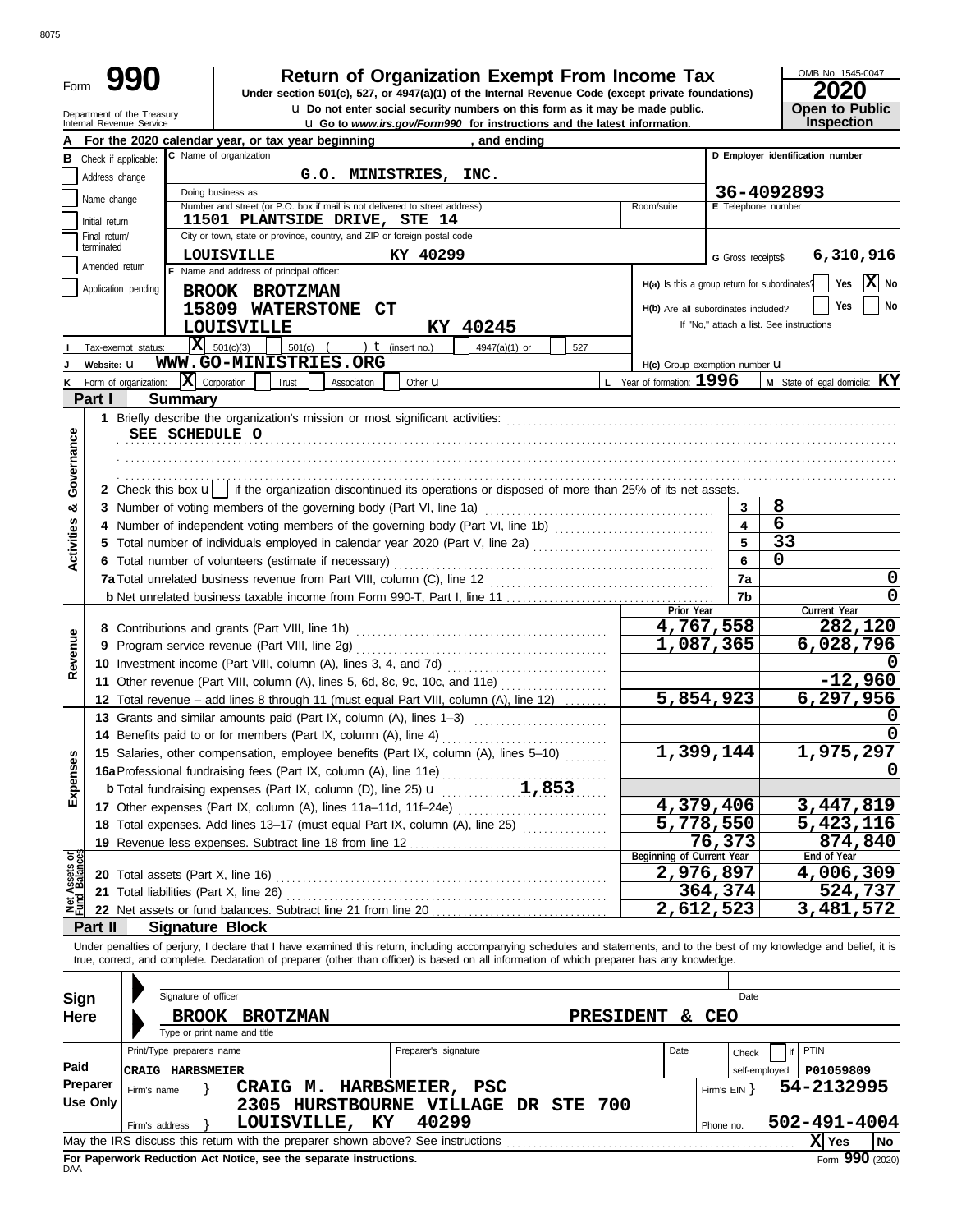8075

Form **990**

# Return of Organization Exempt From Income Tax

**Under section 501(c), 527, or 4947(a)(1) of the Internal Revenue Code (except private foundations)**

u Do not enter social security numbers on this form as it may be made public.

u Go to *www.irs.gov/Form990* for instructions and the latest information.

Department of the Treasury
Internal Revenue Service

OMB No. 1545-0047

**2020**

**Open to Public Inspection**

**A** For the 2020 calendar year, or tax year beginning , and ending

**B** Check if applicable:
- Address change
- Name change
- Initial return
- Final return/terminated
- Amended return
- Application pending

**C** Name of organization: **G.O. MINISTRIES, INC.**

Doing business as

Number and street (or P.O. box if mail is not delivered to street address): **11501 PLANTSIDE DRIVE, STE 14** — Room/suite

City or town, state or province, country, and ZIP or foreign postal code: **LOUISVILLE KY 40299**

**D** Employer identification number: **36-4092893**

**E** Telephone number

**G** Gross receipts$ **6,310,916**

**F** Name and address of principal officer: **BROOK BROTZMAN, 15809 WATERSTONE CT, LOUISVILLE KY 40245**

**H(a)** Is this a group return for subordinates? Yes [ ] No [X]

**H(b)** Are all subordinates included? Yes [ ] No [ ]
If "No," attach a list. See instructions

**I** Tax-exempt status: [X] 501(c)(3) [ ] 501(c) ( ) t (insert no.) [ ] 4947(a)(1) or [ ] 527

**J** Website: u **WWW.GO-MINISTRIES.ORG**

**H(c)** Group exemption number u

**K** Form of organization: [X] Corporation [ ] Trust [ ] Association [ ] Other u

**L** Year of formation: **1996** **M** State of legal domicile: **KY**

## Part I Summary

**Activities & Governance**

1 Briefly describe the organization's mission or most significant activities:
**SEE SCHEDULE O**

2 Check this box u [ ] if the organization discontinued its operations or disposed of more than 25% of its net assets.

| | Line | Value |
|---|---|---|
| 3 Number of voting members of the governing body (Part VI, line 1a) | 3 | 8 |
| 4 Number of independent voting members of the governing body (Part VI, line 1b) | 4 | 6 |
| 5 Total number of individuals employed in calendar year 2020 (Part V, line 2a) | 5 | 33 |
| 6 Total number of volunteers (estimate if necessary) | 6 | 0 |
| 7a Total unrelated business revenue from Part VIII, column (C), line 12 | 7a | 0 |
| b Net unrelated business taxable income from Form 990-T, Part I, line 11 | 7b | 0 |

| | Prior Year | Current Year |
|---|---|---|
| **Revenue** | | |
| 8 Contributions and grants (Part VIII, line 1h) | 4,767,558 | 282,120 |
| 9 Program service revenue (Part VIII, line 2g) | 1,087,365 | 6,028,796 |
| 10 Investment income (Part VIII, column (A), lines 3, 4, and 7d) | | 0 |
| 11 Other revenue (Part VIII, column (A), lines 5, 6d, 8c, 9c, 10c, and 11e) | | -12,960 |
| 12 Total revenue – add lines 8 through 11 (must equal Part VIII, column (A), line 12) | 5,854,923 | 6,297,956 |
| **Expenses** | | |
| 13 Grants and similar amounts paid (Part IX, column (A), lines 1–3) | | 0 |
| 14 Benefits paid to or for members (Part IX, column (A), line 4) | | 0 |
| 15 Salaries, other compensation, employee benefits (Part IX, column (A), lines 5–10) | 1,399,144 | 1,975,297 |
| 16a Professional fundraising fees (Part IX, column (A), line 11e) | | 0 |
| b Total fundraising expenses (Part IX, column (D), line 25) u 1,853 | | |
| 17 Other expenses (Part IX, column (A), lines 11a–11d, 11f–24e) | 4,379,406 | 3,447,819 |
| 18 Total expenses. Add lines 13–17 (must equal Part IX, column (A), line 25) | 5,778,550 | 5,423,116 |
| 19 Revenue less expenses. Subtract line 18 from line 12 | 76,373 | 874,840 |

| **Net Assets or Fund Balances** | Beginning of Current Year | End of Year |
|---|---|---|
| 20 Total assets (Part X, line 16) | 2,976,897 | 4,006,309 |
| 21 Total liabilities (Part X, line 26) | 364,374 | 524,737 |
| 22 Net assets or fund balances. Subtract line 21 from line 20 | 2,612,523 | 3,481,572 |

## Part II Signature Block

Under penalties of perjury, I declare that I have examined this return, including accompanying schedules and statements, and to the best of my knowledge and belief, it is true, correct, and complete. Declaration of preparer (other than officer) is based on all information of which preparer has any knowledge.

**Sign Here**

Signature of officer — Date

**BROOK BROTZMAN** — **PRESIDENT & CEO**
Type or print name and title

**Paid Preparer Use Only**

| Print/Type preparer's name | Preparer's signature | Date | Check [ ] if self-employed | PTIN |
|---|---|---|---|---|
| CRAIG HARBSMEIER | | | | P01059809 |

Firm's name } **CRAIG M. HARBSMEIER, PSC** — Firm's EIN } **54-2132995**

Firm's address } **2305 HURSTBOURNE VILLAGE DR STE 700, LOUISVILLE, KY 40299** — Phone no. **502-491-4004**

May the IRS discuss this return with the preparer shown above? See instructions [X] Yes [ ] No

**For Paperwork Reduction Act Notice, see the separate instructions.**

DAA

Form **990** (2020)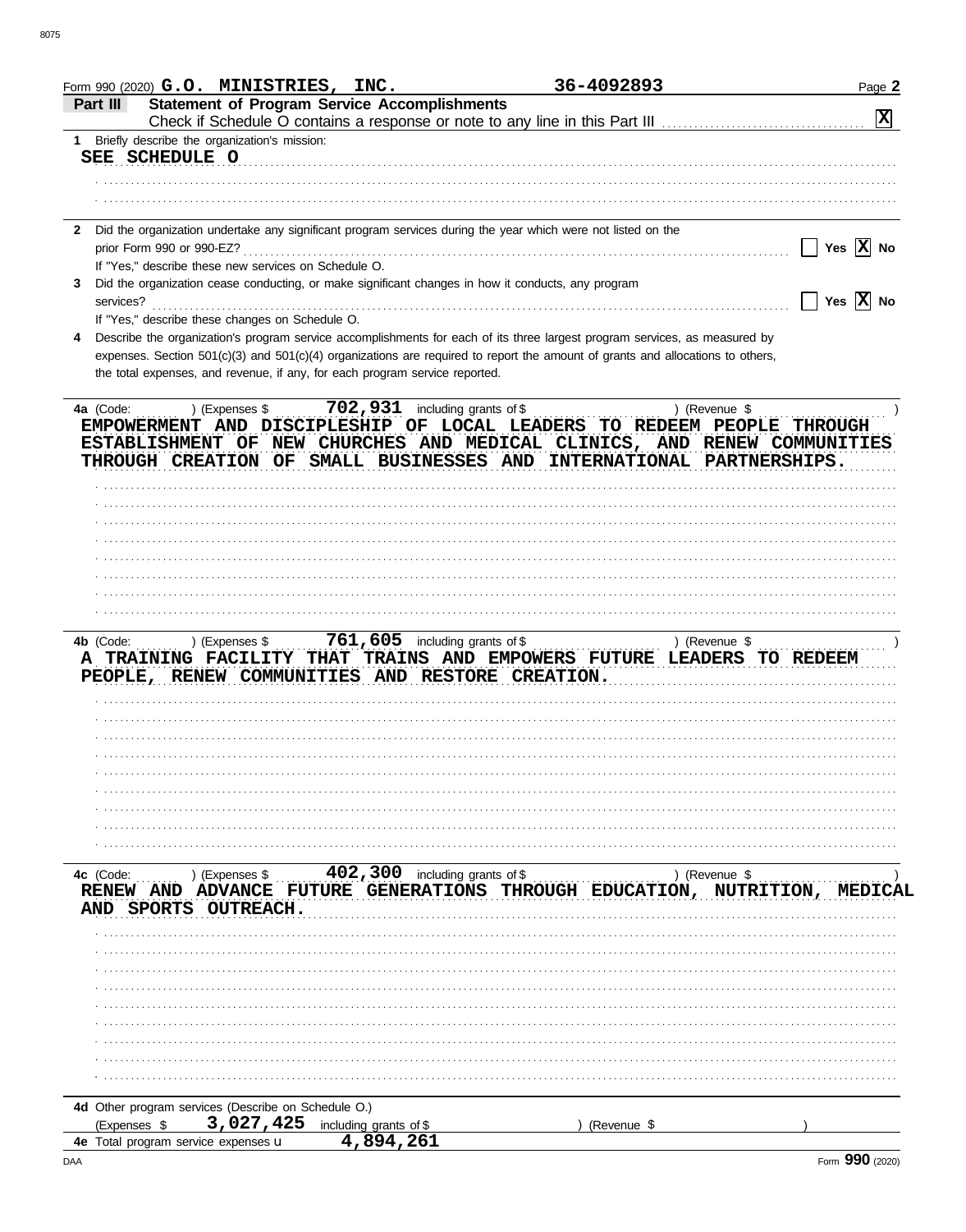Form 990 (2020) **G.O. MINISTRIES, INC.** **36-4092893** Page **2**

## Part III Statement of Program Service Accomplishments

Check if Schedule O contains a response or note to any line in this Part III ..... [X]

**1** Briefly describe the organization's mission:

SEE SCHEDULE O

**2** Did the organization undertake any significant program services during the year which were not listed on the prior Form 990 or 990-EZ? ..... [ ] Yes [X] No

If "Yes," describe these new services on Schedule O.

**3** Did the organization cease conducting, or make significant changes in how it conducts, any program services? ..... [ ] Yes [X] No

If "Yes," describe these changes on Schedule O.

**4** Describe the organization's program service accomplishments for each of its three largest program services, as measured by expenses. Section 501(c)(3) and 501(c)(4) organizations are required to report the amount of grants and allocations to others, the total expenses, and revenue, if any, for each program service reported.

**4a** (Code: ) (Expenses $ 702,931 including grants of $ ) (Revenue $ )

EMPOWERMENT AND DISCIPLESHIP OF LOCAL LEADERS TO REDEEM PEOPLE THROUGH ESTABLISHMENT OF NEW CHURCHES AND MEDICAL CLINICS, AND RENEW COMMUNITIES THROUGH CREATION OF SMALL BUSINESSES AND INTERNATIONAL PARTNERSHIPS.

**4b** (Code: ) (Expenses $ 761,605 including grants of $ ) (Revenue $ )

A TRAINING FACILITY THAT TRAINS AND EMPOWERS FUTURE LEADERS TO REDEEM PEOPLE, RENEW COMMUNITIES AND RESTORE CREATION.

**4c** (Code: ) (Expenses $ 402,300 including grants of $ ) (Revenue $ )

RENEW AND ADVANCE FUTURE GENERATIONS THROUGH EDUCATION, NUTRITION, MEDICAL AND SPORTS OUTREACH.

**4d** Other program services (Describe on Schedule O.)

(Expenses $ 3,027,425 including grants of $ ) (Revenue $ )

**4e** Total program service expenses ► 4,894,261

Form **990** (2020)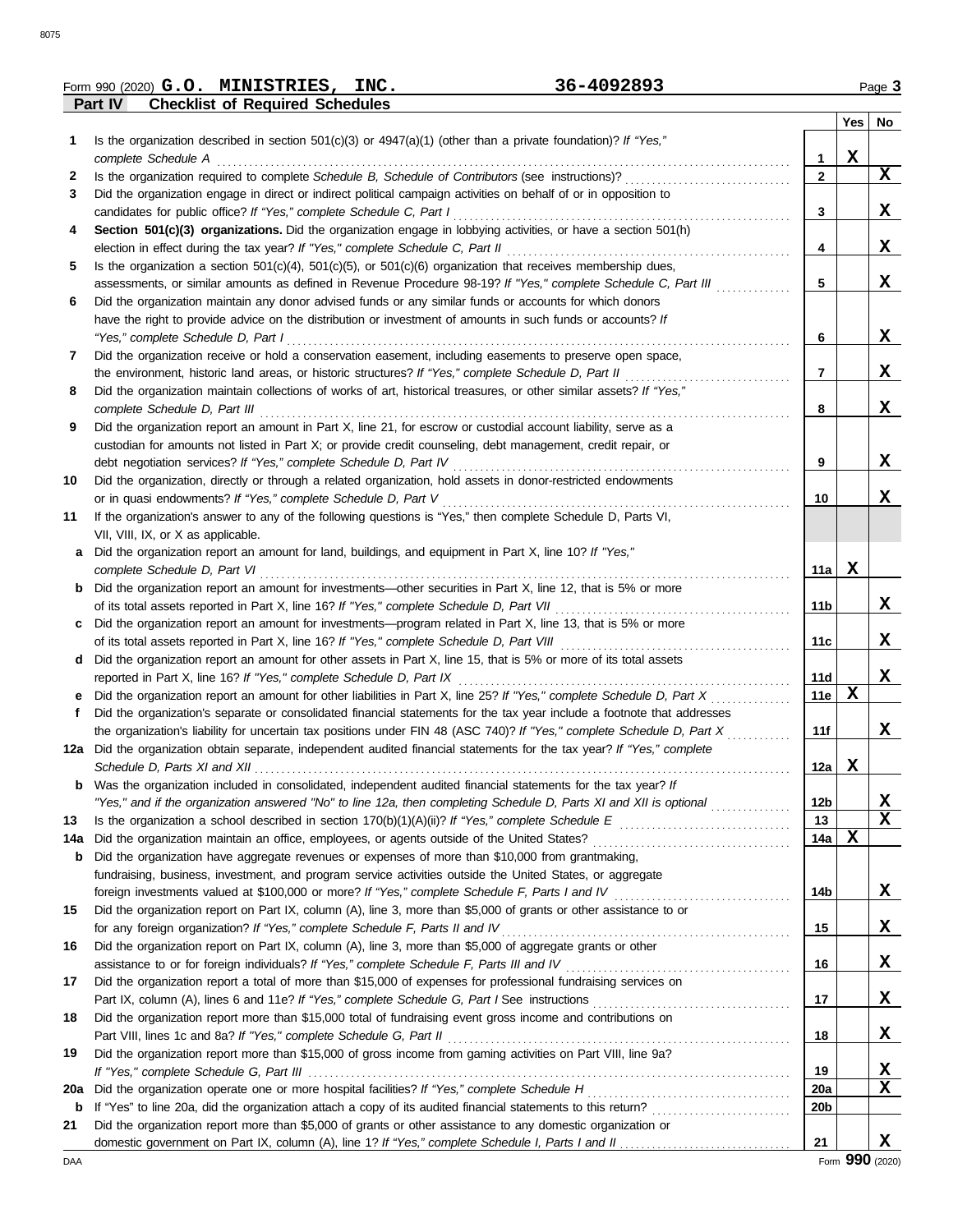Form 990 (2020) **G.O. MINISTRIES, INC.** **36-4092893** Page **3**

## Part IV Checklist of Required Schedules

| | | | Yes | No |
|---|---|---|---|---|
| 1 | Is the organization described in section 501(c)(3) or 4947(a)(1) (other than a private foundation)? *If "Yes," complete Schedule A* | 1 | X | |
| 2 | Is the organization required to complete *Schedule B, Schedule of Contributors* (see instructions)? | 2 | | X |
| 3 | Did the organization engage in direct or indirect political campaign activities on behalf of or in opposition to candidates for public office? *If "Yes," complete Schedule C, Part I* | 3 | | X |
| 4 | **Section 501(c)(3) organizations.** Did the organization engage in lobbying activities, or have a section 501(h) election in effect during the tax year? *If "Yes," complete Schedule C, Part II* | 4 | | X |
| 5 | Is the organization a section 501(c)(4), 501(c)(5), or 501(c)(6) organization that receives membership dues, assessments, or similar amounts as defined in Revenue Procedure 98-19? *If "Yes," complete Schedule C, Part III* | 5 | | X |
| 6 | Did the organization maintain any donor advised funds or any similar funds or accounts for which donors have the right to provide advice on the distribution or investment of amounts in such funds or accounts? *If "Yes," complete Schedule D, Part I* | 6 | | X |
| 7 | Did the organization receive or hold a conservation easement, including easements to preserve open space, the environment, historic land areas, or historic structures? *If "Yes," complete Schedule D, Part II* | 7 | | X |
| 8 | Did the organization maintain collections of works of art, historical treasures, or other similar assets? *If "Yes," complete Schedule D, Part III* | 8 | | X |
| 9 | Did the organization report an amount in Part X, line 21, for escrow or custodial account liability, serve as a custodian for amounts not listed in Part X; or provide credit counseling, debt management, credit repair, or debt negotiation services? *If "Yes," complete Schedule D, Part IV* | 9 | | X |
| 10 | Did the organization, directly or through a related organization, hold assets in donor-restricted endowments or in quasi endowments? *If "Yes," complete Schedule D, Part V* | 10 | | X |
| 11 | If the organization's answer to any of the following questions is "Yes," then complete Schedule D, Parts VI, VII, VIII, IX, or X as applicable. | | | |
| a | Did the organization report an amount for land, buildings, and equipment in Part X, line 10? *If "Yes," complete Schedule D, Part VI* | 11a | X | |
| b | Did the organization report an amount for investments—other securities in Part X, line 12, that is 5% or more of its total assets reported in Part X, line 16? *If "Yes," complete Schedule D, Part VII* | 11b | | X |
| c | Did the organization report an amount for investments—program related in Part X, line 13, that is 5% or more of its total assets reported in Part X, line 16? *If "Yes," complete Schedule D, Part VIII* | 11c | | X |
| d | Did the organization report an amount for other assets in Part X, line 15, that is 5% or more of its total assets reported in Part X, line 16? *If "Yes," complete Schedule D, Part IX* | 11d | | X |
| e | Did the organization report an amount for other liabilities in Part X, line 25? *If "Yes," complete Schedule D, Part X* | 11e | X | |
| f | Did the organization's separate or consolidated financial statements for the tax year include a footnote that addresses the organization's liability for uncertain tax positions under FIN 48 (ASC 740)? *If "Yes," complete Schedule D, Part X* | 11f | | X |
| 12a | Did the organization obtain separate, independent audited financial statements for the tax year? *If "Yes," complete Schedule D, Parts XI and XII* | 12a | X | |
| b | Was the organization included in consolidated, independent audited financial statements for the tax year? *If "Yes," and if the organization answered "No" to line 12a, then completing Schedule D, Parts XI and XII is optional* | 12b | | X |
| 13 | Is the organization a school described in section 170(b)(1)(A)(ii)? *If "Yes," complete Schedule E* | 13 | | X |
| 14a | Did the organization maintain an office, employees, or agents outside of the United States? | 14a | X | |
| b | Did the organization have aggregate revenues or expenses of more than $10,000 from grantmaking, fundraising, business, investment, and program service activities outside the United States, or aggregate foreign investments valued at $100,000 or more? *If "Yes," complete Schedule F, Parts I and IV* | 14b | | X |
| 15 | Did the organization report on Part IX, column (A), line 3, more than $5,000 of grants or other assistance to or for any foreign organization? *If "Yes," complete Schedule F, Parts II and IV* | 15 | | X |
| 16 | Did the organization report on Part IX, column (A), line 3, more than $5,000 of aggregate grants or other assistance to or for foreign individuals? *If "Yes," complete Schedule F, Parts III and IV* | 16 | | X |
| 17 | Did the organization report a total of more than $15,000 of expenses for professional fundraising services on Part IX, column (A), lines 6 and 11e? *If "Yes," complete Schedule G, Part I* See instructions | 17 | | X |
| 18 | Did the organization report more than $15,000 total of fundraising event gross income and contributions on Part VIII, lines 1c and 8a? *If "Yes," complete Schedule G, Part II* | 18 | | X |
| 19 | Did the organization report more than $15,000 of gross income from gaming activities on Part VIII, line 9a? *If "Yes," complete Schedule G, Part III* | 19 | | X |
| 20a | Did the organization operate one or more hospital facilities? *If "Yes," complete Schedule H* | 20a | | X |
| b | If "Yes" to line 20a, did the organization attach a copy of its audited financial statements to this return? | 20b | | |
| 21 | Did the organization report more than $5,000 of grants or other assistance to any domestic organization or domestic government on Part IX, column (A), line 1? *If "Yes," complete Schedule I, Parts I and II* | 21 | | X |

Form **990** (2020)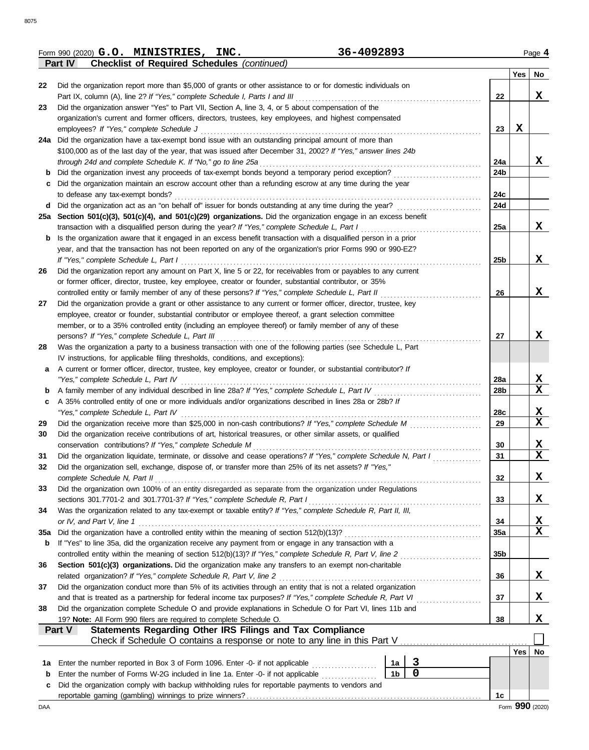Form 990 (2020) **G.O. MINISTRIES, INC.** **36-4092893** Page **4**

**Part IV** **Checklist of Required Schedules** *(continued)*

| | | | Yes | No |
|---|---|---|---|---|
| **22** | Did the organization report more than $5,000 of grants or other assistance to or for domestic individuals on Part IX, column (A), line 2? *If "Yes," complete Schedule I, Parts I and III* | **22** | | X |
| **23** | Did the organization answer "Yes" to Part VII, Section A, line 3, 4, or 5 about compensation of the organization's current and former officers, directors, trustees, key employees, and highest compensated employees? *If "Yes," complete Schedule J* | **23** | X | |
| **24a** | Did the organization have a tax-exempt bond issue with an outstanding principal amount of more than $100,000 as of the last day of the year, that was issued after December 31, 2002? *If "Yes," answer lines 24b through 24d and complete Schedule K. If "No," go to line 25a* | **24a** | | X |
| **b** | Did the organization invest any proceeds of tax-exempt bonds beyond a temporary period exception? | **24b** | | |
| **c** | Did the organization maintain an escrow account other than a refunding escrow at any time during the year to defease any tax-exempt bonds? | **24c** | | |
| **d** | Did the organization act as an "on behalf of" issuer for bonds outstanding at any time during the year? | **24d** | | |
| **25a** | **Section 501(c)(3), 501(c)(4), and 501(c)(29) organizations.** Did the organization engage in an excess benefit transaction with a disqualified person during the year? *If "Yes," complete Schedule L, Part I* | **25a** | | X |
| **b** | Is the organization aware that it engaged in an excess benefit transaction with a disqualified person in a prior year, and that the transaction has not been reported on any of the organization's prior Forms 990 or 990-EZ? *If "Yes," complete Schedule L, Part I* | **25b** | | X |
| **26** | Did the organization report any amount on Part X, line 5 or 22, for receivables from or payables to any current or former officer, director, trustee, key employee, creator or founder, substantial contributor, or 35% controlled entity or family member of any of these persons? *If "Yes," complete Schedule L, Part II* | **26** | | X |
| **27** | Did the organization provide a grant or other assistance to any current or former officer, director, trustee, key employee, creator or founder, substantial contributor or employee thereof, a grant selection committee member, or to a 35% controlled entity (including an employee thereof) or family member of any of these persons? *If "Yes," complete Schedule L, Part III* | **27** | | X |
| **28** | Was the organization a party to a business transaction with one of the following parties (see Schedule L, Part IV instructions, for applicable filing thresholds, conditions, and exceptions): | | | |
| **a** | A current or former officer, director, trustee, key employee, creator or founder, or substantial contributor? *If "Yes," complete Schedule L, Part IV* | **28a** | | X |
| **b** | A family member of any individual described in line 28a? *If "Yes," complete Schedule L, Part IV* | **28b** | | X |
| **c** | A 35% controlled entity of one or more individuals and/or organizations described in lines 28a or 28b? *If "Yes," complete Schedule L, Part IV* | **28c** | | X |
| **29** | Did the organization receive more than $25,000 in non-cash contributions? *If "Yes," complete Schedule M* | **29** | | X |
| **30** | Did the organization receive contributions of art, historical treasures, or other similar assets, or qualified conservation contributions? *If "Yes," complete Schedule M* | **30** | | X |
| **31** | Did the organization liquidate, terminate, or dissolve and cease operations? *If "Yes," complete Schedule N, Part I* | **31** | | X |
| **32** | Did the organization sell, exchange, dispose of, or transfer more than 25% of its net assets? *If "Yes," complete Schedule N, Part II* | **32** | | X |
| **33** | Did the organization own 100% of an entity disregarded as separate from the organization under Regulations sections 301.7701-2 and 301.7701-3? *If "Yes," complete Schedule R, Part I* | **33** | | X |
| **34** | Was the organization related to any tax-exempt or taxable entity? *If "Yes," complete Schedule R, Part II, III, or IV, and Part V, line 1* | **34** | | X |
| **35a** | Did the organization have a controlled entity within the meaning of section 512(b)(13)? | **35a** | | X |
| **b** | If "Yes" to line 35a, did the organization receive any payment from or engage in any transaction with a controlled entity within the meaning of section 512(b)(13)? *If "Yes," complete Schedule R, Part V, line 2* | **35b** | | |
| **36** | **Section 501(c)(3) organizations.** Did the organization make any transfers to an exempt non-charitable related organization? *If "Yes," complete Schedule R, Part V, line 2* | **36** | | X |
| **37** | Did the organization conduct more than 5% of its activities through an entity that is not a related organization and that is treated as a partnership for federal income tax purposes? *If "Yes," complete Schedule R, Part VI* | **37** | | X |
| **38** | Did the organization complete Schedule O and provide explanations in Schedule O for Part VI, lines 11b and 19? **Note:** All Form 990 filers are required to complete Schedule O. | **38** | | X |

**Part V** **Statements Regarding Other IRS Filings and Tax Compliance**

Check if Schedule O contains a response or note to any line in this Part V ☐

| | | | | | Yes | No |
|---|---|---|---|---|---|---|
| **1a** | Enter the number reported in Box 3 of Form 1096. Enter -0- if not applicable | 1a | 3 | | | |
| **b** | Enter the number of Forms W-2G included in line 1a. Enter -0- if not applicable | 1b | 0 | | | |
| **c** | Did the organization comply with backup withholding rules for reportable payments to vendors and reportable gaming (gambling) winnings to prize winners? | | | **1c** | | |

Form **990** (2020)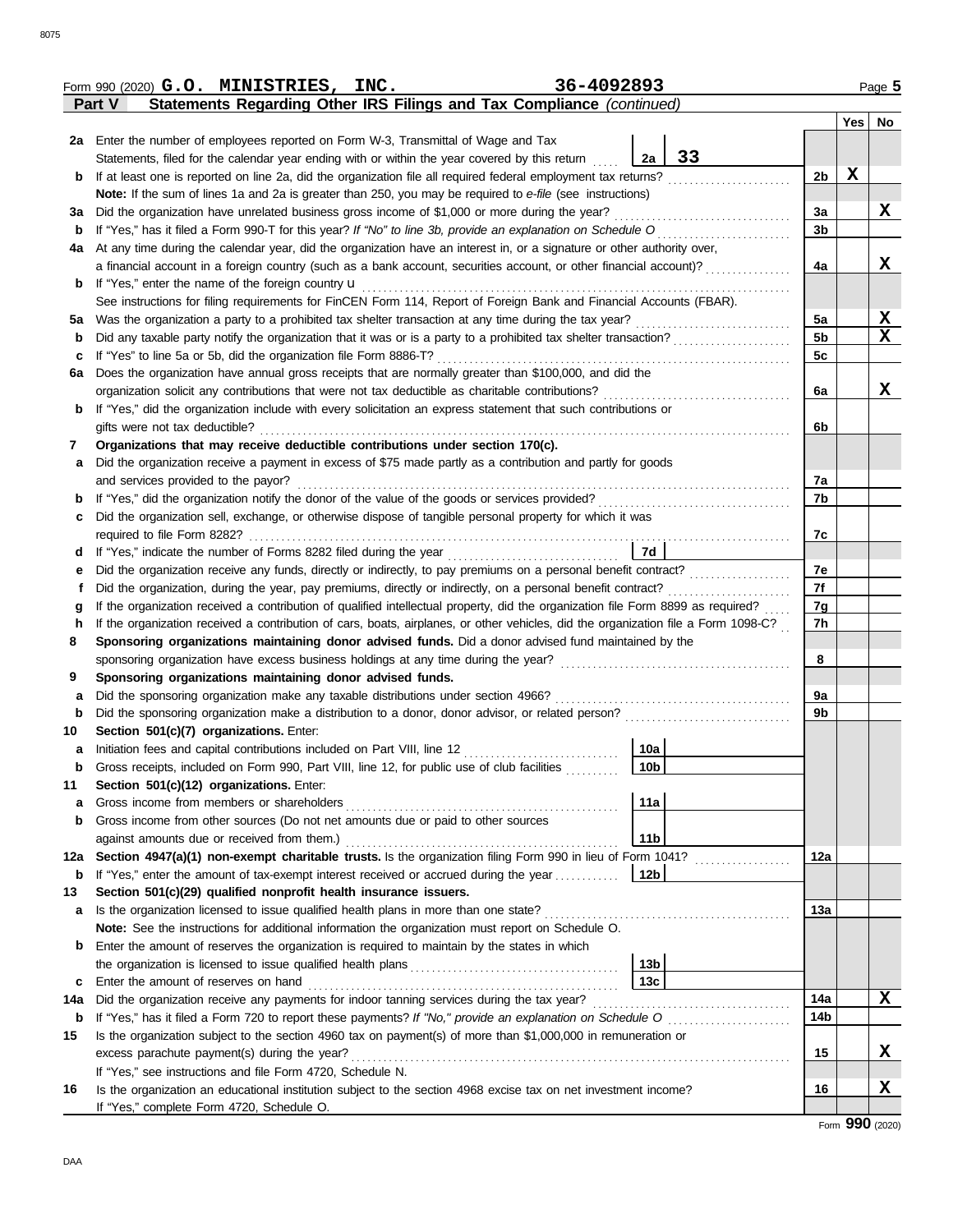Form 990 (2020) **G.O. MINISTRIES, INC.** **36-4092893** Page **5**

**Part V Statements Regarding Other IRS Filings and Tax Compliance** *(continued)*

| | | | | | Yes | No |
|---|---|---|---|---|---|---|
| **2a** | Enter the number of employees reported on Form W-3, Transmittal of Wage and Tax Statements, filed for the calendar year ending with or within the year covered by this return | 2a | 33 | | | |
| **b** | If at least one is reported on line 2a, did the organization file all required federal employment tax returns? | | | 2b | X | |
| | **Note:** If the sum of lines 1a and 2a is greater than 250, you may be required to *e-file* (see instructions) | | | | | |
| **3a** | Did the organization have unrelated business gross income of $1,000 or more during the year? | | | 3a | | X |
| **b** | If "Yes," has it filed a Form 990-T for this year? *If "No" to line 3b, provide an explanation on Schedule O* | | | 3b | | |
| **4a** | At any time during the calendar year, did the organization have an interest in, or a signature or other authority over, a financial account in a foreign country (such as a bank account, securities account, or other financial account)? | | | 4a | | X |
| **b** | If "Yes," enter the name of the foreign country u | | | | | |
| | See instructions for filing requirements for FinCEN Form 114, Report of Foreign Bank and Financial Accounts (FBAR). | | | | | |
| **5a** | Was the organization a party to a prohibited tax shelter transaction at any time during the tax year? | | | 5a | | X |
| **b** | Did any taxable party notify the organization that it was or is a party to a prohibited tax shelter transaction? | | | 5b | | X |
| **c** | If "Yes" to line 5a or 5b, did the organization file Form 8886-T? | | | 5c | | |
| **6a** | Does the organization have annual gross receipts that are normally greater than $100,000, and did the organization solicit any contributions that were not tax deductible as charitable contributions? | | | 6a | | X |
| **b** | If "Yes," did the organization include with every solicitation an express statement that such contributions or gifts were not tax deductible? | | | 6b | | |
| **7** | **Organizations that may receive deductible contributions under section 170(c).** | | | | | |
| **a** | Did the organization receive a payment in excess of $75 made partly as a contribution and partly for goods and services provided to the payor? | | | 7a | | |
| **b** | If "Yes," did the organization notify the donor of the value of the goods or services provided? | | | 7b | | |
| **c** | Did the organization sell, exchange, or otherwise dispose of tangible personal property for which it was required to file Form 8282? | | | 7c | | |
| **d** | If "Yes," indicate the number of Forms 8282 filed during the year | 7d | | | | |
| **e** | Did the organization receive any funds, directly or indirectly, to pay premiums on a personal benefit contract? | | | 7e | | |
| **f** | Did the organization, during the year, pay premiums, directly or indirectly, on a personal benefit contract? | | | 7f | | |
| **g** | If the organization received a contribution of qualified intellectual property, did the organization file Form 8899 as required? | | | 7g | | |
| **h** | If the organization received a contribution of cars, boats, airplanes, or other vehicles, did the organization file a Form 1098-C? | | | 7h | | |
| **8** | **Sponsoring organizations maintaining donor advised funds.** Did a donor advised fund maintained by the sponsoring organization have excess business holdings at any time during the year? | | | 8 | | |
| **9** | **Sponsoring organizations maintaining donor advised funds.** | | | | | |
| **a** | Did the sponsoring organization make any taxable distributions under section 4966? | | | 9a | | |
| **b** | Did the sponsoring organization make a distribution to a donor, donor advisor, or related person? | | | 9b | | |
| **10** | **Section 501(c)(7) organizations.** Enter: | | | | | |
| **a** | Initiation fees and capital contributions included on Part VIII, line 12 | 10a | | | | |
| **b** | Gross receipts, included on Form 990, Part VIII, line 12, for public use of club facilities | 10b | | | | |
| **11** | **Section 501(c)(12) organizations.** Enter: | | | | | |
| **a** | Gross income from members or shareholders | 11a | | | | |
| **b** | Gross income from other sources (Do not net amounts due or paid to other sources against amounts due or received from them.) | 11b | | | | |
| **12a** | **Section 4947(a)(1) non-exempt charitable trusts.** Is the organization filing Form 990 in lieu of Form 1041? | | | 12a | | |
| **b** | If "Yes," enter the amount of tax-exempt interest received or accrued during the year | 12b | | | | |
| **13** | **Section 501(c)(29) qualified nonprofit health insurance issuers.** | | | | | |
| **a** | Is the organization licensed to issue qualified health plans in more than one state? | | | 13a | | |
| | **Note:** See the instructions for additional information the organization must report on Schedule O. | | | | | |
| **b** | Enter the amount of reserves the organization is required to maintain by the states in which the organization is licensed to issue qualified health plans | 13b | | | | |
| **c** | Enter the amount of reserves on hand | 13c | | | | |
| **14a** | Did the organization receive any payments for indoor tanning services during the tax year? | | | 14a | | X |
| **b** | If "Yes," has it filed a Form 720 to report these payments? *If "No," provide an explanation on Schedule O* | | | 14b | | |
| **15** | Is the organization subject to the section 4960 tax on payment(s) of more than $1,000,000 in remuneration or excess parachute payment(s) during the year? | | | 15 | | X |
| | If "Yes," see instructions and file Form 4720, Schedule N. | | | | | |
| **16** | Is the organization an educational institution subject to the section 4968 excise tax on net investment income? | | | 16 | | X |
| | If "Yes," complete Form 4720, Schedule O. | | | | | |

Form **990** (2020)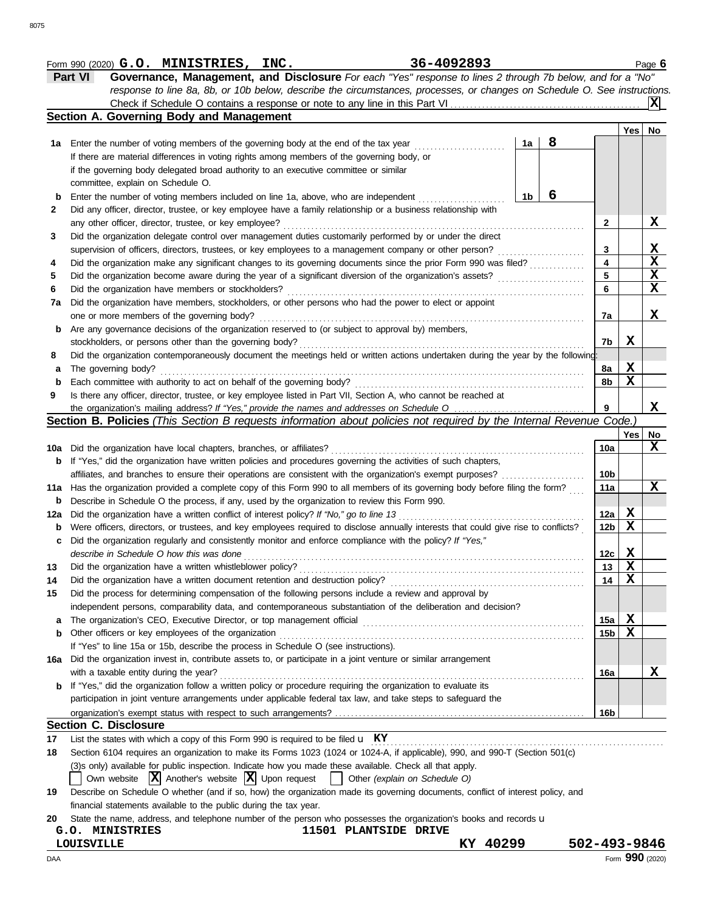Form 990 (2020) **G.O. MINISTRIES, INC.** **36-4092893** Page **6**

## Part VI Governance, Management, and Disclosure

*For each "Yes" response to lines 2 through 7b below, and for a "No" response to line 8a, 8b, or 10b below, describe the circumstances, processes, or changes on Schedule O. See instructions.*

Check if Schedule O contains a response or note to any line in this Part VI .......... **X**

### Section A. Governing Body and Management

| | | | | Yes | No |
|---|---|---|---|---|---|
| **1a** | Enter the number of voting members of the governing body at the end of the tax year ..... **1a** **8** <br> If there are material differences in voting rights among members of the governing body, or if the governing body delegated broad authority to an executive committee or similar committee, explain on Schedule O. | | | | |
| **b** | Enter the number of voting members included on line 1a, above, who are independent ..... **1b** **6** | | | | |
| **2** | Did any officer, director, trustee, or key employee have a family relationship or a business relationship with any other officer, director, trustee, or key employee? | | 2 | | X |
| **3** | Did the organization delegate control over management duties customarily performed by or under the direct supervision of officers, directors, trustees, or key employees to a management company or other person? | | 3 | | X |
| **4** | Did the organization make any significant changes to its governing documents since the prior Form 990 was filed? | | 4 | | X |
| **5** | Did the organization become aware during the year of a significant diversion of the organization's assets? | | 5 | | X |
| **6** | Did the organization have members or stockholders? | | 6 | | X |
| **7a** | Did the organization have members, stockholders, or other persons who had the power to elect or appoint one or more members of the governing body? | | 7a | | X |
| **b** | Are any governance decisions of the organization reserved to (or subject to approval by) members, stockholders, or persons other than the governing body? | | 7b | X | |
| **8** | Did the organization contemporaneously document the meetings held or written actions undertaken during the year by the following: | | | | |
| **a** | The governing body? | | 8a | X | |
| **b** | Each committee with authority to act on behalf of the governing body? | | 8b | X | |
| **9** | Is there any officer, director, trustee, or key employee listed in Part VII, Section A, who cannot be reached at the organization's mailing address? *If "Yes," provide the names and addresses on Schedule O* | | 9 | | X |

### Section B. Policies *(This Section B requests information about policies not required by the Internal Revenue Code.)*

| | | | Yes | No |
|---|---|---|---|---|
| **10a** | Did the organization have local chapters, branches, or affiliates? | 10a | | X |
| **b** | If "Yes," did the organization have written policies and procedures governing the activities of such chapters, affiliates, and branches to ensure their operations are consistent with the organization's exempt purposes? | 10b | | |
| **11a** | Has the organization provided a complete copy of this Form 990 to all members of its governing body before filing the form? | 11a | | X |
| **b** | Describe in Schedule O the process, if any, used by the organization to review this Form 990. | | | |
| **12a** | Did the organization have a written conflict of interest policy? *If "No," go to line 13* | 12a | X | |
| **b** | Were officers, directors, or trustees, and key employees required to disclose annually interests that could give rise to conflicts? | 12b | X | |
| **c** | Did the organization regularly and consistently monitor and enforce compliance with the policy? *If "Yes," describe in Schedule O how this was done* | 12c | X | |
| **13** | Did the organization have a written whistleblower policy? | 13 | X | |
| **14** | Did the organization have a written document retention and destruction policy? | 14 | X | |
| **15** | Did the process for determining compensation of the following persons include a review and approval by independent persons, comparability data, and contemporaneous substantiation of the deliberation and decision? | | | |
| **a** | The organization's CEO, Executive Director, or top management official | 15a | X | |
| **b** | Other officers or key employees of the organization <br> If "Yes" to line 15a or 15b, describe the process in Schedule O (see instructions). | 15b | X | |
| **16a** | Did the organization invest in, contribute assets to, or participate in a joint venture or similar arrangement with a taxable entity during the year? | 16a | | X |
| **b** | If "Yes," did the organization follow a written policy or procedure requiring the organization to evaluate its participation in joint venture arrangements under applicable federal tax law, and take steps to safeguard the organization's exempt status with respect to such arrangements? | 16b | | |

### Section C. Disclosure

**17** List the states with which a copy of this Form 990 is required to be filed u **KY**

**18** Section 6104 requires an organization to make its Forms 1023 (1024 or 1024-A, if applicable), 990, and 990-T (Section 501(c)(3)s only) available for public inspection. Indicate how you made these available. Check all that apply.

☐ Own website **☒** Another's website **☒** Upon request ☐ Other *(explain on Schedule O)*

**19** Describe on Schedule O whether (and if so, how) the organization made its governing documents, conflict of interest policy, and financial statements available to the public during the tax year.

**20** State the name, address, and telephone number of the person who possesses the organization's books and records u

**G.O. MINISTRIES** **11501 PLANTSIDE DRIVE**
**LOUISVILLE** **KY 40299** **502-493-9846**

Form **990** (2020)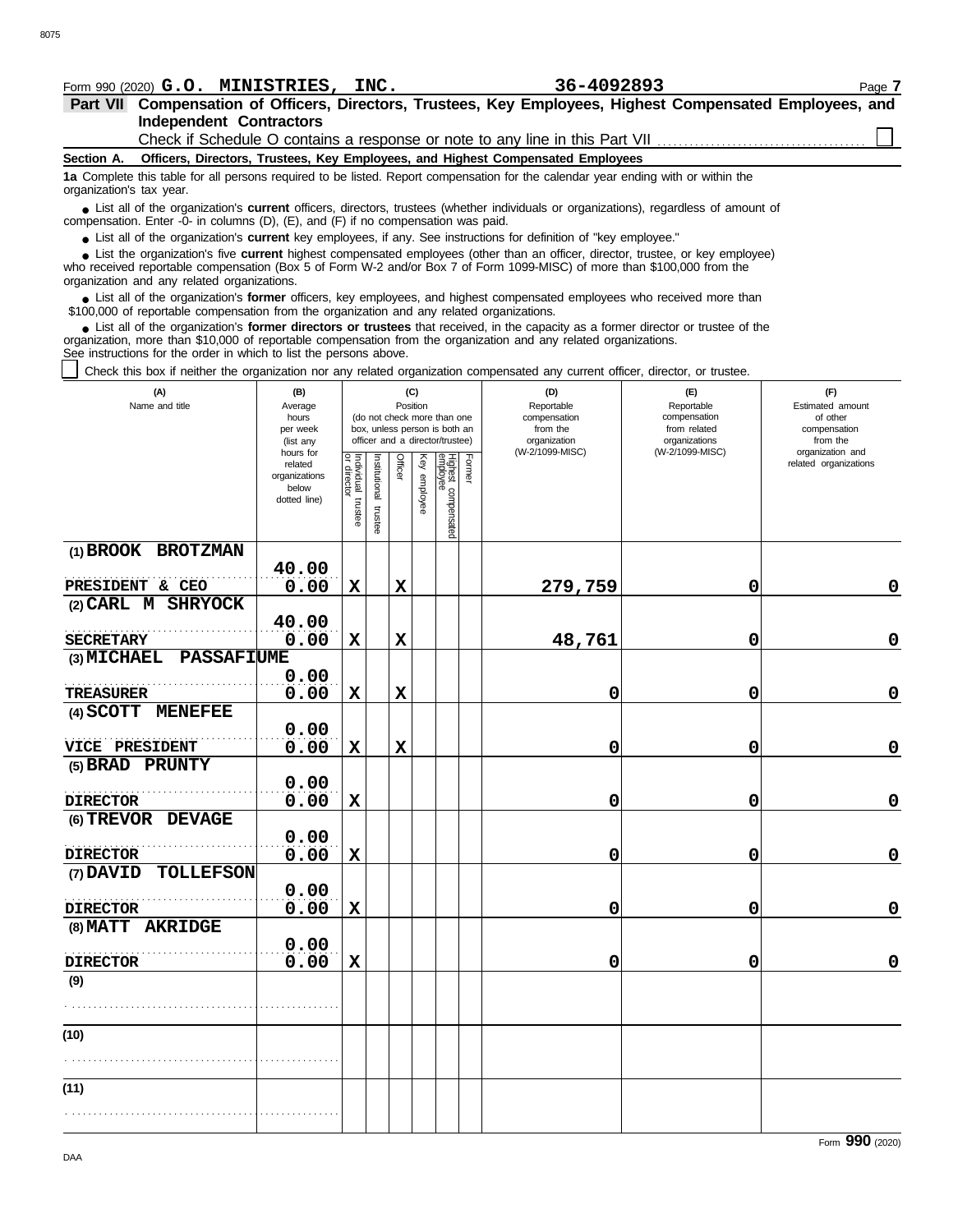Form 990 (2020) **G.O. MINISTRIES, INC.** **36-4092893**

**Part VII Compensation of Officers, Directors, Trustees, Key Employees, Highest Compensated Employees, and Independent Contractors**

Check if Schedule O contains a response or note to any line in this Part VII ☐

**Section A. Officers, Directors, Trustees, Key Employees, and Highest Compensated Employees**

**1a** Complete this table for all persons required to be listed. Report compensation for the calendar year ending with or within the organization's tax year.

- List all of the organization's **current** officers, directors, trustees (whether individuals or organizations), regardless of amount of compensation. Enter -0- in columns (D), (E), and (F) if no compensation was paid.
- List all of the organization's **current** key employees, if any. See instructions for definition of "key employee."
- List the organization's five **current** highest compensated employees (other than an officer, director, trustee, or key employee) who received reportable compensation (Box 5 of Form W-2 and/or Box 7 of Form 1099-MISC) of more than $100,000 from the organization and any related organizations.
- List all of the organization's **former** officers, key employees, and highest compensated employees who received more than $100,000 of reportable compensation from the organization and any related organizations.
- List all of the organization's **former directors or trustees** that received, in the capacity as a former director or trustee of the organization, more than $10,000 of reportable compensation from the organization and any related organizations.

See instructions for the order in which to list the persons above.

☐ Check this box if neither the organization nor any related organization compensated any current officer, director, or trustee.

| (A) Name and title | (B) Average hours per week (list any hours for related organizations below dotted line) | (C) Position: Individual trustee or director | Institutional trustee | Officer | Key employee | Highest compensated employee | Former | (D) Reportable compensation from the organization (W-2/1099-MISC) | (E) Reportable compensation from related organizations (W-2/1099-MISC) | (F) Estimated amount of other compensation from the organization and related organizations |
|---|---|---|---|---|---|---|---|---|---|---|
| (1) BROOK BROTZMAN<br>PRESIDENT & CEO | 40.00<br>0.00 | X | | X | | | | 279,759 | 0 | 0 |
| (2) CARL M SHRYOCK<br>SECRETARY | 40.00<br>0.00 | X | | X | | | | 48,761 | 0 | 0 |
| (3) MICHAEL PASSAFIUME<br>TREASURER | 0.00<br>0.00 | X | | X | | | | 0 | 0 | 0 |
| (4) SCOTT MENEFEE<br>VICE PRESIDENT | 0.00<br>0.00 | X | | X | | | | 0 | 0 | 0 |
| (5) BRAD PRUNTY<br>DIRECTOR | 0.00<br>0.00 | X | | | | | | 0 | 0 | 0 |
| (6) TREVOR DEVAGE<br>DIRECTOR | 0.00<br>0.00 | X | | | | | | 0 | 0 | 0 |
| (7) DAVID TOLLEFSON<br>DIRECTOR | 0.00<br>0.00 | X | | | | | | 0 | 0 | 0 |
| (8) MATT AKRIDGE<br>DIRECTOR | 0.00<br>0.00 | X | | | | | | 0 | 0 | 0 |
| (9) | | | | | | | | | | |
| (10) | | | | | | | | | | |
| (11) | | | | | | | | | | |

Form **990** (2020)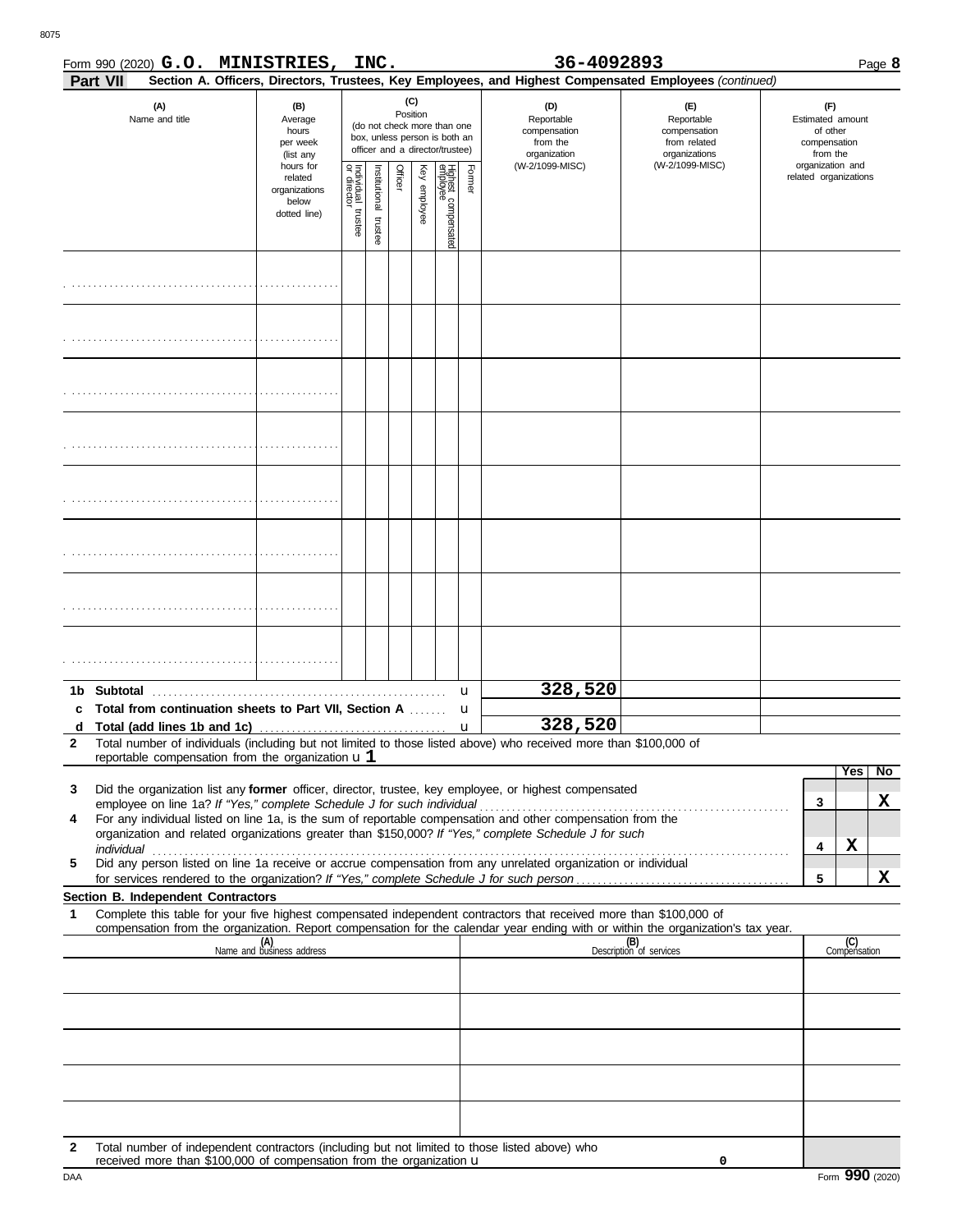Form 990 (2020) **G.O. MINISTRIES, INC.** **36-4092893** Page **8**

**Part VII** **Section A. Officers, Directors, Trustees, Key Employees, and Highest Compensated Employees** *(continued)*

| (A) Name and title | (B) Average hours per week (list any hours for related organizations below dotted line) | (C) Position: Individual trustee or director | Institutional trustee | Officer | Key employee | Highest compensated employee | Former | (D) Reportable compensation from the organization (W-2/1099-MISC) | (E) Reportable compensation from related organizations (W-2/1099-MISC) | (F) Estimated amount of other compensation from the organization and related organizations |
|---|---|---|---|---|---|---|---|---|---|---|
| | | | | | | | | | | |
| | | | | | | | | | | |
| | | | | | | | | | | |
| | | | | | | | | | | |
| | | | | | | | | | | |
| | | | | | | | | | | |
| | | | | | | | | | | |
| | | | | | | | | | | |

| | | (D) | (E) | (F) |
|---|---|---|---|---|
| **1b** | **Subtotal** | 328,520 | | |
| **c** | **Total from continuation sheets to Part VII, Section A** | | | |
| **d** | **Total (add lines 1b and 1c)** | 328,520 | | |

**2** Total number of individuals (including but not limited to those listed above) who received more than $100,000 of reportable compensation from the organization u **1**

| | | | Yes | No |
|---|---|---|---|---|
| **3** | Did the organization list any **former** officer, director, trustee, key employee, or highest compensated employee on line 1a? *If "Yes," complete Schedule J for such individual* | 3 | | X |
| **4** | For any individual listed on line 1a, is the sum of reportable compensation and other compensation from the organization and related organizations greater than $150,000? *If "Yes," complete Schedule J for such individual* | 4 | X | |
| **5** | Did any person listed on line 1a receive or accrue compensation from any unrelated organization or individual for services rendered to the organization? *If "Yes," complete Schedule J for such person* | 5 | | X |

**Section B. Independent Contractors**

**1** Complete this table for your five highest compensated independent contractors that received more than $100,000 of compensation from the organization. Report compensation for the calendar year ending with or within the organization's tax year.

| (A) Name and business address | (B) Description of services | (C) Compensation |
|---|---|---|
| | | |
| | | |
| | | |
| | | |
| | | |

**2** Total number of independent contractors (including but not limited to those listed above) who received more than $100,000 of compensation from the organization u 0

Form **990** (2020)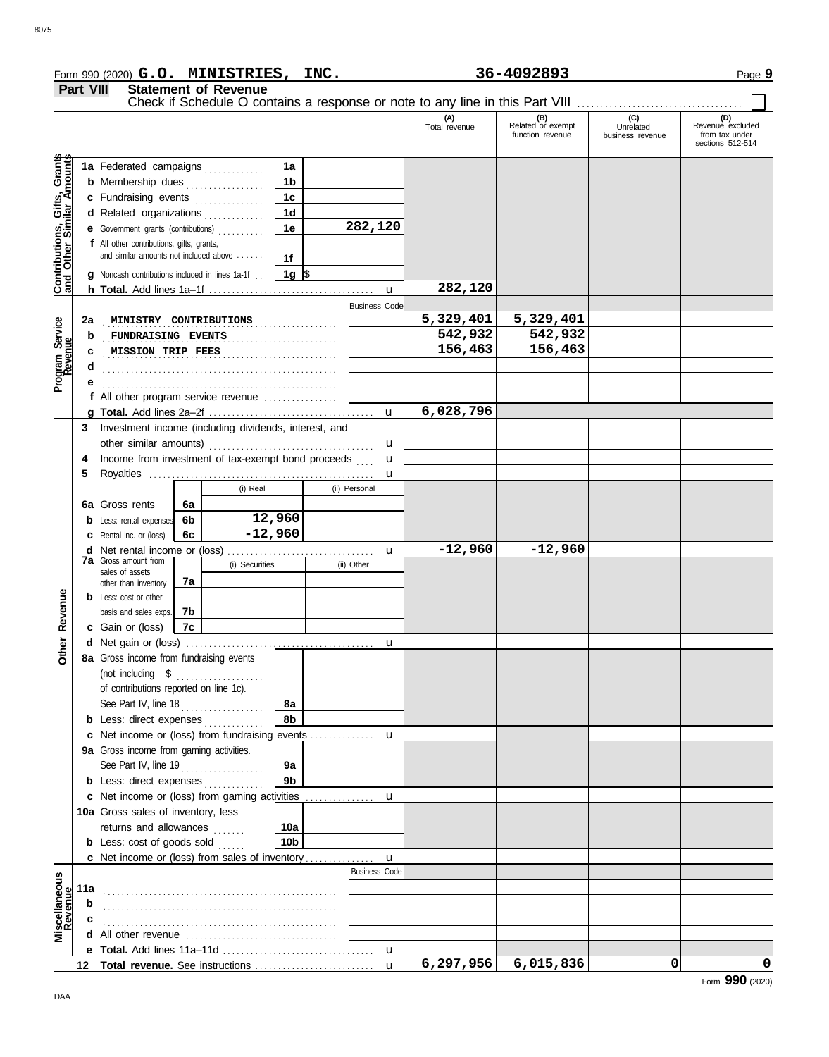Form 990 (2020) **G.O. MINISTRIES, INC.** **36-4092893** Page **9**

## Part VIII Statement of Revenue

Check if Schedule O contains a response or note to any line in this Part VIII ☐

| | | | | | (A) Total revenue | (B) Related or exempt function revenue | (C) Unrelated business revenue | (D) Revenue excluded from tax under sections 512-514 |
|---|---|---|---|---|---|---|---|---|
| **Contributions, Gifts, Grants and Other Similar Amounts** | 1a | Federated campaigns | 1a | | | | | |
| | b | Membership dues | 1b | | | | | |
| | c | Fundraising events | 1c | | | | | |
| | d | Related organizations | 1d | | | | | |
| | e | Government grants (contributions) | 1e | 282,120 | | | | |
| | f | All other contributions, gifts, grants, and similar amounts not included above | 1f | | | | | |
| | g | Noncash contributions included in lines 1a-1f | 1g | $ | | | | |
| | h | **Total.** Add lines 1a–1f | | u | 282,120 | | | |
| | | | | Business Code | | | | |
| **Program Service Revenue** | 2a | MINISTRY CONTRIBUTIONS | | | 5,329,401 | 5,329,401 | | |
| | b | FUNDRAISING EVENTS | | | 542,932 | 542,932 | | |
| | c | MISSION TRIP FEES | | | 156,463 | 156,463 | | |
| | d | | | | | | | |
| | e | | | | | | | |
| | f | All other program service revenue | | | | | | |
| | g | **Total.** Add lines 2a–2f | | u | 6,028,796 | | | |
| **Other Revenue** | 3 | Investment income (including dividends, interest, and other similar amounts) | | u | | | | |
| | 4 | Income from investment of tax-exempt bond proceeds | | u | | | | |
| | 5 | Royalties | | u | | | | |
| | | | (i) Real | (ii) Personal | | | | |
| | 6a | Gross rents | 6a | | | | | |
| | b | Less: rental expenses | 6b 12,960 | | | | | |
| | c | Rental inc. or (loss) | 6c -12,960 | | | | | |
| | d | Net rental income or (loss) | | u | -12,960 | -12,960 | | |
| | | | (i) Securities | (ii) Other | | | | |
| | 7a | Gross amount from sales of assets other than inventory | 7a | | | | | |
| | b | Less: cost or other basis and sales exps. | 7b | | | | | |
| | c | Gain or (loss) | 7c | | | | | |
| | d | Net gain or (loss) | | u | | | | |
| | 8a | Gross income from fundraising events (not including $ ........ of contributions reported on line 1c). See Part IV, line 18 | 8a | | | | | |
| | b | Less: direct expenses | 8b | | | | | |
| | c | Net income or (loss) from fundraising events | | u | | | | |
| | 9a | Gross income from gaming activities. See Part IV, line 19 | 9a | | | | | |
| | b | Less: direct expenses | 9b | | | | | |
| | c | Net income or (loss) from gaming activities | | u | | | | |
| | 10a | Gross sales of inventory, less returns and allowances | 10a | | | | | |
| | b | Less: cost of goods sold | 10b | | | | | |
| | c | Net income or (loss) from sales of inventory | | u | | | | |
| | | | | Business Code | | | | |
| **Miscellaneous Revenue** | 11a | | | | | | | |
| | b | | | | | | | |
| | c | | | | | | | |
| | d | All other revenue | | | | | | |
| | e | **Total.** Add lines 11a–11d | | u | | | | |
| | 12 | **Total revenue.** See instructions | | u | 6,297,956 | 6,015,836 | 0 | 0 |

Form **990** (2020)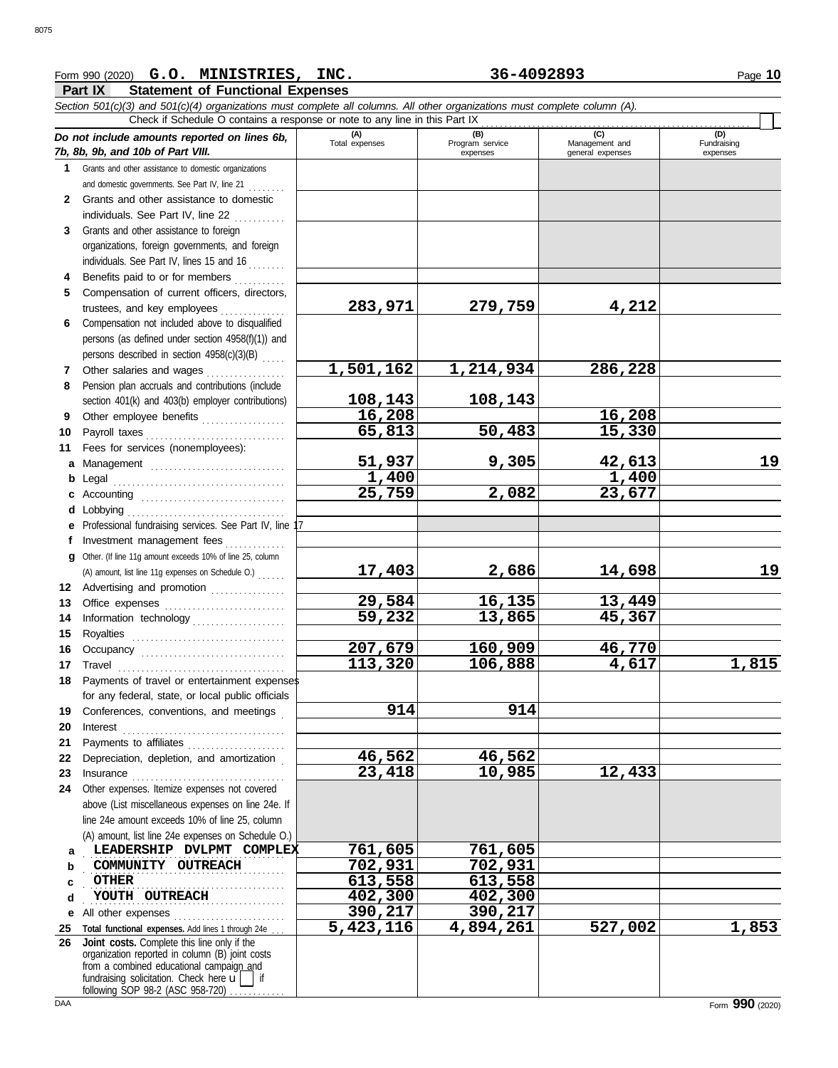Form 990 (2020) **G.O. MINISTRIES, INC.** **36-4092893** Page **10**

## Part IX Statement of Functional Expenses

*Section 501(c)(3) and 501(c)(4) organizations must complete all columns. All other organizations must complete column (A).*

Check if Schedule O contains a response or note to any line in this Part IX

| *Do not include amounts reported on lines 6b, 7b, 8b, 9b, and 10b of Part VIII.* | (A) Total expenses | (B) Program service expenses | (C) Management and general expenses | (D) Fundraising expenses |
|---|---|---|---|---|
| **1** Grants and other assistance to domestic organizations and domestic governments. See Part IV, line 21 | | | | |
| **2** Grants and other assistance to domestic individuals. See Part IV, line 22 | | | | |
| **3** Grants and other assistance to foreign organizations, foreign governments, and foreign individuals. See Part IV, lines 15 and 16 | | | | |
| **4** Benefits paid to or for members | | | | |
| **5** Compensation of current officers, directors, trustees, and key employees | 283,971 | 279,759 | 4,212 | |
| **6** Compensation not included above to disqualified persons (as defined under section 4958(f)(1)) and persons described in section 4958(c)(3)(B) | | | | |
| **7** Other salaries and wages | 1,501,162 | 1,214,934 | 286,228 | |
| **8** Pension plan accruals and contributions (include section 401(k) and 403(b) employer contributions) | 108,143 | 108,143 | | |
| **9** Other employee benefits | 16,208 | | 16,208 | |
| **10** Payroll taxes | 65,813 | 50,483 | 15,330 | |
| **11** Fees for services (nonemployees): | | | | |
| **a** Management | 51,937 | 9,305 | 42,613 | 19 |
| **b** Legal | 1,400 | | 1,400 | |
| **c** Accounting | 25,759 | 2,082 | 23,677 | |
| **d** Lobbying | | | | |
| **e** Professional fundraising services. See Part IV, line 17 | | | | |
| **f** Investment management fees | | | | |
| **g** Other. (If line 11g amount exceeds 10% of line 25, column (A) amount, list line 11g expenses on Schedule O.) | 17,403 | 2,686 | 14,698 | 19 |
| **12** Advertising and promotion | | | | |
| **13** Office expenses | 29,584 | 16,135 | 13,449 | |
| **14** Information technology | 59,232 | 13,865 | 45,367 | |
| **15** Royalties | | | | |
| **16** Occupancy | 207,679 | 160,909 | 46,770 | |
| **17** Travel | 113,320 | 106,888 | 4,617 | 1,815 |
| **18** Payments of travel or entertainment expenses for any federal, state, or local public officials | | | | |
| **19** Conferences, conventions, and meetings | 914 | 914 | | |
| **20** Interest | | | | |
| **21** Payments to affiliates | | | | |
| **22** Depreciation, depletion, and amortization | 46,562 | 46,562 | | |
| **23** Insurance | 23,418 | 10,985 | 12,433 | |
| **24** Other expenses. Itemize expenses not covered above (List miscellaneous expenses on line 24e. If line 24e amount exceeds 10% of line 25, column (A) amount, list line 24e expenses on Schedule O.) | | | | |
| **a** LEADERSHIP DVLPMT COMPLEX | 761,605 | 761,605 | | |
| **b** COMMUNITY OUTREACH | 702,931 | 702,931 | | |
| **c** OTHER | 613,558 | 613,558 | | |
| **d** YOUTH OUTREACH | 402,300 | 402,300 | | |
| **e** All other expenses | 390,217 | 390,217 | | |
| **25** **Total functional expenses.** Add lines 1 through 24e | 5,423,116 | 4,894,261 | 527,002 | 1,853 |
| **26** **Joint costs.** Complete this line only if the organization reported in column (B) joint costs from a combined educational campaign and fundraising solicitation. Check here ☐ if following SOP 98-2 (ASC 958-720) | | | | |

Form **990** (2020)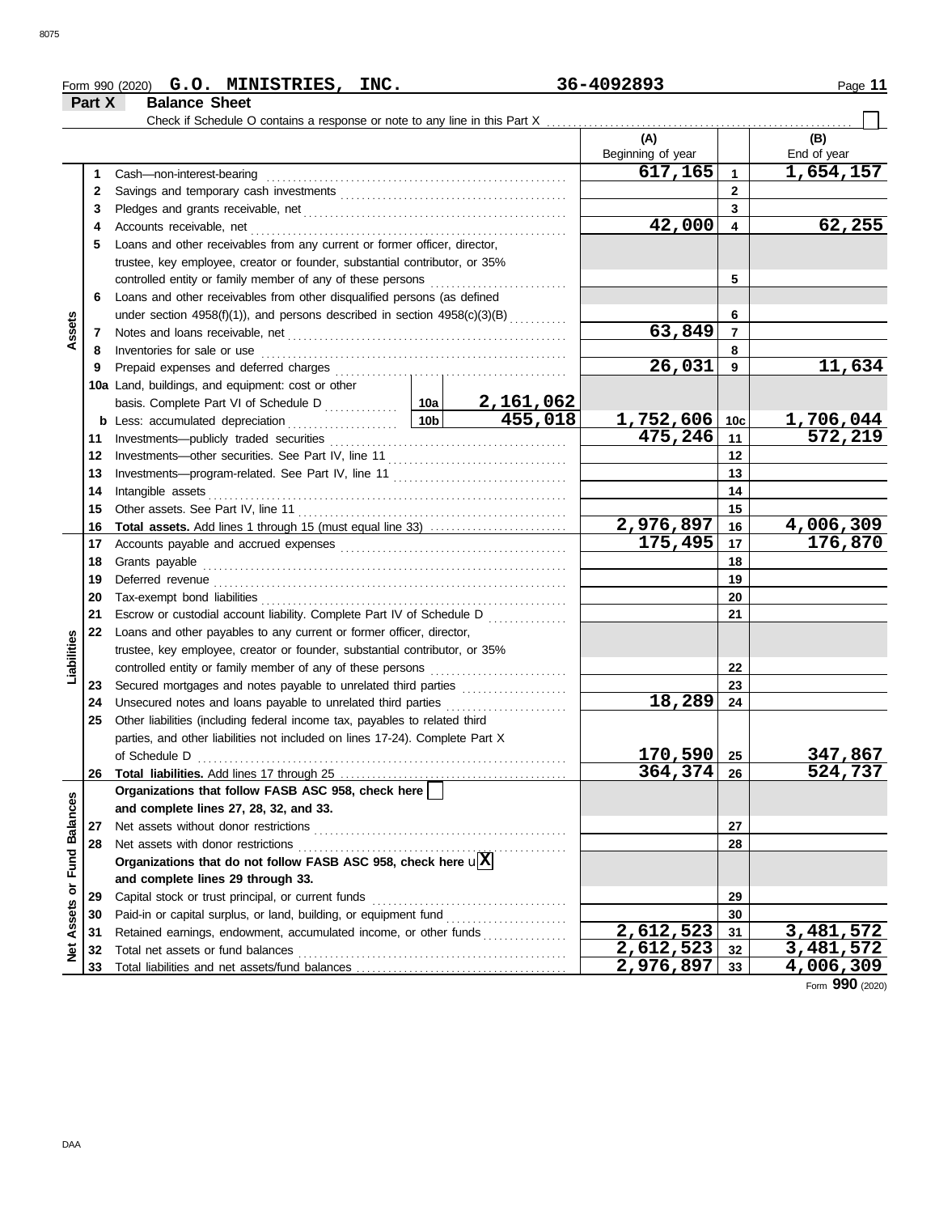Form 990 (2020) **G.O. MINISTRIES, INC.** **36-4092893** Page **11**

## Part X Balance Sheet

Check if Schedule O contains a response or note to any line in this Part X . . . . . . . . . . . . ☐

| | | | | (A) Beginning of year | | (B) End of year |
|---|---|---|---|---|---|---|
| **Assets** | 1 | Cash—non-interest-bearing | | 617,165 | 1 | 1,654,157 |
| | 2 | Savings and temporary cash investments | | | 2 | |
| | 3 | Pledges and grants receivable, net | | | 3 | |
| | 4 | Accounts receivable, net | | 42,000 | 4 | 62,255 |
| | 5 | Loans and other receivables from any current or former officer, director, trustee, key employee, creator or founder, substantial contributor, or 35% controlled entity or family member of any of these persons | | | 5 | |
| | 6 | Loans and other receivables from other disqualified persons (as defined under section 4958(f)(1)), and persons described in section 4958(c)(3)(B) | | | 6 | |
| | 7 | Notes and loans receivable, net | | 63,849 | 7 | |
| | 8 | Inventories for sale or use | | | 8 | |
| | 9 | Prepaid expenses and deferred charges | | 26,031 | 9 | 11,634 |
| | 10a | Land, buildings, and equipment: cost or other basis. Complete Part VI of Schedule D | 10a 2,161,062 | | | |
| | b | Less: accumulated depreciation | 10b 455,018 | 1,752,606 | 10c | 1,706,044 |
| | 11 | Investments—publicly traded securities | | 475,246 | 11 | 572,219 |
| | 12 | Investments—other securities. See Part IV, line 11 | | | 12 | |
| | 13 | Investments—program-related. See Part IV, line 11 | | | 13 | |
| | 14 | Intangible assets | | | 14 | |
| | 15 | Other assets. See Part IV, line 11 | | | 15 | |
| | 16 | **Total assets.** Add lines 1 through 15 (must equal line 33) | | 2,976,897 | 16 | 4,006,309 |
| **Liabilities** | 17 | Accounts payable and accrued expenses | | 175,495 | 17 | 176,870 |
| | 18 | Grants payable | | | 18 | |
| | 19 | Deferred revenue | | | 19 | |
| | 20 | Tax-exempt bond liabilities | | | 20 | |
| | 21 | Escrow or custodial account liability. Complete Part IV of Schedule D | | | 21 | |
| | 22 | Loans and other payables to any current or former officer, director, trustee, key employee, creator or founder, substantial contributor, or 35% controlled entity or family member of any of these persons | | | 22 | |
| | 23 | Secured mortgages and notes payable to unrelated third parties | | | 23 | |
| | 24 | Unsecured notes and loans payable to unrelated third parties | | 18,289 | 24 | |
| | 25 | Other liabilities (including federal income tax, payables to related third parties, and other liabilities not included on lines 17-24). Complete Part X of Schedule D | | 170,590 | 25 | 347,867 |
| | 26 | **Total liabilities.** Add lines 17 through 25 | | 364,374 | 26 | 524,737 |
| **Net Assets or Fund Balances** | | **Organizations that follow FASB ASC 958, check here** ☐ **and complete lines 27, 28, 32, and 33.** | | | | |
| | 27 | Net assets without donor restrictions | | | 27 | |
| | 28 | Net assets with donor restrictions | | | 28 | |
| | | **Organizations that do not follow FASB ASC 958, check here** ☒ **and complete lines 29 through 33.** | | | | |
| | 29 | Capital stock or trust principal, or current funds | | | 29 | |
| | 30 | Paid-in or capital surplus, or land, building, or equipment fund | | | 30 | |
| | 31 | Retained earnings, endowment, accumulated income, or other funds | | 2,612,523 | 31 | 3,481,572 |
| | 32 | Total net assets or fund balances | | 2,612,523 | 32 | 3,481,572 |
| | 33 | Total liabilities and net assets/fund balances | | 2,976,897 | 33 | 4,006,309 |

Form **990** (2020)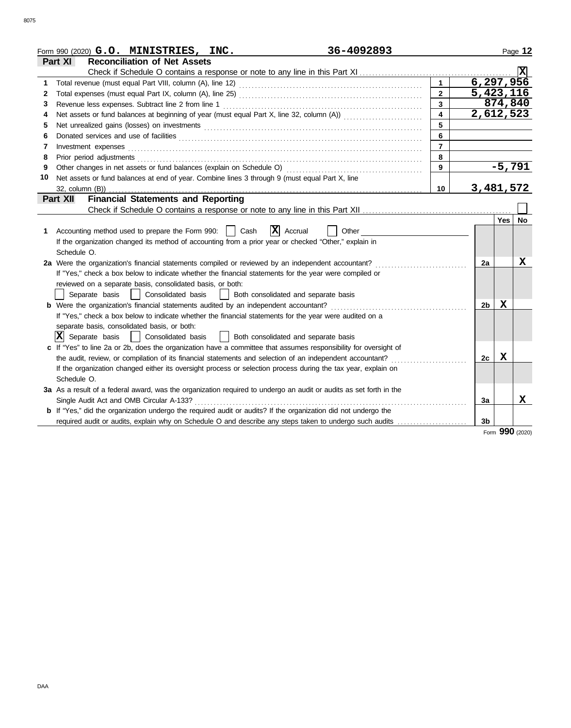Form 990 (2020) **G.O. MINISTRIES, INC.** **36-4092893** Page **12**

## Part XI Reconciliation of Net Assets

Check if Schedule O contains a response or note to any line in this Part XI .......... [X]

| | | Line | Amount |
|---|---|---|---|
| 1 | Total revenue (must equal Part VIII, column (A), line 12) | 1 | 6,297,956 |
| 2 | Total expenses (must equal Part IX, column (A), line 25) | 2 | 5,423,116 |
| 3 | Revenue less expenses. Subtract line 2 from line 1 | 3 | 874,840 |
| 4 | Net assets or fund balances at beginning of year (must equal Part X, line 32, column (A)) | 4 | 2,612,523 |
| 5 | Net unrealized gains (losses) on investments | 5 | |
| 6 | Donated services and use of facilities | 6 | |
| 7 | Investment expenses | 7 | |
| 8 | Prior period adjustments | 8 | |
| 9 | Other changes in net assets or fund balances (explain on Schedule O) | 9 | -5,791 |
| 10 | Net assets or fund balances at end of year. Combine lines 3 through 9 (must equal Part X, line 32, column (B)) | 10 | 3,481,572 |

## Part XII Financial Statements and Reporting

Check if Schedule O contains a response or note to any line in this Part XII .......... [ ]

| | | | Yes | No |
|---|---|---|---|---|
| **1** | Accounting method used to prepare the Form 990: [ ] Cash [X] Accrual [ ] Other<br>If the organization changed its method of accounting from a prior year or checked "Other," explain in Schedule O. | | | |
| **2a** | Were the organization's financial statements compiled or reviewed by an independent accountant?<br>If "Yes," check a box below to indicate whether the financial statements for the year were compiled or reviewed on a separate basis, consolidated basis, or both:<br>[ ] Separate basis [ ] Consolidated basis [ ] Both consolidated and separate basis | 2a | | X |
| **b** | Were the organization's financial statements audited by an independent accountant?<br>If "Yes," check a box below to indicate whether the financial statements for the year were audited on a separate basis, consolidated basis, or both:<br>[X] Separate basis [ ] Consolidated basis [ ] Both consolidated and separate basis | 2b | X | |
| **c** | If "Yes" to line 2a or 2b, does the organization have a committee that assumes responsibility for oversight of the audit, review, or compilation of its financial statements and selection of an independent accountant?<br>If the organization changed either its oversight process or selection process during the tax year, explain on Schedule O. | 2c | X | |
| **3a** | As a result of a federal award, was the organization required to undergo an audit or audits as set forth in the Single Audit Act and OMB Circular A-133? | 3a | | X |
| **b** | If "Yes," did the organization undergo the required audit or audits? If the organization did not undergo the required audit or audits, explain why on Schedule O and describe any steps taken to undergo such audits | 3b | | |

Form **990** (2020)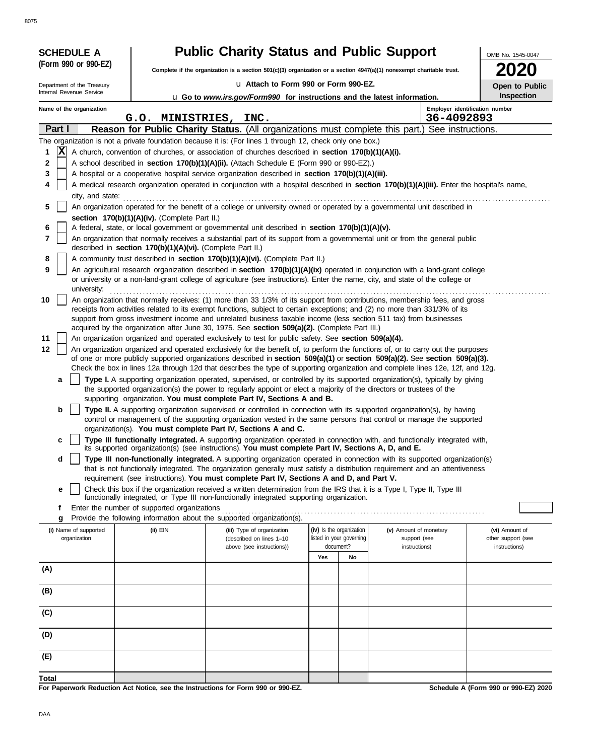8075

**SCHEDULE A**
**(Form 990 or 990-EZ)**

Department of the Treasury
Internal Revenue Service

# Public Charity Status and Public Support

**Complete if the organization is a section 501(c)(3) organization or a section 4947(a)(1) nonexempt charitable trust.**

u **Attach to Form 990 or Form 990-EZ.**

u **Go to *www.irs.gov/Form990* for instructions and the latest information.**

OMB No. 1545-0047

**2020**

**Open to Public Inspection**

**Name of the organization**
**G.O. MINISTRIES, INC.**

**Employer identification number**
**36-4092893**

## Part I Reason for Public Charity Status. (All organizations must complete this part.) See instructions.

The organization is not a private foundation because it is: (For lines 1 through 12, check only one box.)

1 [X] A church, convention of churches, or association of churches described in **section 170(b)(1)(A)(i).**

2 [ ] A school described in **section 170(b)(1)(A)(ii).** (Attach Schedule E (Form 990 or 990-EZ).)

3 [ ] A hospital or a cooperative hospital service organization described in **section 170(b)(1)(A)(iii).**

4 [ ] A medical research organization operated in conjunction with a hospital described in **section 170(b)(1)(A)(iii).** Enter the hospital's name, city, and state:

5 [ ] An organization operated for the benefit of a college or university owned or operated by a governmental unit described in **section 170(b)(1)(A)(iv).** (Complete Part II.)

6 [ ] A federal, state, or local government or governmental unit described in **section 170(b)(1)(A)(v).**

7 [ ] An organization that normally receives a substantial part of its support from a governmental unit or from the general public described in **section 170(b)(1)(A)(vi).** (Complete Part II.)

8 [ ] A community trust described in **section 170(b)(1)(A)(vi).** (Complete Part II.)

9 [ ] An agricultural research organization described in **section 170(b)(1)(A)(ix)** operated in conjunction with a land-grant college or university or a non-land-grant college of agriculture (see instructions). Enter the name, city, and state of the college or university:

10 [ ] An organization that normally receives: (1) more than 33 1/3% of its support from contributions, membership fees, and gross receipts from activities related to its exempt functions, subject to certain exceptions; and (2) no more than 331/3% of its support from gross investment income and unrelated business taxable income (less section 511 tax) from businesses acquired by the organization after June 30, 1975. See **section 509(a)(2).** (Complete Part III.)

11 [ ] An organization organized and operated exclusively to test for public safety. See **section 509(a)(4).**

12 [ ] An organization organized and operated exclusively for the benefit of, to perform the functions of, or to carry out the purposes of one or more publicly supported organizations described in **section 509(a)(1)** or **section 509(a)(2).** See **section 509(a)(3).** Check the box in lines 12a through 12d that describes the type of supporting organization and complete lines 12e, 12f, and 12g.

**a** [ ] **Type I.** A supporting organization operated, supervised, or controlled by its supported organization(s), typically by giving the supported organization(s) the power to regularly appoint or elect a majority of the directors or trustees of the supporting organization. **You must complete Part IV, Sections A and B.**

**b** [ ] **Type II.** A supporting organization supervised or controlled in connection with its supported organization(s), by having control or management of the supporting organization vested in the same persons that control or manage the supported organization(s). **You must complete Part IV, Sections A and C.**

**c** [ ] **Type III functionally integrated.** A supporting organization operated in connection with, and functionally integrated with, its supported organization(s) (see instructions). **You must complete Part IV, Sections A, D, and E.**

**d** [ ] **Type III non-functionally integrated.** A supporting organization operated in connection with its supported organization(s) that is not functionally integrated. The organization generally must satisfy a distribution requirement and an attentiveness requirement (see instructions). **You must complete Part IV, Sections A and D, and Part V.**

**e** [ ] Check this box if the organization received a written determination from the IRS that it is a Type I, Type II, Type III functionally integrated, or Type III non-functionally integrated supporting organization.

**f** Enter the number of supported organizations

**g** Provide the following information about the supported organization(s).

| (i) Name of supported organization | (ii) EIN | (iii) Type of organization (described on lines 1–10 above (see instructions)) | (iv) Is the organization listed in your governing document? Yes | No | (v) Amount of monetary support (see instructions) | (vi) Amount of other support (see instructions) |
|---|---|---|---|---|---|---|
| (A) | | | | | | |
| (B) | | | | | | |
| (C) | | | | | | |
| (D) | | | | | | |
| (E) | | | | | | |
| Total | | | | | | |

**For Paperwork Reduction Act Notice, see the Instructions for Form 990 or 990-EZ.**

**Schedule A (Form 990 or 990-EZ) 2020**

DAA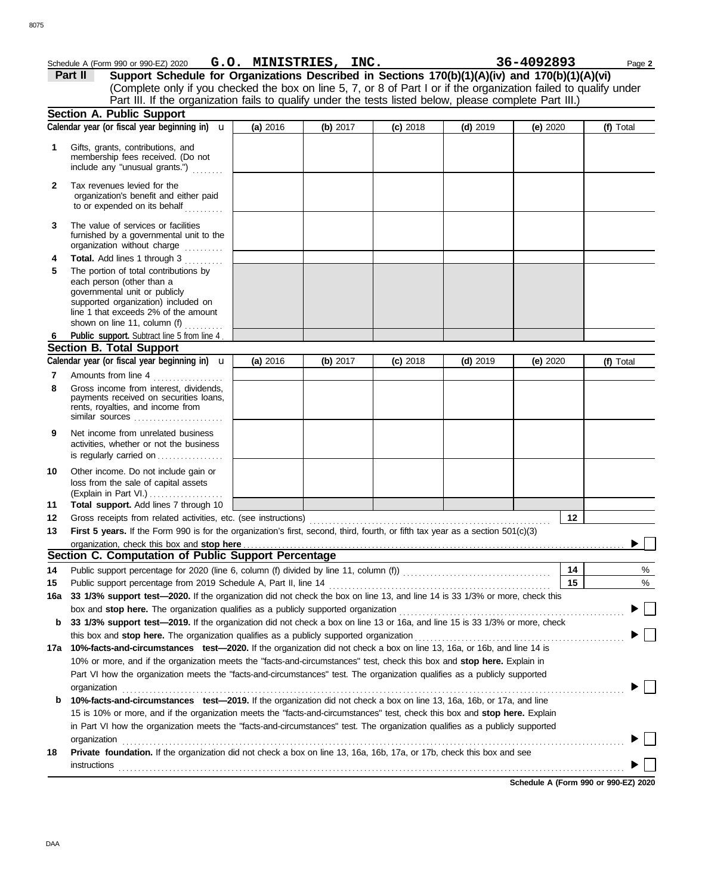Schedule A (Form 990 or 990-EZ) 2020 **G.O. MINISTRIES, INC.** **36-4092893** Page **2**

## Part II Support Schedule for Organizations Described in Sections 170(b)(1)(A)(iv) and 170(b)(1)(A)(vi)

(Complete only if you checked the box on line 5, 7, or 8 of Part I or if the organization failed to qualify under Part III. If the organization fails to qualify under the tests listed below, please complete Part III.)

### Section A. Public Support

| Calendar year (or fiscal year beginning in) u | (a) 2016 | (b) 2017 | (c) 2018 | (d) 2019 | (e) 2020 | (f) Total |
|---|---|---|---|---|---|---|
| **1** Gifts, grants, contributions, and membership fees received. (Do not include any "unusual grants.") | | | | | | |
| **2** Tax revenues levied for the organization's benefit and either paid to or expended on its behalf | | | | | | |
| **3** The value of services or facilities furnished by a governmental unit to the organization without charge | | | | | | |
| **4** **Total.** Add lines 1 through 3 | | | | | | |
| **5** The portion of total contributions by each person (other than a governmental unit or publicly supported organization) included on line 1 that exceeds 2% of the amount shown on line 11, column (f) | | | | | | |
| **6** **Public support.** Subtract line 5 from line 4 | | | | | | |

### Section B. Total Support

| Calendar year (or fiscal year beginning in) u | (a) 2016 | (b) 2017 | (c) 2018 | (d) 2019 | (e) 2020 | (f) Total |
|---|---|---|---|---|---|---|
| **7** Amounts from line 4 | | | | | | |
| **8** Gross income from interest, dividends, payments received on securities loans, rents, royalties, and income from similar sources | | | | | | |
| **9** Net income from unrelated business activities, whether or not the business is regularly carried on | | | | | | |
| **10** Other income. Do not include gain or loss from the sale of capital assets (Explain in Part VI.) | | | | | | |
| **11** **Total support.** Add lines 7 through 10 | | | | | | |

**12** Gross receipts from related activities, etc. (see instructions) | **12** |

**13** **First 5 years.** If the Form 990 is for the organization's first, second, third, fourth, or fifth tax year as a section 501(c)(3) organization, check this box and **stop here** ▶ ☐

### Section C. Computation of Public Support Percentage

**14** Public support percentage for 2020 (line 6, column (f) divided by line 11, column (f)) | **14** | %

**15** Public support percentage from 2019 Schedule A, Part II, line 14 | **15** | %

**16a** **33 1/3% support test—2020.** If the organization did not check the box on line 13, and line 14 is 33 1/3% or more, check this box and **stop here.** The organization qualifies as a publicly supported organization ▶ ☐

**b** **33 1/3% support test—2019.** If the organization did not check a box on line 13 or 16a, and line 15 is 33 1/3% or more, check this box and **stop here.** The organization qualifies as a publicly supported organization ▶ ☐

**17a** **10%-facts-and-circumstances test—2020.** If the organization did not check a box on line 13, 16a, or 16b, and line 14 is 10% or more, and if the organization meets the "facts-and-circumstances" test, check this box and **stop here.** Explain in Part VI how the organization meets the "facts-and-circumstances" test. The organization qualifies as a publicly supported organization ▶ ☐

**b** **10%-facts-and-circumstances test—2019.** If the organization did not check a box on line 13, 16a, 16b, or 17a, and line 15 is 10% or more, and if the organization meets the "facts-and-circumstances" test, check this box and **stop here.** Explain in Part VI how the organization meets the "facts-and-circumstances" test. The organization qualifies as a publicly supported organization ▶ ☐

**18** **Private foundation.** If the organization did not check a box on line 13, 16a, 16b, 17a, or 17b, check this box and see instructions ▶ ☐

**Schedule A (Form 990 or 990-EZ) 2020**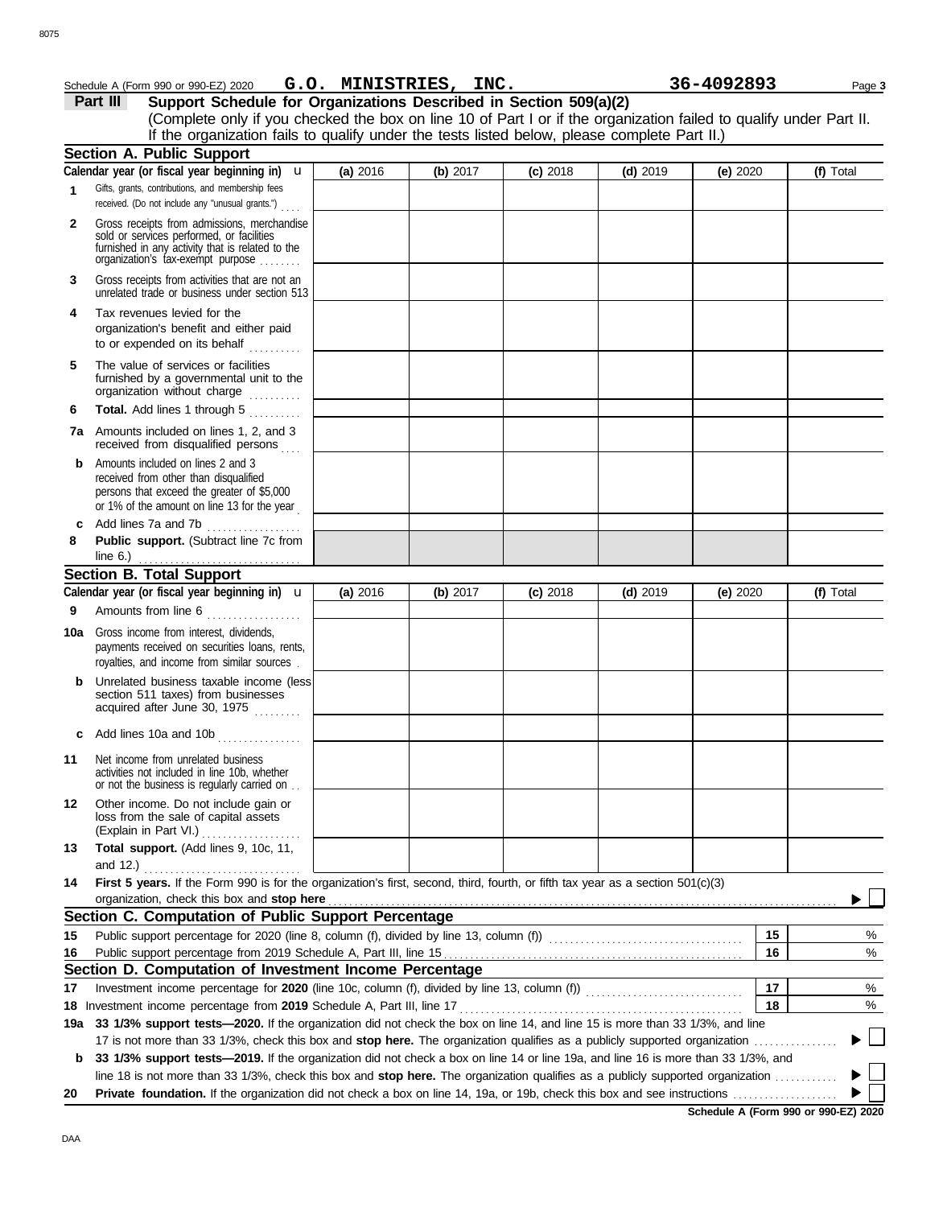Schedule A (Form 990 or 990-EZ) 2020 **G.O. MINISTRIES, INC.** **36-4092893**

## Part III Support Schedule for Organizations Described in Section 509(a)(2)

(Complete only if you checked the box on line 10 of Part I or if the organization failed to qualify under Part II. If the organization fails to qualify under the tests listed below, please complete Part II.)

### Section A. Public Support

| Calendar year (or fiscal year beginning in) u | (a) 2016 | (b) 2017 | (c) 2018 | (d) 2019 | (e) 2020 | (f) Total |
|---|---|---|---|---|---|---|
| **1** Gifts, grants, contributions, and membership fees received. (Do not include any "unusual grants.") | | | | | | |
| **2** Gross receipts from admissions, merchandise sold or services performed, or facilities furnished in any activity that is related to the organization's tax-exempt purpose | | | | | | |
| **3** Gross receipts from activities that are not an unrelated trade or business under section 513 | | | | | | |
| **4** Tax revenues levied for the organization's benefit and either paid to or expended on its behalf | | | | | | |
| **5** The value of services or facilities furnished by a governmental unit to the organization without charge | | | | | | |
| **6** **Total.** Add lines 1 through 5 | | | | | | |
| **7a** Amounts included on lines 1, 2, and 3 received from disqualified persons | | | | | | |
| **b** Amounts included on lines 2 and 3 received from other than disqualified persons that exceed the greater of $5,000 or 1% of the amount on line 13 for the year | | | | | | |
| **c** Add lines 7a and 7b | | | | | | |
| **8** **Public support.** (Subtract line 7c from line 6.) | | | | | | |

### Section B. Total Support

| Calendar year (or fiscal year beginning in) u | (a) 2016 | (b) 2017 | (c) 2018 | (d) 2019 | (e) 2020 | (f) Total |
|---|---|---|---|---|---|---|
| **9** Amounts from line 6 | | | | | | |
| **10a** Gross income from interest, dividends, payments received on securities loans, rents, royalties, and income from similar sources | | | | | | |
| **b** Unrelated business taxable income (less section 511 taxes) from businesses acquired after June 30, 1975 | | | | | | |
| **c** Add lines 10a and 10b | | | | | | |
| **11** Net income from unrelated business activities not included in line 10b, whether or not the business is regularly carried on | | | | | | |
| **12** Other income. Do not include gain or loss from the sale of capital assets (Explain in Part VI.) | | | | | | |
| **13** **Total support.** (Add lines 9, 10c, 11, and 12.) | | | | | | |

**14** **First 5 years.** If the Form 990 is for the organization's first, second, third, fourth, or fifth tax year as a section 501(c)(3) organization, check this box and **stop here** ▶ ☐

### Section C. Computation of Public Support Percentage

| | | | |
|---|---|---|---|
| **15** | Public support percentage for 2020 (line 8, column (f), divided by line 13, column (f)) | 15 | % |
| **16** | Public support percentage from 2019 Schedule A, Part III, line 15 | 16 | % |

### Section D. Computation of Investment Income Percentage

| | | | |
|---|---|---|---|
| **17** | Investment income percentage for **2020** (line 10c, column (f), divided by line 13, column (f)) | 17 | % |
| **18** | Investment income percentage from **2019** Schedule A, Part III, line 17 | 18 | % |

**19a** **33 1/3% support tests—2020.** If the organization did not check the box on line 14, and line 15 is more than 33 1/3%, and line 17 is not more than 33 1/3%, check this box and **stop here.** The organization qualifies as a publicly supported organization ▶ ☐

**b** **33 1/3% support tests—2019.** If the organization did not check a box on line 14 or line 19a, and line 16 is more than 33 1/3%, and line 18 is not more than 33 1/3%, check this box and **stop here.** The organization qualifies as a publicly supported organization ▶ ☐

**20** **Private foundation.** If the organization did not check a box on line 14, 19a, or 19b, check this box and see instructions ▶ ☐

**Schedule A (Form 990 or 990-EZ) 2020**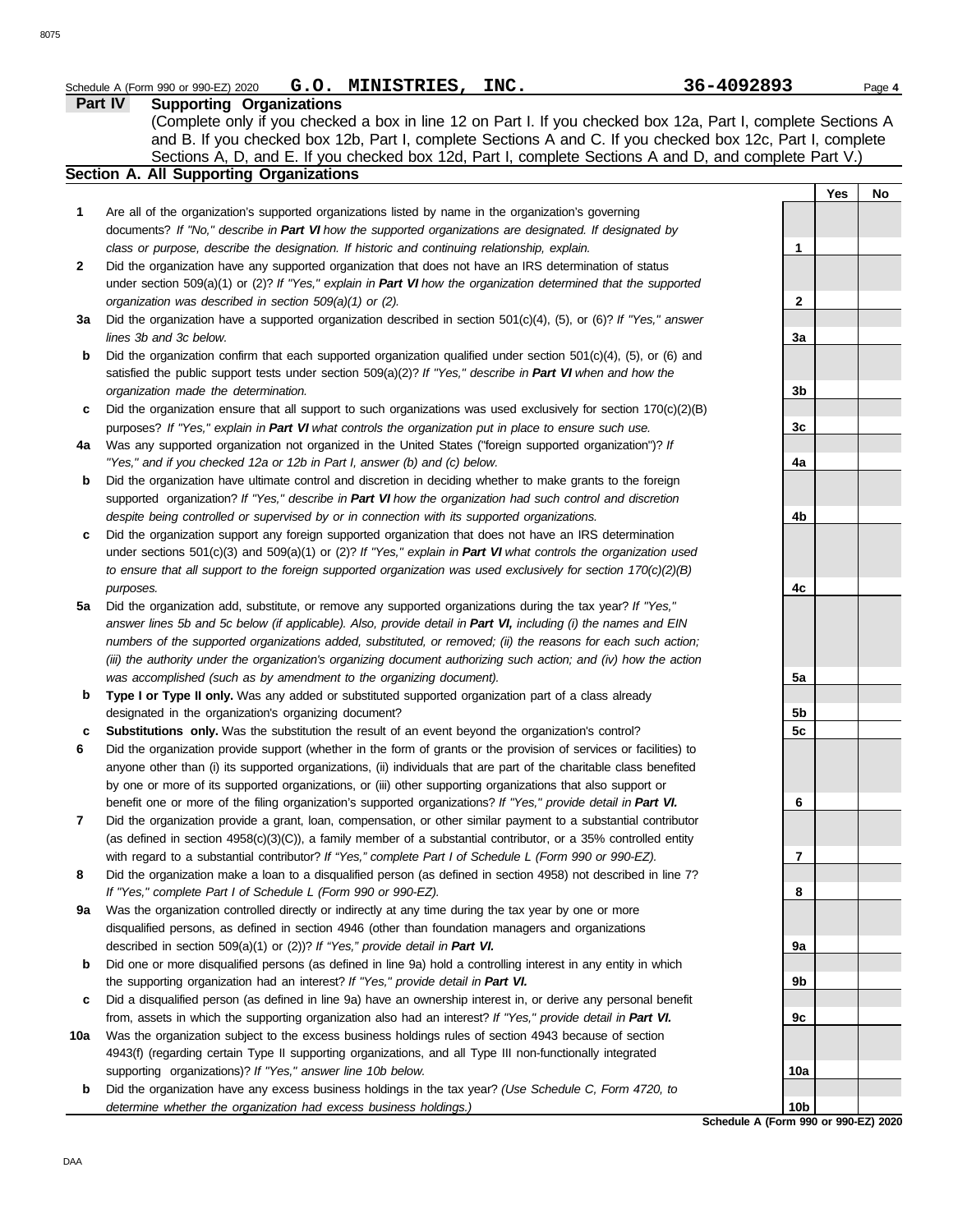Schedule A (Form 990 or 990-EZ) 2020 **G.O. MINISTRIES, INC.** **36-4092893** Page **4**

## Part IV Supporting Organizations

(Complete only if you checked a box in line 12 on Part I. If you checked box 12a, Part I, complete Sections A and B. If you checked box 12b, Part I, complete Sections A and C. If you checked box 12c, Part I, complete Sections A, D, and E. If you checked box 12d, Part I, complete Sections A and D, and complete Part V.)

### Section A. All Supporting Organizations

| | | | Yes | No |
|---|---|---|---|---|
| **1** | Are all of the organization's supported organizations listed by name in the organization's governing documents? *If "No," describe in **Part VI** how the supported organizations are designated. If designated by class or purpose, describe the designation. If historic and continuing relationship, explain.* | **1** | | |
| **2** | Did the organization have any supported organization that does not have an IRS determination of status under section 509(a)(1) or (2)? *If "Yes," explain in **Part VI** how the organization determined that the supported organization was described in section 509(a)(1) or (2).* | **2** | | |
| **3a** | Did the organization have a supported organization described in section 501(c)(4), (5), or (6)? *If "Yes," answer lines 3b and 3c below.* | **3a** | | |
| **b** | Did the organization confirm that each supported organization qualified under section 501(c)(4), (5), or (6) and satisfied the public support tests under section 509(a)(2)? *If "Yes," describe in **Part VI** when and how the organization made the determination.* | **3b** | | |
| **c** | Did the organization ensure that all support to such organizations was used exclusively for section 170(c)(2)(B) purposes? *If "Yes," explain in **Part VI** what controls the organization put in place to ensure such use.* | **3c** | | |
| **4a** | Was any supported organization not organized in the United States ("foreign supported organization")? *If "Yes," and if you checked 12a or 12b in Part I, answer (b) and (c) below.* | **4a** | | |
| **b** | Did the organization have ultimate control and discretion in deciding whether to make grants to the foreign supported organization? *If "Yes," describe in **Part VI** how the organization had such control and discretion despite being controlled or supervised by or in connection with its supported organizations.* | **4b** | | |
| **c** | Did the organization support any foreign supported organization that does not have an IRS determination under sections 501(c)(3) and 509(a)(1) or (2)? *If "Yes," explain in **Part VI** what controls the organization used to ensure that all support to the foreign supported organization was used exclusively for section 170(c)(2)(B) purposes.* | **4c** | | |
| **5a** | Did the organization add, substitute, or remove any supported organizations during the tax year? *If "Yes," answer lines 5b and 5c below (if applicable). Also, provide detail in **Part VI,** including (i) the names and EIN numbers of the supported organizations added, substituted, or removed; (ii) the reasons for each such action; (iii) the authority under the organization's organizing document authorizing such action; and (iv) how the action was accomplished (such as by amendment to the organizing document).* | **5a** | | |
| **b** | **Type I or Type II only.** Was any added or substituted supported organization part of a class already designated in the organization's organizing document? | **5b** | | |
| **c** | **Substitutions only.** Was the substitution the result of an event beyond the organization's control? | **5c** | | |
| **6** | Did the organization provide support (whether in the form of grants or the provision of services or facilities) to anyone other than (i) its supported organizations, (ii) individuals that are part of the charitable class benefited by one or more of its supported organizations, or (iii) other supporting organizations that also support or benefit one or more of the filing organization's supported organizations? *If "Yes," provide detail in **Part VI.*** | **6** | | |
| **7** | Did the organization provide a grant, loan, compensation, or other similar payment to a substantial contributor (as defined in section 4958(c)(3)(C)), a family member of a substantial contributor, or a 35% controlled entity with regard to a substantial contributor? *If "Yes," complete Part I of Schedule L (Form 990 or 990-EZ).* | **7** | | |
| **8** | Did the organization make a loan to a disqualified person (as defined in section 4958) not described in line 7? *If "Yes," complete Part I of Schedule L (Form 990 or 990-EZ).* | **8** | | |
| **9a** | Was the organization controlled directly or indirectly at any time during the tax year by one or more disqualified persons, as defined in section 4946 (other than foundation managers and organizations described in section 509(a)(1) or (2))? *If "Yes," provide detail in **Part VI.*** | **9a** | | |
| **b** | Did one or more disqualified persons (as defined in line 9a) hold a controlling interest in any entity in which the supporting organization had an interest? *If "Yes," provide detail in **Part VI.*** | **9b** | | |
| **c** | Did a disqualified person (as defined in line 9a) have an ownership interest in, or derive any personal benefit from, assets in which the supporting organization also had an interest? *If "Yes," provide detail in **Part VI.*** | **9c** | | |
| **10a** | Was the organization subject to the excess business holdings rules of section 4943 because of section 4943(f) (regarding certain Type II supporting organizations, and all Type III non-functionally integrated supporting organizations)? *If "Yes," answer line 10b below.* | **10a** | | |
| **b** | Did the organization have any excess business holdings in the tax year? *(Use Schedule C, Form 4720, to determine whether the organization had excess business holdings.)* | **10b** | | |

**Schedule A (Form 990 or 990-EZ) 2020**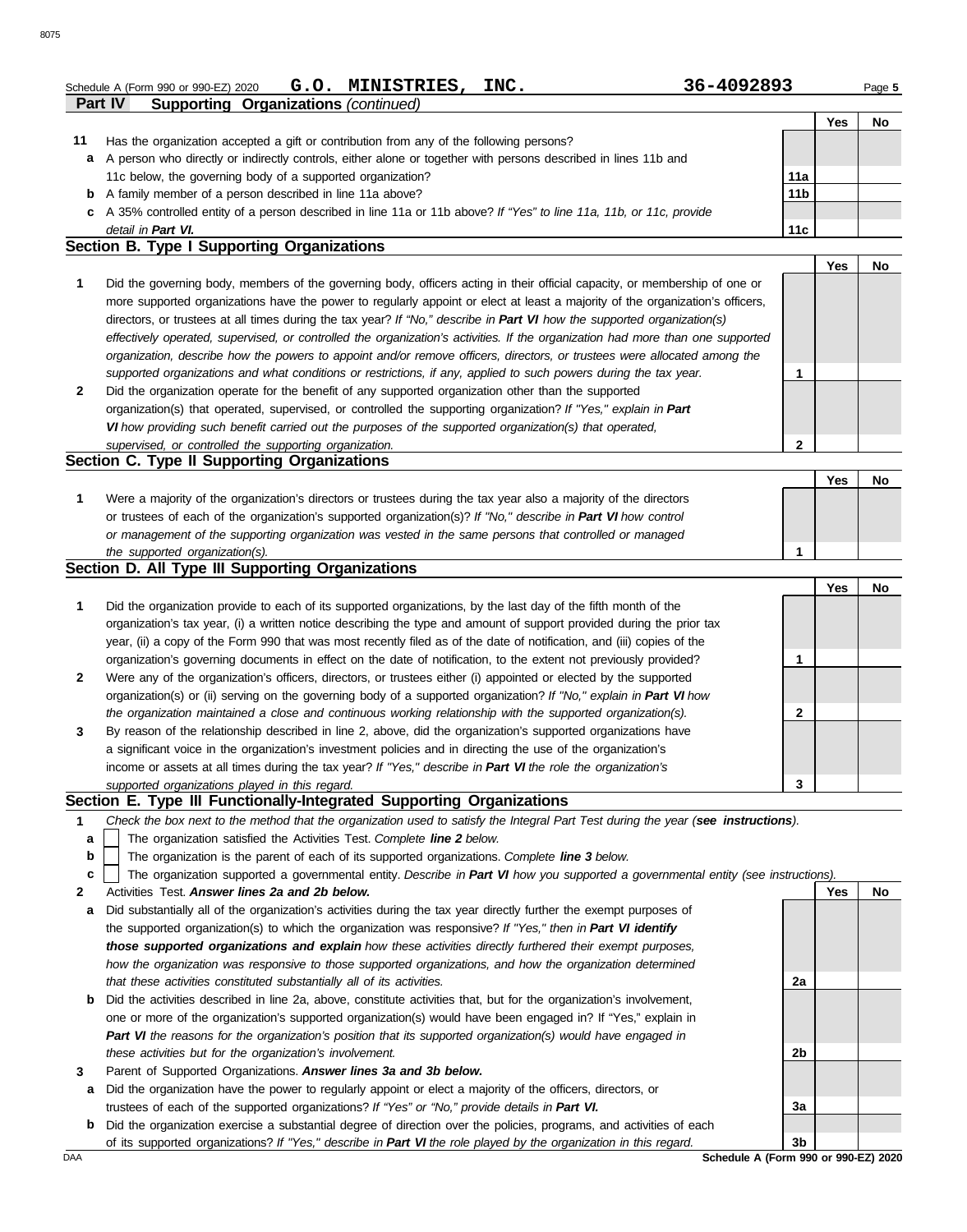Schedule A (Form 990 or 990-EZ) 2020 **G.O. MINISTRIES, INC.** **36-4092893**

**Part IV Supporting Organizations** *(continued)*

| | | | Yes | No |
|---|---|---|---|---|
| **11** | Has the organization accepted a gift or contribution from any of the following persons? | | | |
| **a** | A person who directly or indirectly controls, either alone or together with persons described in lines 11b and 11c below, the governing body of a supported organization? | 11a | | |
| **b** | A family member of a person described in line 11a above? | 11b | | |
| **c** | A 35% controlled entity of a person described in line 11a or 11b above? *If "Yes" to line 11a, 11b, or 11c, provide detail in **Part VI.*** | 11c | | |

## Section B. Type I Supporting Organizations

| | | | Yes | No |
|---|---|---|---|---|
| **1** | Did the governing body, members of the governing body, officers acting in their official capacity, or membership of one or more supported organizations have the power to regularly appoint or elect at least a majority of the organization's officers, directors, or trustees at all times during the tax year? *If "No," describe in **Part VI** how the supported organization(s) effectively operated, supervised, or controlled the organization's activities. If the organization had more than one supported organization, describe how the powers to appoint and/or remove officers, directors, or trustees were allocated among the supported organizations and what conditions or restrictions, if any, applied to such powers during the tax year.* | 1 | | |
| **2** | Did the organization operate for the benefit of any supported organization other than the supported organization(s) that operated, supervised, or controlled the supporting organization? *If "Yes," explain in **Part VI** how providing such benefit carried out the purposes of the supported organization(s) that operated, supervised, or controlled the supporting organization.* | 2 | | |

## Section C. Type II Supporting Organizations

| | | | Yes | No |
|---|---|---|---|---|
| **1** | Were a majority of the organization's directors or trustees during the tax year also a majority of the directors or trustees of each of the organization's supported organization(s)? *If "No," describe in **Part VI** how control or management of the supporting organization was vested in the same persons that controlled or managed the supported organization(s).* | 1 | | |

## Section D. All Type III Supporting Organizations

| | | | Yes | No |
|---|---|---|---|---|
| **1** | Did the organization provide to each of its supported organizations, by the last day of the fifth month of the organization's tax year, (i) a written notice describing the type and amount of support provided during the prior tax year, (ii) a copy of the Form 990 that was most recently filed as of the date of notification, and (iii) copies of the organization's governing documents in effect on the date of notification, to the extent not previously provided? | 1 | | |
| **2** | Were any of the organization's officers, directors, or trustees either (i) appointed or elected by the supported organization(s) or (ii) serving on the governing body of a supported organization? *If "No," explain in **Part VI** how the organization maintained a close and continuous working relationship with the supported organization(s).* | 2 | | |
| **3** | By reason of the relationship described in line 2, above, did the organization's supported organizations have a significant voice in the organization's investment policies and in directing the use of the organization's income or assets at all times during the tax year? *If "Yes," describe in **Part VI** the role the organization's supported organizations played in this regard.* | 3 | | |

## Section E. Type III Functionally-Integrated Supporting Organizations

**1** *Check the box next to the method that the organization used to satisfy the Integral Part Test during the year (**see instructions**).*

- **a** ☐ The organization satisfied the Activities Test. *Complete **line 2** below.*
- **b** ☐ The organization is the parent of each of its supported organizations. *Complete **line 3** below.*
- **c** ☐ The organization supported a governmental entity. *Describe in **Part VI** how you supported a governmental entity (see instructions).*

| | | | Yes | No |
|---|---|---|---|---|
| **2** | Activities Test. ***Answer lines 2a and 2b below.*** | | | |
| **a** | Did substantially all of the organization's activities during the tax year directly further the exempt purposes of the supported organization(s) to which the organization was responsive? *If "Yes," then in **Part VI identify those supported organizations and explain** how these activities directly furthered their exempt purposes, how the organization was responsive to those supported organizations, and how the organization determined that these activities constituted substantially all of its activities.* | 2a | | |
| **b** | Did the activities described in line 2a, above, constitute activities that, but for the organization's involvement, one or more of the organization's supported organization(s) would have been engaged in? If "Yes," explain in ***Part VI** the reasons for the organization's position that its supported organization(s) would have engaged in these activities but for the organization's involvement.* | 2b | | |
| **3** | Parent of Supported Organizations. ***Answer lines 3a and 3b below.*** | | | |
| **a** | Did the organization have the power to regularly appoint or elect a majority of the officers, directors, or trustees of each of the supported organizations? *If "Yes" or "No," provide details in **Part VI.*** | 3a | | |
| **b** | Did the organization exercise a substantial degree of direction over the policies, programs, and activities of each of its supported organizations? *If "Yes," describe in **Part VI** the role played by the organization in this regard.* | 3b | | |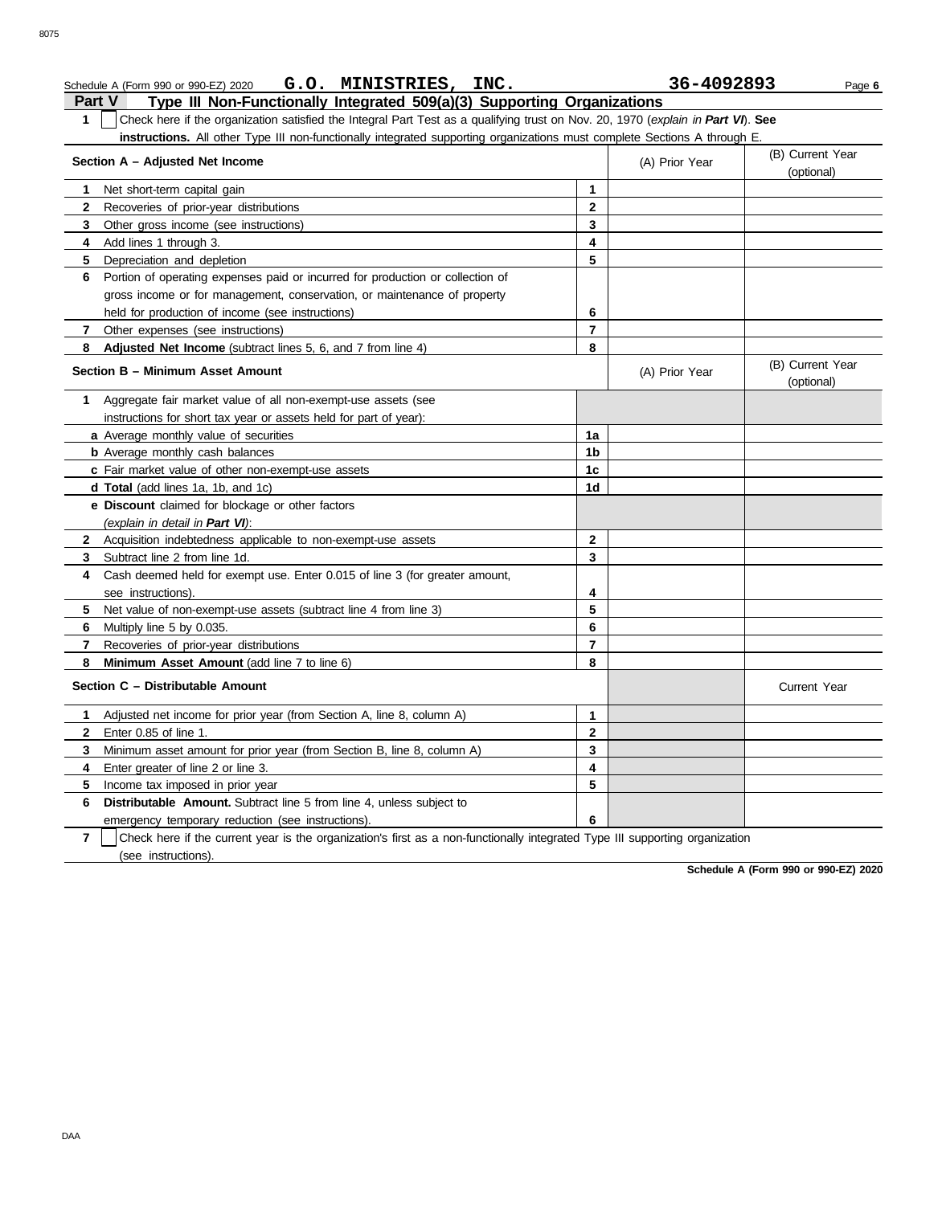Schedule A (Form 990 or 990-EZ) 2020 **G.O. MINISTRIES, INC.** **36-4092893** Page **6**

## Part V Type III Non-Functionally Integrated 509(a)(3) Supporting Organizations

**1** ☐ Check here if the organization satisfied the Integral Part Test as a qualifying trust on Nov. 20, 1970 (*explain in **Part VI***). **See instructions.** All other Type III non-functionally integrated supporting organizations must complete Sections A through E.

| **Section A – Adjusted Net Income** | | (A) Prior Year | (B) Current Year (optional) |
|---|---|---|---|
| **1** Net short-term capital gain | 1 | | |
| **2** Recoveries of prior-year distributions | 2 | | |
| **3** Other gross income (see instructions) | 3 | | |
| **4** Add lines 1 through 3. | 4 | | |
| **5** Depreciation and depletion | 5 | | |
| **6** Portion of operating expenses paid or incurred for production or collection of gross income or for management, conservation, or maintenance of property held for production of income (see instructions) | 6 | | |
| **7** Other expenses (see instructions) | 7 | | |
| **8** **Adjusted Net Income** (subtract lines 5, 6, and 7 from line 4) | 8 | | |

| **Section B – Minimum Asset Amount** | | (A) Prior Year | (B) Current Year (optional) |
|---|---|---|---|
| **1** Aggregate fair market value of all non-exempt-use assets (see instructions for short tax year or assets held for part of year): | | | |
| **a** Average monthly value of securities | 1a | | |
| **b** Average monthly cash balances | 1b | | |
| **c** Fair market value of other non-exempt-use assets | 1c | | |
| **d** **Total** (add lines 1a, 1b, and 1c) | 1d | | |
| **e** **Discount** claimed for blockage or other factors (*explain in detail in **Part VI***): | | | |
| **2** Acquisition indebtedness applicable to non-exempt-use assets | 2 | | |
| **3** Subtract line 2 from line 1d. | 3 | | |
| **4** Cash deemed held for exempt use. Enter 0.015 of line 3 (for greater amount, see instructions). | 4 | | |
| **5** Net value of non-exempt-use assets (subtract line 4 from line 3) | 5 | | |
| **6** Multiply line 5 by 0.035. | 6 | | |
| **7** Recoveries of prior-year distributions | 7 | | |
| **8** **Minimum Asset Amount** (add line 7 to line 6) | 8 | | |

| **Section C – Distributable Amount** | | | Current Year |
|---|---|---|---|
| **1** Adjusted net income for prior year (from Section A, line 8, column A) | 1 | | |
| **2** Enter 0.85 of line 1. | 2 | | |
| **3** Minimum asset amount for prior year (from Section B, line 8, column A) | 3 | | |
| **4** Enter greater of line 2 or line 3. | 4 | | |
| **5** Income tax imposed in prior year | 5 | | |
| **6** **Distributable Amount.** Subtract line 5 from line 4, unless subject to emergency temporary reduction (see instructions). | 6 | | |

**7** ☐ Check here if the current year is the organization's first as a non-functionally integrated Type III supporting organization (see instructions).

**Schedule A (Form 990 or 990-EZ) 2020**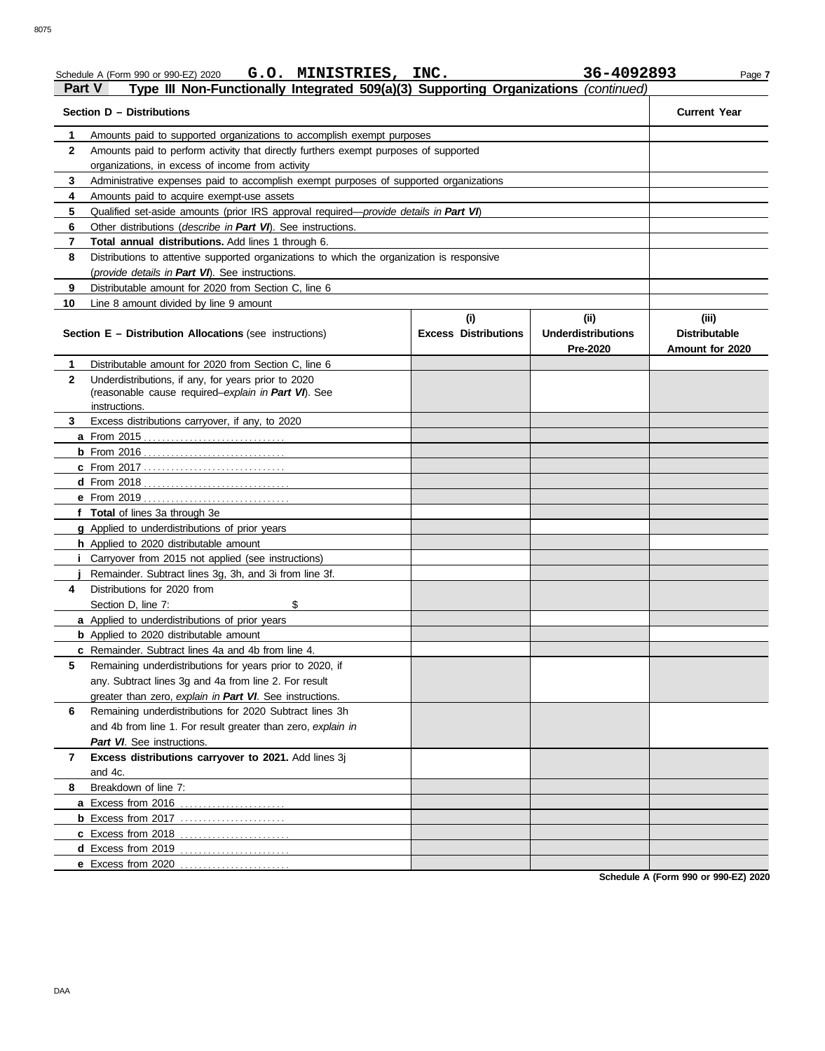Schedule A (Form 990 or 990-EZ) 2020 **G.O. MINISTRIES, INC.** **36-4092893**

## Part V Type III Non-Functionally Integrated 509(a)(3) Supporting Organizations *(continued)*

| | Section D – Distributions | Current Year |
|---|---|---|
| 1 | Amounts paid to supported organizations to accomplish exempt purposes | |
| 2 | Amounts paid to perform activity that directly furthers exempt purposes of supported organizations, in excess of income from activity | |
| 3 | Administrative expenses paid to accomplish exempt purposes of supported organizations | |
| 4 | Amounts paid to acquire exempt-use assets | |
| 5 | Qualified set-aside amounts (prior IRS approval required—*provide details in **Part VI***) | |
| 6 | Other distributions (*describe in **Part VI***). See instructions. | |
| 7 | **Total annual distributions.** Add lines 1 through 6. | |
| 8 | Distributions to attentive supported organizations to which the organization is responsive (*provide details in **Part VI***). See instructions. | |
| 9 | Distributable amount for 2020 from Section C, line 6 | |
| 10 | Line 8 amount divided by line 9 amount | |

| | Section E – Distribution Allocations (see instructions) | (i) Excess Distributions | (ii) Underdistributions Pre-2020 | (iii) Distributable Amount for 2020 |
|---|---|---|---|---|
| 1 | Distributable amount for 2020 from Section C, line 6 | | | |
| 2 | Underdistributions, if any, for years prior to 2020 (reasonable cause required–*explain in **Part VI***). See instructions. | | | |
| 3 | Excess distributions carryover, if any, to 2020 | | | |
| a | From 2015 | | | |
| b | From 2016 | | | |
| c | From 2017 | | | |
| d | From 2018 | | | |
| e | From 2019 | | | |
| f | **Total** of lines 3a through 3e | | | |
| g | Applied to underdistributions of prior years | | | |
| h | Applied to 2020 distributable amount | | | |
| i | Carryover from 2015 not applied (see instructions) | | | |
| j | Remainder. Subtract lines 3g, 3h, and 3i from line 3f. | | | |
| 4 | Distributions for 2020 from Section D, line 7: $ | | | |
| a | Applied to underdistributions of prior years | | | |
| b | Applied to 2020 distributable amount | | | |
| c | Remainder. Subtract lines 4a and 4b from line 4. | | | |
| 5 | Remaining underdistributions for years prior to 2020, if any. Subtract lines 3g and 4a from line 2. For result greater than zero, *explain in **Part VI***. See instructions. | | | |
| 6 | Remaining underdistributions for 2020 Subtract lines 3h and 4b from line 1. For result greater than zero, *explain in **Part VI***. See instructions. | | | |
| 7 | **Excess distributions carryover to 2021.** Add lines 3j and 4c. | | | |
| 8 | Breakdown of line 7: | | | |
| a | Excess from 2016 | | | |
| b | Excess from 2017 | | | |
| c | Excess from 2018 | | | |
| d | Excess from 2019 | | | |
| e | Excess from 2020 | | | |

**Schedule A (Form 990 or 990-EZ) 2020**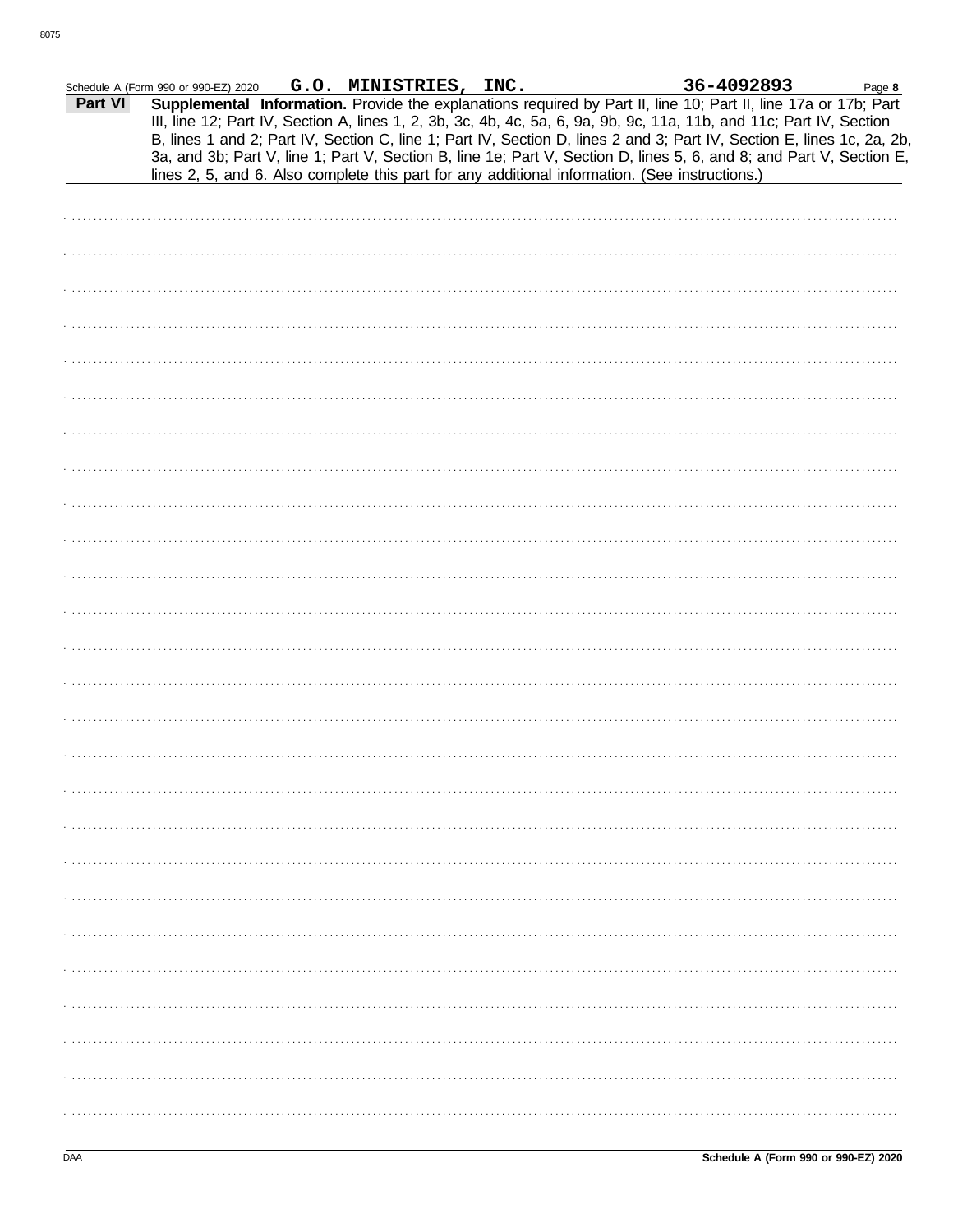Schedule A (Form 990 or 990-EZ) 2020 **G.O. MINISTRIES, INC.** **36-4092893** Page **8**

**Part VI** **Supplemental Information.** Provide the explanations required by Part II, line 10; Part II, line 17a or 17b; Part III, line 12; Part IV, Section A, lines 1, 2, 3b, 3c, 4b, 4c, 5a, 6, 9a, 9b, 9c, 11a, 11b, and 11c; Part IV, Section B, lines 1 and 2; Part IV, Section C, line 1; Part IV, Section D, lines 2 and 3; Part IV, Section E, lines 1c, 2a, 2b, 3a, and 3b; Part V, line 1; Part V, Section B, line 1e; Part V, Section D, lines 5, 6, and 8; and Part V, Section E, lines 2, 5, and 6. Also complete this part for any additional information. (See instructions.)

DAA **Schedule A (Form 990 or 990-EZ) 2020**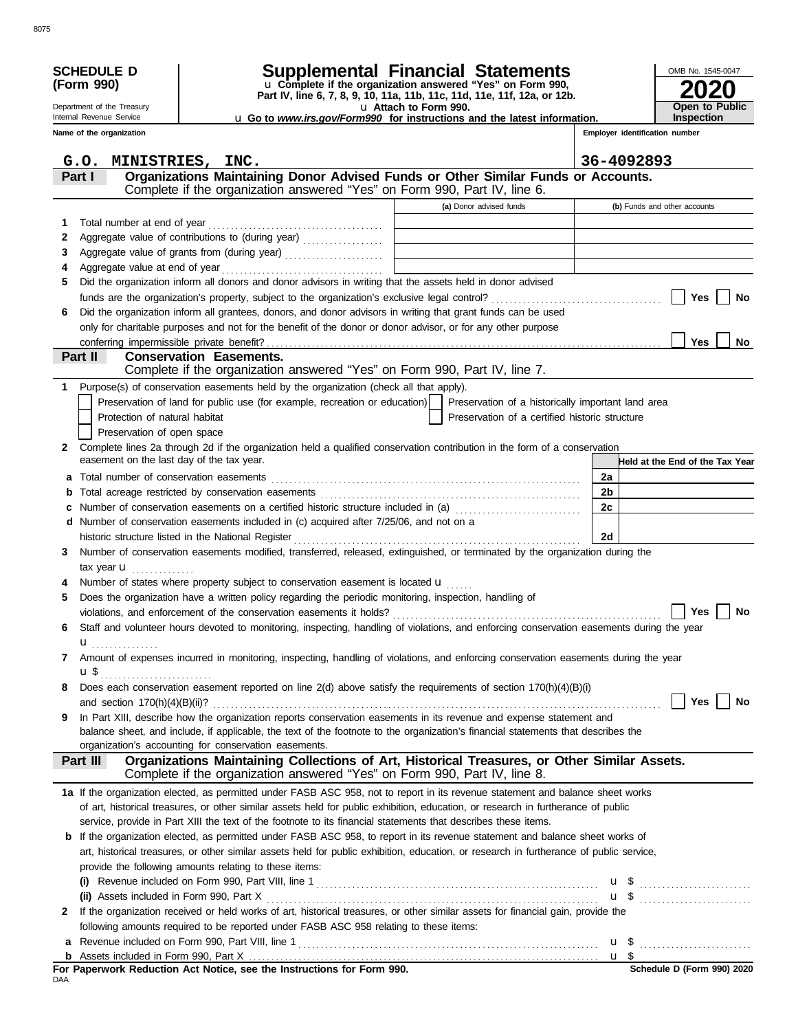**SCHEDULE D (Form 990)**

Department of the Treasury
Internal Revenue Service

# Supplemental Financial Statements

u Complete if the organization answered "Yes" on Form 990, Part IV, line 6, 7, 8, 9, 10, 11a, 11b, 11c, 11d, 11e, 11f, 12a, or 12b.
u Attach to Form 990.
u Go to *www.irs.gov/Form990* for instructions and the latest information.

OMB No. 1545-0047
**2020**
**Open to Public Inspection**

Name of the organization: **G.O. MINISTRIES, INC.**
Employer identification number: **36-4092893**

## Part I Organizations Maintaining Donor Advised Funds or Other Similar Funds or Accounts.

Complete if the organization answered "Yes" on Form 990, Part IV, line 6.

| | | (a) Donor advised funds | (b) Funds and other accounts |
|---|---|---|---|
| 1 | Total number at end of year | | |
| 2 | Aggregate value of contributions to (during year) | | |
| 3 | Aggregate value of grants from (during year) | | |
| 4 | Aggregate value at end of year | | |

5 Did the organization inform all donors and donor advisors in writing that the assets held in donor advised funds are the organization's property, subject to the organization's exclusive legal control? ☐ Yes ☐ No

6 Did the organization inform all grantees, donors, and donor advisors in writing that grant funds can be used only for charitable purposes and not for the benefit of the donor or donor advisor, or for any other purpose conferring impermissible private benefit? ☐ Yes ☐ No

## Part II Conservation Easements.

Complete if the organization answered "Yes" on Form 990, Part IV, line 7.

1 Purpose(s) of conservation easements held by the organization (check all that apply).

- ☐ Preservation of land for public use (for example, recreation or education)
- ☐ Protection of natural habitat
- ☐ Preservation of open space
- ☐ Preservation of a historically important land area
- ☐ Preservation of a certified historic structure

2 Complete lines 2a through 2d if the organization held a qualified conservation contribution in the form of a conservation easement on the last day of the tax year.

| | | | Held at the End of the Tax Year |
|---|---|---|---|
| a | Total number of conservation easements | 2a | |
| b | Total acreage restricted by conservation easements | 2b | |
| c | Number of conservation easements on a certified historic structure included in (a) | 2c | |
| d | Number of conservation easements included in (c) acquired after 7/25/06, and not on a historic structure listed in the National Register | 2d | |

3 Number of conservation easements modified, transferred, released, extinguished, or terminated by the organization during the tax year u

4 Number of states where property subject to conservation easement is located u

5 Does the organization have a written policy regarding the periodic monitoring, inspection, handling of violations, and enforcement of the conservation easements it holds? ☐ Yes ☐ No

6 Staff and volunteer hours devoted to monitoring, inspecting, handling of violations, and enforcing conservation easements during the year u

7 Amount of expenses incurred in monitoring, inspecting, handling of violations, and enforcing conservation easements during the year u $

8 Does each conservation easement reported on line 2(d) above satisfy the requirements of section 170(h)(4)(B)(i) and section 170(h)(4)(B)(ii)? ☐ Yes ☐ No

9 In Part XIII, describe how the organization reports conservation easements in its revenue and expense statement and balance sheet, and include, if applicable, the text of the footnote to the organization's financial statements that describes the organization's accounting for conservation easements.

## Part III Organizations Maintaining Collections of Art, Historical Treasures, or Other Similar Assets.

Complete if the organization answered "Yes" on Form 990, Part IV, line 8.

1a If the organization elected, as permitted under FASB ASC 958, not to report in its revenue statement and balance sheet works of art, historical treasures, or other similar assets held for public exhibition, education, or research in furtherance of public service, provide in Part XIII the text of the footnote to its financial statements that describes these items.

b If the organization elected, as permitted under FASB ASC 958, to report in its revenue statement and balance sheet works of art, historical treasures, or other similar assets held for public exhibition, education, or research in furtherance of public service, provide the following amounts relating to these items:

(i) Revenue included on Form 990, Part VIII, line 1 u $

(ii) Assets included in Form 990, Part X u $

2 If the organization received or held works of art, historical treasures, or other similar assets for financial gain, provide the following amounts required to be reported under FASB ASC 958 relating to these items:

a Revenue included on Form 990, Part VIII, line 1 u $

b Assets included in Form 990, Part X u $

**For Paperwork Reduction Act Notice, see the Instructions for Form 990.**

Schedule D (Form 990) 2020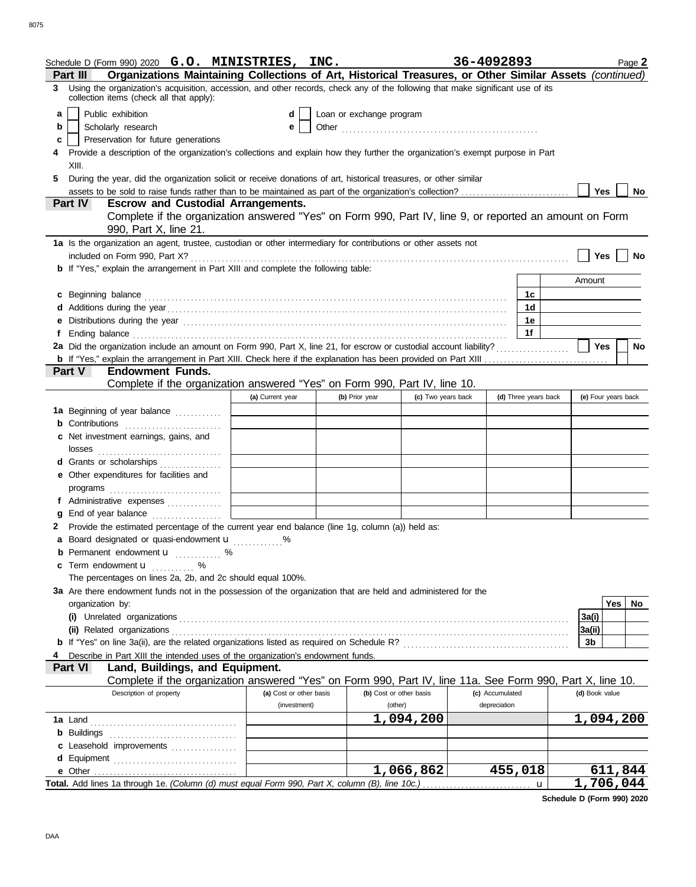Schedule D (Form 990) 2020 **G.O. MINISTRIES, INC.** **36-4092893** Page **2**

**Part III** **Organizations Maintaining Collections of Art, Historical Treasures, or Other Similar Assets** *(continued)*

**3** Using the organization's acquisition, accession, and other records, check any of the following that make significant use of its collection items (check all that apply):

- **a** ☐ Public exhibition
- **b** ☐ Scholarly research
- **c** ☐ Preservation for future generations
- **d** ☐ Loan or exchange program
- **e** ☐ Other

**4** Provide a description of the organization's collections and explain how they further the organization's exempt purpose in Part XIII.

**5** During the year, did the organization solicit or receive donations of art, historical treasures, or other similar assets to be sold to raise funds rather than to be maintained as part of the organization's collection? ☐ Yes ☐ No

**Part IV** **Escrow and Custodial Arrangements.**
Complete if the organization answered "Yes" on Form 990, Part IV, line 9, or reported an amount on Form 990, Part X, line 21.

**1a** Is the organization an agent, trustee, custodian or other intermediary for contributions or other assets not included on Form 990, Part X? ☐ Yes ☐ No

**b** If "Yes," explain the arrangement in Part XIII and complete the following table:

| | | Amount |
|---|---|---|
| **c** Beginning balance | 1c | |
| **d** Additions during the year | 1d | |
| **e** Distributions during the year | 1e | |
| **f** Ending balance | 1f | |

**2a** Did the organization include an amount on Form 990, Part X, line 21, for escrow or custodial account liability? ☐ Yes ☐ No

**b** If "Yes," explain the arrangement in Part XIII. Check here if the explanation has been provided on Part XIII ☐

**Part V** **Endowment Funds.**
Complete if the organization answered "Yes" on Form 990, Part IV, line 10.

| | (a) Current year | (b) Prior year | (c) Two years back | (d) Three years back | (e) Four years back |
|---|---|---|---|---|---|
| **1a** Beginning of year balance | | | | | |
| **b** Contributions | | | | | |
| **c** Net investment earnings, gains, and losses | | | | | |
| **d** Grants or scholarships | | | | | |
| **e** Other expenditures for facilities and programs | | | | | |
| **f** Administrative expenses | | | | | |
| **g** End of year balance | | | | | |

**2** Provide the estimated percentage of the current year end balance (line 1g, column (a)) held as:

- **a** Board designated or quasi-endowment u ______ %
- **b** Permanent endowment u ______ %
- **c** Term endowment u ______ %

The percentages on lines 2a, 2b, and 2c should equal 100%.

**3a** Are there endowment funds not in the possession of the organization that are held and administered for the organization by:

| | | Yes | No |
|---|---|---|---|
| **(i)** Unrelated organizations | 3a(i) | | |
| **(ii)** Related organizations | 3a(ii) | | |
| **b** If "Yes" on line 3a(ii), are the related organizations listed as required on Schedule R? | 3b | | |

**4** Describe in Part XIII the intended uses of the organization's endowment funds.

**Part VI** **Land, Buildings, and Equipment.**
Complete if the organization answered "Yes" on Form 990, Part IV, line 11a. See Form 990, Part X, line 10.

| Description of property | (a) Cost or other basis (investment) | (b) Cost or other basis (other) | (c) Accumulated depreciation | (d) Book value |
|---|---|---|---|---|
| **1a** Land | | 1,094,200 | | 1,094,200 |
| **b** Buildings | | | | |
| **c** Leasehold improvements | | | | |
| **d** Equipment | | | | |
| **e** Other | | 1,066,862 | 455,018 | 611,844 |
| **Total.** Add lines 1a through 1e. *(Column (d) must equal Form 990, Part X, column (B), line 10c.)* u | | | | 1,706,044 |

**Schedule D (Form 990) 2020**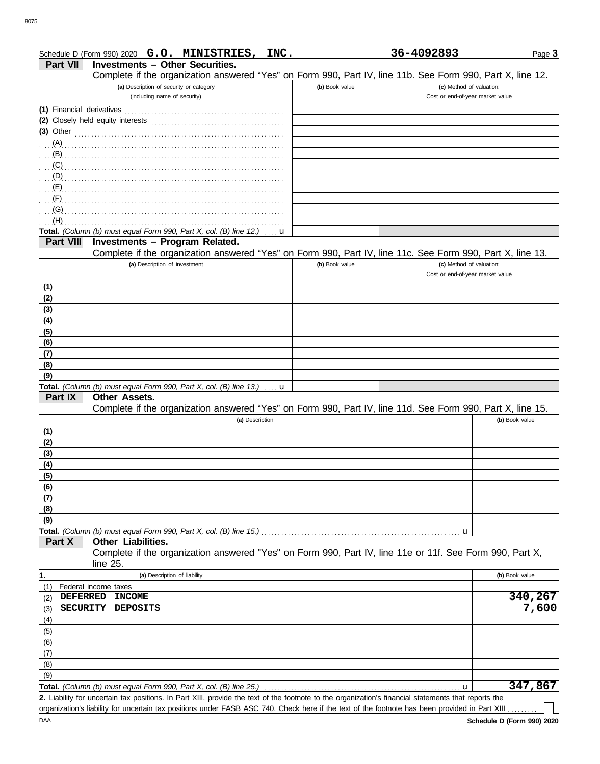Schedule D (Form 990) 2020 **G.O. MINISTRIES, INC.** **36-4092893** Page **3**

## Part VII Investments – Other Securities.

Complete if the organization answered "Yes" on Form 990, Part IV, line 11b. See Form 990, Part X, line 12.

| (a) Description of security or category (including name of security) | (b) Book value | (c) Method of valuation: Cost or end-of-year market value |
|---|---|---|
| (1) Financial derivatives | | |
| (2) Closely held equity interests | | |
| (3) Other | | |
| (A) | | |
| (B) | | |
| (C) | | |
| (D) | | |
| (E) | | |
| (F) | | |
| (G) | | |
| (H) | | |
| **Total.** *(Column (b) must equal Form 990, Part X, col. (B) line 12.)* u | | |

## Part VIII Investments – Program Related.

Complete if the organization answered "Yes" on Form 990, Part IV, line 11c. See Form 990, Part X, line 13.

| (a) Description of investment | (b) Book value | (c) Method of valuation: Cost or end-of-year market value |
|---|---|---|
| (1) | | |
| (2) | | |
| (3) | | |
| (4) | | |
| (5) | | |
| (6) | | |
| (7) | | |
| (8) | | |
| (9) | | |
| **Total.** *(Column (b) must equal Form 990, Part X, col. (B) line 13.)* u | | |

## Part IX Other Assets.

Complete if the organization answered "Yes" on Form 990, Part IV, line 11d. See Form 990, Part X, line 15.

| (a) Description | (b) Book value |
|---|---|
| (1) | |
| (2) | |
| (3) | |
| (4) | |
| (5) | |
| (6) | |
| (7) | |
| (8) | |
| (9) | |
| **Total.** *(Column (b) must equal Form 990, Part X, col. (B) line 15.)* u | |

## Part X Other Liabilities.

Complete if the organization answered "Yes" on Form 990, Part IV, line 11e or 11f. See Form 990, Part X, line 25.

| 1. (a) Description of liability | (b) Book value |
|---|---|
| (1) Federal income taxes | |
| (2) **DEFERRED INCOME** | **340,267** |
| (3) **SECURITY DEPOSITS** | **7,600** |
| (4) | |
| (5) | |
| (6) | |
| (7) | |
| (8) | |
| (9) | |
| **Total.** *(Column (b) must equal Form 990, Part X, col. (B) line 25.)* u | **347,867** |

**2.** Liability for uncertain tax positions. In Part XIII, provide the text of the footnote to the organization's financial statements that reports the organization's liability for uncertain tax positions under FASB ASC 740. Check here if the text of the footnote has been provided in Part XIII ☐

DAA **Schedule D (Form 990) 2020**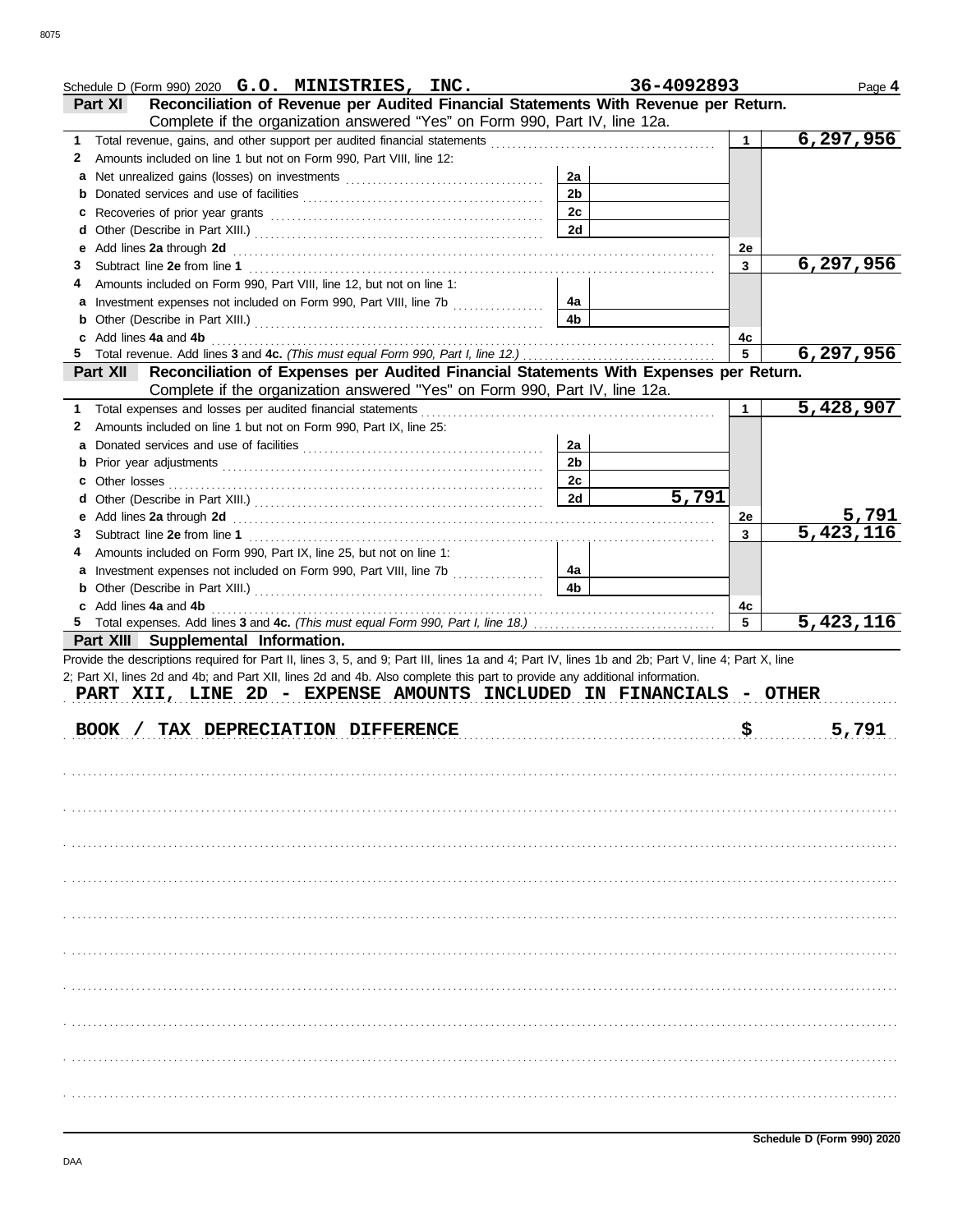Schedule D (Form 990) 2020 **G.O. MINISTRIES, INC.** **36-4092893** Page **4**

## Part XI Reconciliation of Revenue per Audited Financial Statements With Revenue per Return.

Complete if the organization answered "Yes" on Form 990, Part IV, line 12a.

| Line | Description | Sub-line | Sub-amount | Line | Amount |
|---|---|---|---|---|---|
| 1 | Total revenue, gains, and other support per audited financial statements | | | 1 | 6,297,956 |
| 2 | Amounts included on line 1 but not on Form 990, Part VIII, line 12: | | | | |
| a | Net unrealized gains (losses) on investments | 2a | | | |
| b | Donated services and use of facilities | 2b | | | |
| c | Recoveries of prior year grants | 2c | | | |
| d | Other (Describe in Part XIII.) | 2d | | | |
| e | Add lines **2a** through **2d** | | | 2e | |
| 3 | Subtract line **2e** from line **1** | | | 3 | 6,297,956 |
| 4 | Amounts included on Form 990, Part VIII, line 12, but not on line 1: | | | | |
| a | Investment expenses not included on Form 990, Part VIII, line 7b | 4a | | | |
| b | Other (Describe in Part XIII.) | 4b | | | |
| c | Add lines **4a** and **4b** | | | 4c | |
| 5 | Total revenue. Add lines **3** and **4c.** *(This must equal Form 990, Part I, line 12.)* | | | 5 | 6,297,956 |

## Part XII Reconciliation of Expenses per Audited Financial Statements With Expenses per Return.

Complete if the organization answered "Yes" on Form 990, Part IV, line 12a.

| Line | Description | Sub-line | Sub-amount | Line | Amount |
|---|---|---|---|---|---|
| 1 | Total expenses and losses per audited financial statements | | | 1 | 5,428,907 |
| 2 | Amounts included on line 1 but not on Form 990, Part IX, line 25: | | | | |
| a | Donated services and use of facilities | 2a | | | |
| b | Prior year adjustments | 2b | | | |
| c | Other losses | 2c | | | |
| d | Other (Describe in Part XIII.) | 2d | 5,791 | | |
| e | Add lines **2a** through **2d** | | | 2e | 5,791 |
| 3 | Subtract line **2e** from line **1** | | | 3 | 5,423,116 |
| 4 | Amounts included on Form 990, Part IX, line 25, but not on line 1: | | | | |
| a | Investment expenses not included on Form 990, Part VIII, line 7b | 4a | | | |
| b | Other (Describe in Part XIII.) | 4b | | | |
| c | Add lines **4a** and **4b** | | | 4c | |
| 5 | Total expenses. Add lines **3** and **4c.** *(This must equal Form 990, Part I, line 18.)* | | | 5 | 5,423,116 |

## Part XIII Supplemental Information.

Provide the descriptions required for Part II, lines 3, 5, and 9; Part III, lines 1a and 4; Part IV, lines 1b and 2b; Part V, line 4; Part X, line 2; Part XI, lines 2d and 4b; and Part XII, lines 2d and 4b. Also complete this part to provide any additional information.

PART XII, LINE 2D - EXPENSE AMOUNTS INCLUDED IN FINANCIALS - OTHER

BOOK / TAX DEPRECIATION DIFFERENCE $ 5,791

Schedule D (Form 990) 2020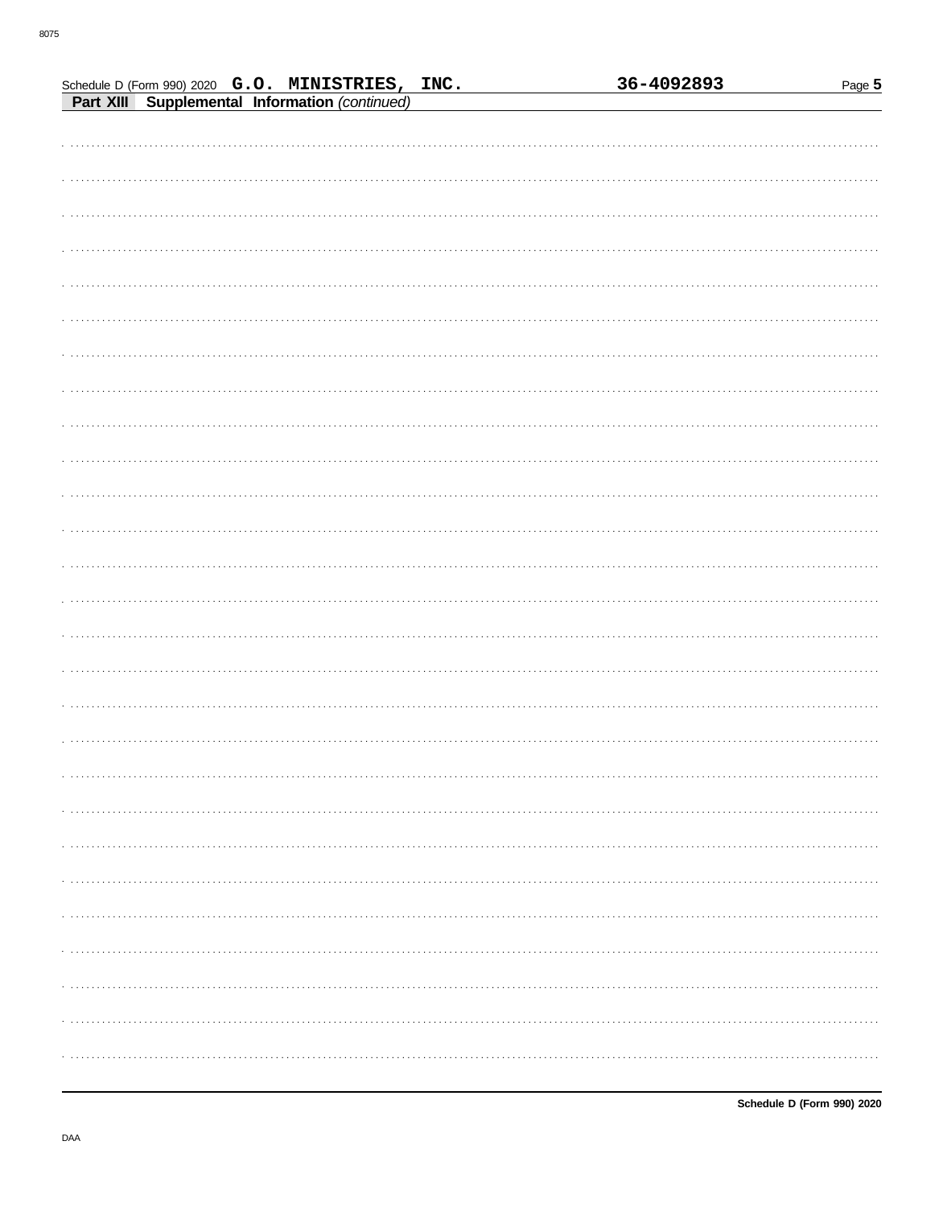Schedule D (Form 990) 2020 **G.O. MINISTRIES, INC.** **36-4092893**

**Part XIII Supplemental Information** *(continued)*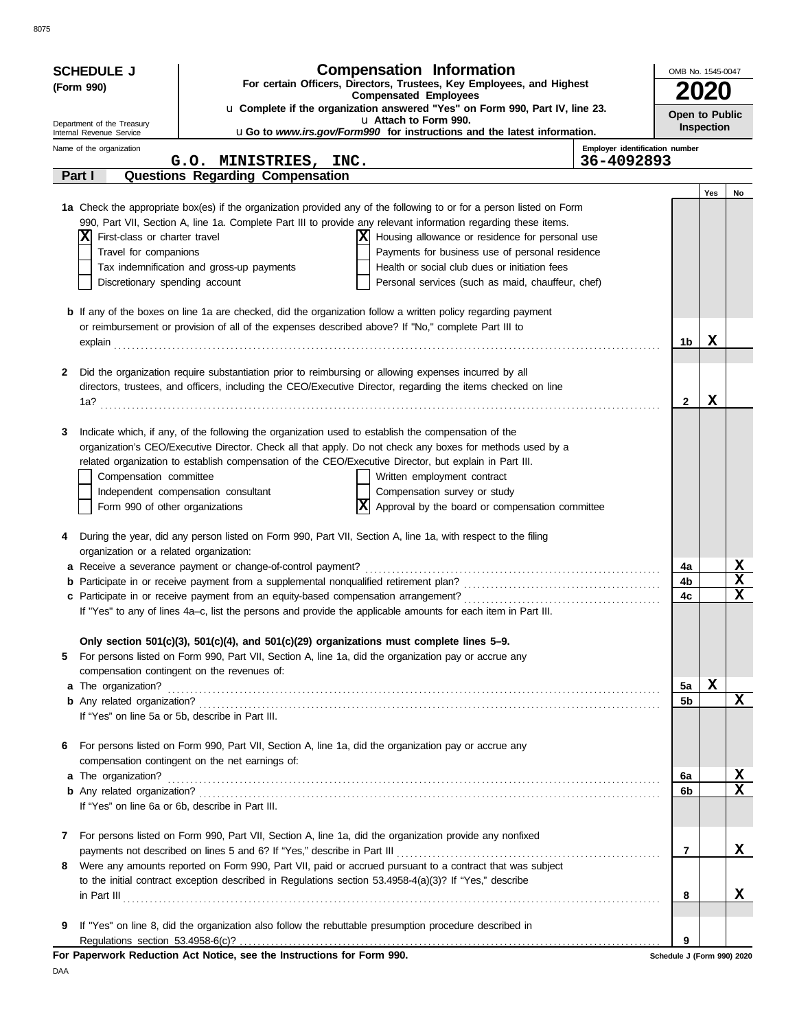8075

**SCHEDULE J**
**(Form 990)**

Department of the Treasury
Internal Revenue Service

# Compensation Information

**For certain Officers, Directors, Trustees, Key Employees, and Highest Compensated Employees**

u **Complete if the organization answered "Yes" on Form 990, Part IV, line 23.**
u **Attach to Form 990.**
u **Go to *www.irs.gov/Form990* for instructions and the latest information.**

OMB No. 1545-0047

**2020**

**Open to Public Inspection**

Name of the organization: **G.O. MINISTRIES, INC.**

Employer identification number: **36-4092893**

## Part I — Questions Regarding Compensation

| | | | Yes | No |
|---|---|---|---|---|
| **1a** | Check the appropriate box(es) if the organization provided any of the following to or for a person listed on Form 990, Part VII, Section A, line 1a. Complete Part III to provide any relevant information regarding these items.<br>[X] First-class or charter travel<br>[ ] Travel for companions<br>[ ] Tax indemnification and gross-up payments<br>[ ] Discretionary spending account<br>[X] Housing allowance or residence for personal use<br>[ ] Payments for business use of personal residence<br>[ ] Health or social club dues or initiation fees<br>[ ] Personal services (such as maid, chauffeur, chef) | | | |
| **b** | If any of the boxes on line 1a are checked, did the organization follow a written policy regarding payment or reimbursement or provision of all of the expenses described above? If "No," complete Part III to explain | 1b | X | |
| **2** | Did the organization require substantiation prior to reimbursing or allowing expenses incurred by all directors, trustees, and officers, including the CEO/Executive Director, regarding the items checked on line 1a? | 2 | X | |
| **3** | Indicate which, if any, of the following the organization used to establish the compensation of the organization's CEO/Executive Director. Check all that apply. Do not check any boxes for methods used by a related organization to establish compensation of the CEO/Executive Director, but explain in Part III.<br>[ ] Compensation committee<br>[ ] Independent compensation consultant<br>[ ] Form 990 of other organizations<br>[ ] Written employment contract<br>[ ] Compensation survey or study<br>[X] Approval by the board or compensation committee | | | |
| **4** | During the year, did any person listed on Form 990, Part VII, Section A, line 1a, with respect to the filing organization or a related organization: | | | |
| **a** | Receive a severance payment or change-of-control payment? | 4a | | X |
| **b** | Participate in or receive payment from a supplemental nonqualified retirement plan? | 4b | | X |
| **c** | Participate in or receive payment from an equity-based compensation arrangement? | 4c | | X |
| | If "Yes" to any of lines 4a–c, list the persons and provide the applicable amounts for each item in Part III. | | | |
| | **Only section 501(c)(3), 501(c)(4), and 501(c)(29) organizations must complete lines 5–9.** | | | |
| **5** | For persons listed on Form 990, Part VII, Section A, line 1a, did the organization pay or accrue any compensation contingent on the revenues of: | | | |
| **a** | The organization? | 5a | X | |
| **b** | Any related organization? | 5b | | X |
| | If "Yes" on line 5a or 5b, describe in Part III. | | | |
| **6** | For persons listed on Form 990, Part VII, Section A, line 1a, did the organization pay or accrue any compensation contingent on the net earnings of: | | | |
| **a** | The organization? | 6a | | X |
| **b** | Any related organization? | 6b | | X |
| | If "Yes" on line 6a or 6b, describe in Part III. | | | |
| **7** | For persons listed on Form 990, Part VII, Section A, line 1a, did the organization provide any nonfixed payments not described on lines 5 and 6? If "Yes," describe in Part III | 7 | | X |
| **8** | Were any amounts reported on Form 990, Part VII, paid or accrued pursuant to a contract that was subject to the initial contract exception described in Regulations section 53.4958-4(a)(3)? If "Yes," describe in Part III | 8 | | X |
| **9** | If "Yes" on line 8, did the organization also follow the rebuttable presumption procedure described in Regulations section 53.4958-6(c)? | 9 | | |

**For Paperwork Reduction Act Notice, see the Instructions for Form 990.**

Schedule J (Form 990) 2020

DAA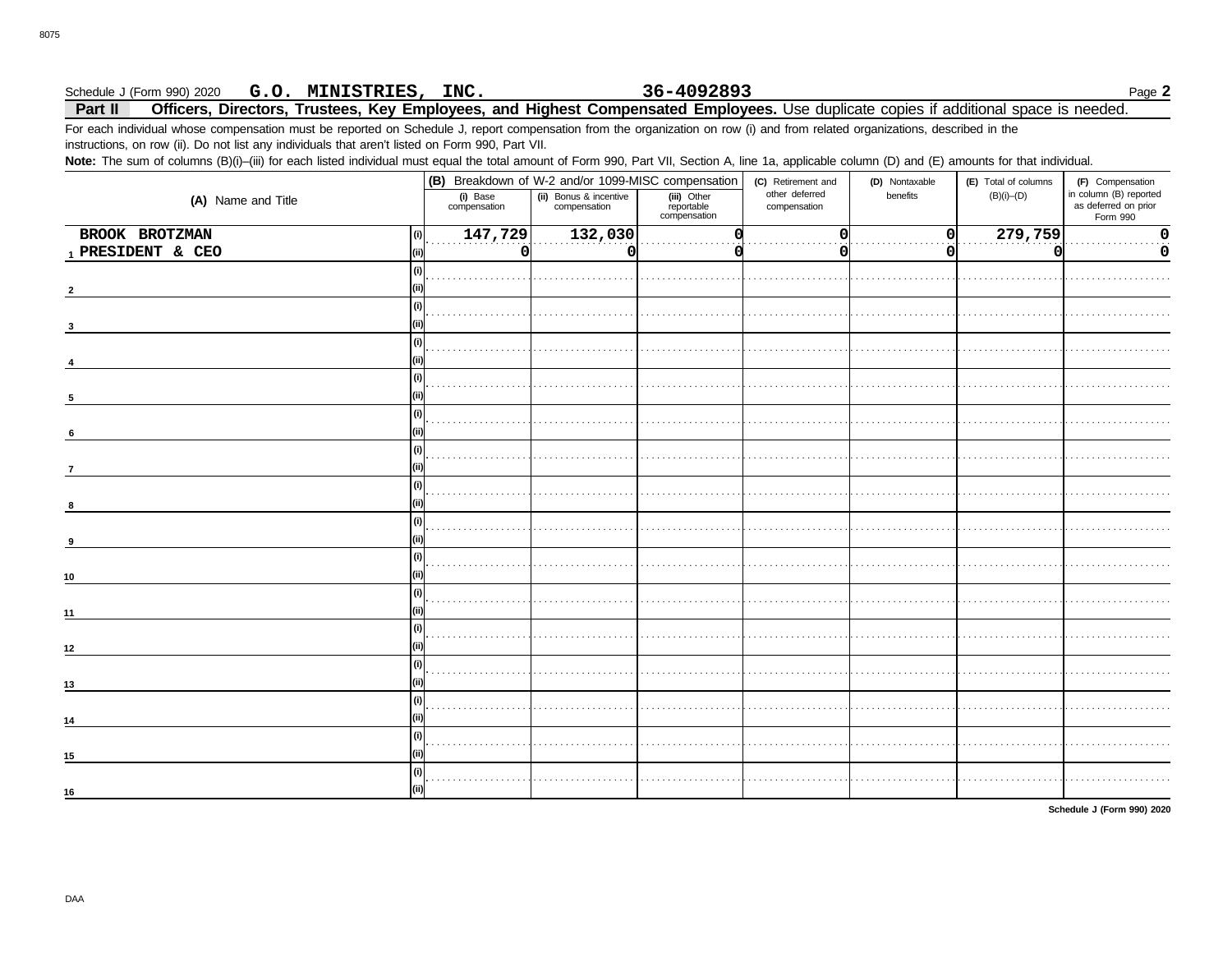Schedule J (Form 990) 2020 **G.O. MINISTRIES, INC.** **36-4092893** Page **2**

## Part II Officers, Directors, Trustees, Key Employees, and Highest Compensated Employees. 

Use duplicate copies if additional space is needed.

For each individual whose compensation must be reported on Schedule J, report compensation from the organization on row (i) and from related organizations, described in the instructions, on row (ii). Do not list any individuals that aren't listed on Form 990, Part VII.

**Note:** The sum of columns (B)(i)–(iii) for each listed individual must equal the total amount of Form 990, Part VII, Section A, line 1a, applicable column (D) and (E) amounts for that individual.

| (A) Name and Title | | (B) Breakdown of W-2 and/or 1099-MISC compensation | | | (C) Retirement and other deferred compensation | (D) Nontaxable benefits | (E) Total of columns (B)(i)–(D) | (F) Compensation in column (B) reported as deferred on prior Form 990 |
|---|---|---|---|---|---|---|---|---|
| | | (i) Base compensation | (ii) Bonus & incentive compensation | (iii) Other reportable compensation | | | | |
| 1 BROOK BROTZMAN | (i) | 147,729 | 132,030 | 0 | 0 | 0 | 279,759 | 0 |
| PRESIDENT & CEO | (ii) | 0 | 0 | 0 | 0 | 0 | 0 | 0 |
| 2 | (i) | | | | | | | |
| | (ii) | | | | | | | |
| 3 | (i) | | | | | | | |
| | (ii) | | | | | | | |
| 4 | (i) | | | | | | | |
| | (ii) | | | | | | | |
| 5 | (i) | | | | | | | |
| | (ii) | | | | | | | |
| 6 | (i) | | | | | | | |
| | (ii) | | | | | | | |
| 7 | (i) | | | | | | | |
| | (ii) | | | | | | | |
| 8 | (i) | | | | | | | |
| | (ii) | | | | | | | |
| 9 | (i) | | | | | | | |
| | (ii) | | | | | | | |
| 10 | (i) | | | | | | | |
| | (ii) | | | | | | | |
| 11 | (i) | | | | | | | |
| | (ii) | | | | | | | |
| 12 | (i) | | | | | | | |
| | (ii) | | | | | | | |
| 13 | (i) | | | | | | | |
| | (ii) | | | | | | | |
| 14 | (i) | | | | | | | |
| | (ii) | | | | | | | |
| 15 | (i) | | | | | | | |
| | (ii) | | | | | | | |
| 16 | (i) | | | | | | | |
| | (ii) | | | | | | | |

**Schedule J (Form 990) 2020**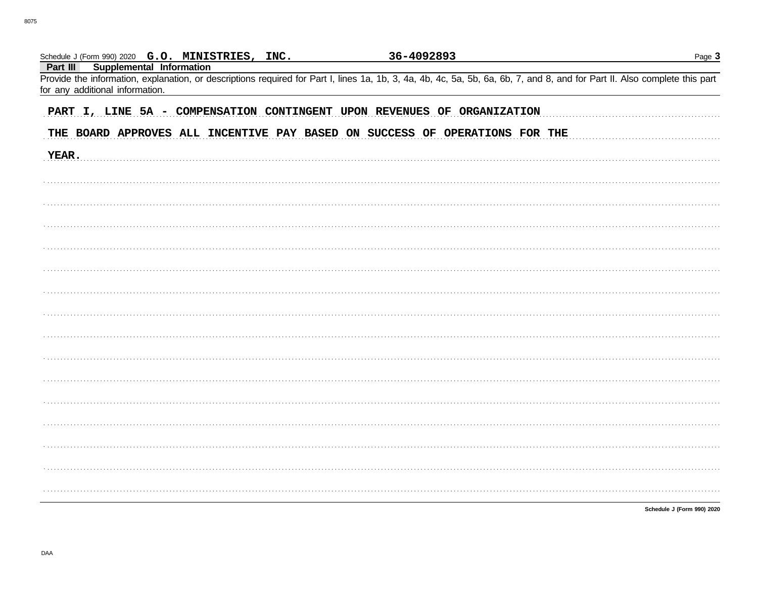Schedule J (Form 990) 2020 **G.O. MINISTRIES, INC.** **36-4092893** Page **3**

**Part III Supplemental Information**

Provide the information, explanation, or descriptions required for Part I, lines 1a, 1b, 3, 4a, 4b, 4c, 5a, 5b, 6a, 6b, 7, and 8, and for Part II. Also complete this part for any additional information.

PART I, LINE 5A - COMPENSATION CONTINGENT UPON REVENUES OF ORGANIZATION

THE BOARD APPROVES ALL INCENTIVE PAY BASED ON SUCCESS OF OPERATIONS FOR THE YEAR.

**Schedule J (Form 990) 2020**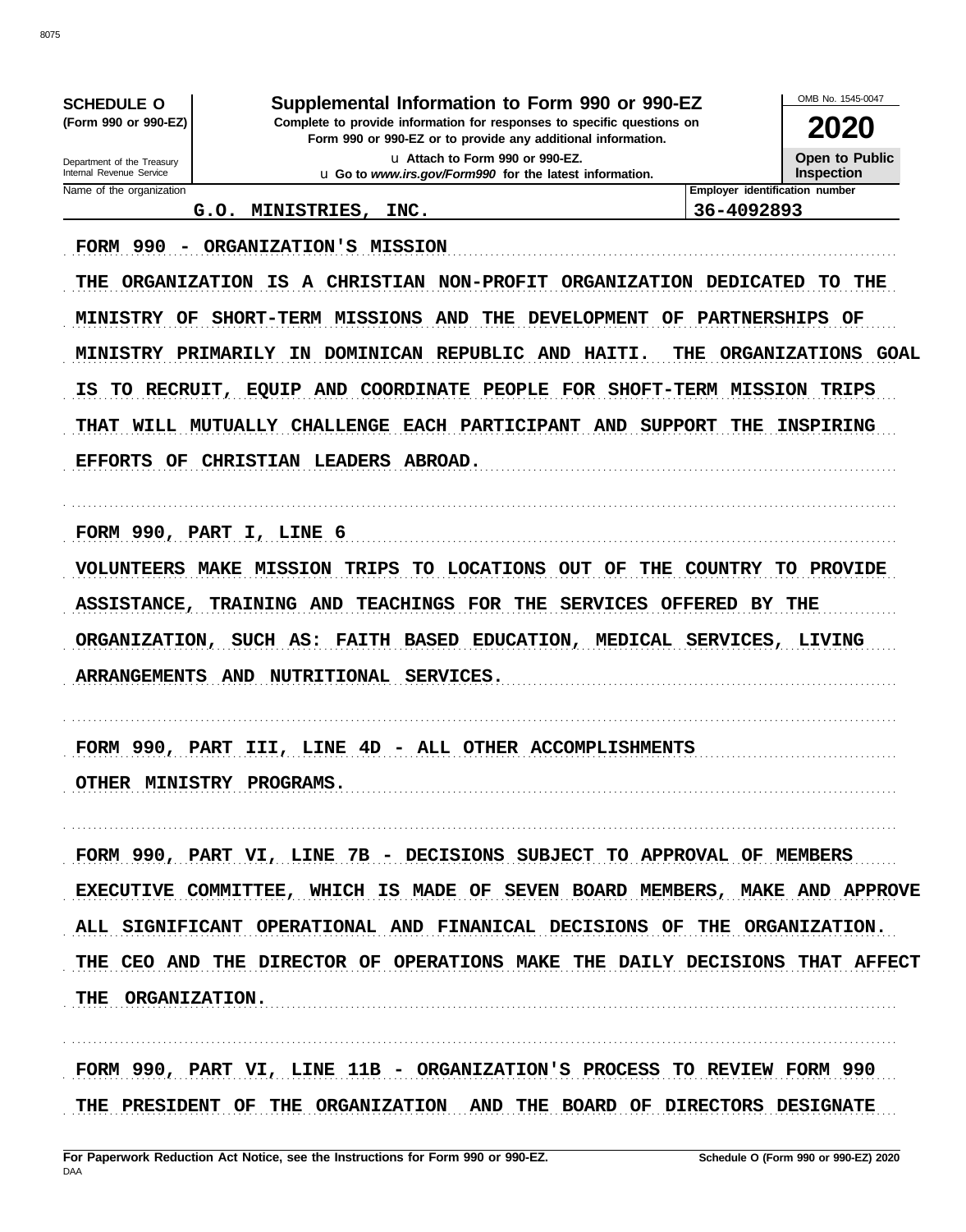**SCHEDULE O** (Form 990 or 990-EZ)

Department of the Treasury
Internal Revenue Service

# Supplemental Information to Form 990 or 990-EZ

**Complete to provide information for responses to specific questions on Form 990 or 990-EZ or to provide any additional information.**

u Attach to Form 990 or 990-EZ.
u Go to *www.irs.gov/Form990* for the latest information.

OMB No. 1545-0047

**2020**

**Open to Public Inspection**

| Name of the organization | Employer identification number |
|---|---|
| G.O. MINISTRIES, INC. | 36-4092893 |

FORM 990 - ORGANIZATION'S MISSION

THE ORGANIZATION IS A CHRISTIAN NON-PROFIT ORGANIZATION DEDICATED TO THE MINISTRY OF SHORT-TERM MISSIONS AND THE DEVELOPMENT OF PARTNERSHIPS OF MINISTRY PRIMARILY IN DOMINICAN REPUBLIC AND HAITI. THE ORGANIZATIONS GOAL IS TO RECRUIT, EQUIP AND COORDINATE PEOPLE FOR SHOFT-TERM MISSION TRIPS THAT WILL MUTUALLY CHALLENGE EACH PARTICIPANT AND SUPPORT THE INSPIRING EFFORTS OF CHRISTIAN LEADERS ABROAD.

FORM 990, PART I, LINE 6

VOLUNTEERS MAKE MISSION TRIPS TO LOCATIONS OUT OF THE COUNTRY TO PROVIDE ASSISTANCE, TRAINING AND TEACHINGS FOR THE SERVICES OFFERED BY THE ORGANIZATION, SUCH AS: FAITH BASED EDUCATION, MEDICAL SERVICES, LIVING ARRANGEMENTS AND NUTRITIONAL SERVICES.

FORM 990, PART III, LINE 4D - ALL OTHER ACCOMPLISHMENTS

OTHER MINISTRY PROGRAMS.

FORM 990, PART VI, LINE 7B - DECISIONS SUBJECT TO APPROVAL OF MEMBERS

EXECUTIVE COMMITTEE, WHICH IS MADE OF SEVEN BOARD MEMBERS, MAKE AND APPROVE ALL SIGNIFICANT OPERATIONAL AND FINANICAL DECISIONS OF THE ORGANIZATION. THE CEO AND THE DIRECTOR OF OPERATIONS MAKE THE DAILY DECISIONS THAT AFFECT THE ORGANIZATION.

FORM 990, PART VI, LINE 11B - ORGANIZATION'S PROCESS TO REVIEW FORM 990

THE PRESIDENT OF THE ORGANIZATION AND THE BOARD OF DIRECTORS DESIGNATE

**For Paperwork Reduction Act Notice, see the Instructions for Form 990 or 990-EZ.** DAA **Schedule O (Form 990 or 990-EZ) 2020**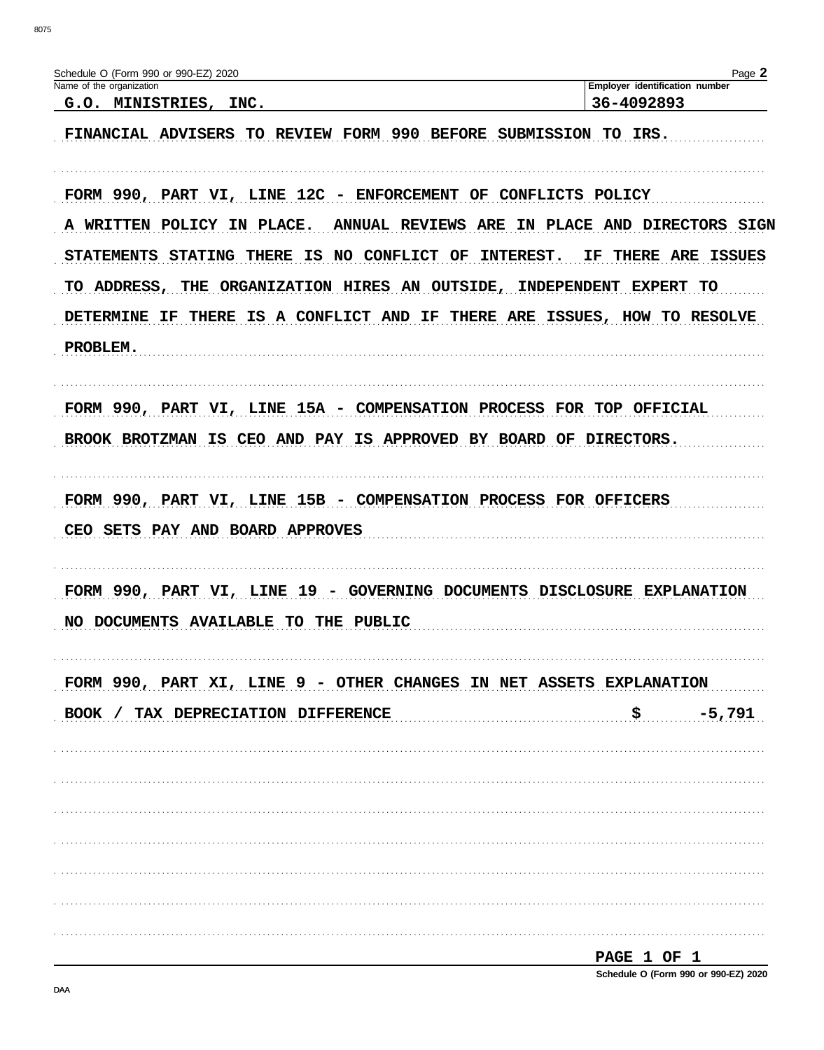Schedule O (Form 990 or 990-EZ) 2020

| Name of the organization | Employer identification number |
|---|---|
| G.O. MINISTRIES, INC. | 36-4092893 |

FINANCIAL ADVISERS TO REVIEW FORM 990 BEFORE SUBMISSION TO IRS.

FORM 990, PART VI, LINE 12C - ENFORCEMENT OF CONFLICTS POLICY

A WRITTEN POLICY IN PLACE. ANNUAL REVIEWS ARE IN PLACE AND DIRECTORS SIGN STATEMENTS STATING THERE IS NO CONFLICT OF INTEREST. IF THERE ARE ISSUES TO ADDRESS, THE ORGANIZATION HIRES AN OUTSIDE, INDEPENDENT EXPERT TO DETERMINE IF THERE IS A CONFLICT AND IF THERE ARE ISSUES, HOW TO RESOLVE PROBLEM.

FORM 990, PART VI, LINE 15A - COMPENSATION PROCESS FOR TOP OFFICIAL

BROOK BROTZMAN IS CEO AND PAY IS APPROVED BY BOARD OF DIRECTORS.

FORM 990, PART VI, LINE 15B - COMPENSATION PROCESS FOR OFFICERS

CEO SETS PAY AND BOARD APPROVES

FORM 990, PART VI, LINE 19 - GOVERNING DOCUMENTS DISCLOSURE EXPLANATION

NO DOCUMENTS AVAILABLE TO THE PUBLIC

FORM 990, PART XI, LINE 9 - OTHER CHANGES IN NET ASSETS EXPLANATION

BOOK / TAX DEPRECIATION DIFFERENCE $ -5,791

Schedule O (Form 990 or 990-EZ) 2020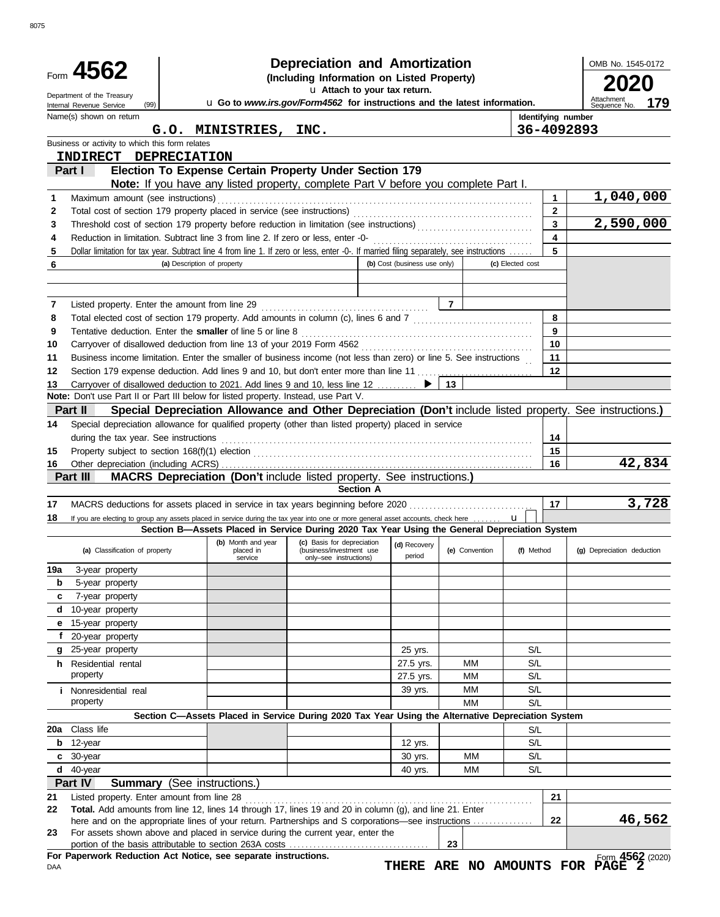# Form 4562

**Depreciation and Amortization**
**(Including Information on Listed Property)**

Department of the Treasury (99)
Internal Revenue Service

u Attach to your tax return.
u Go to *www.irs.gov/Form4562* for instructions and the latest information.

OMB No. 1545-0172
**2020**
Attachment Sequence No. **179**

Name(s) shown on return: **G.O. MINISTRIES, INC.**
Identifying number: **36-4092893**

Business or activity to which this form relates: **INDIRECT DEPRECIATION**

## Part I — Election To Expense Certain Property Under Section 179

**Note:** If you have any listed property, complete Part V before you complete Part I.

| Line | Description | Box | Amount |
|---|---|---|---|
| 1 | Maximum amount (see instructions) | 1 | 1,040,000 |
| 2 | Total cost of section 179 property placed in service (see instructions) | 2 | |
| 3 | Threshold cost of section 179 property before reduction in limitation (see instructions) | 3 | 2,590,000 |
| 4 | Reduction in limitation. Subtract line 3 from line 2. If zero or less, enter -0- | 4 | |
| 5 | Dollar limitation for tax year. Subtract line 4 from line 1. If zero or less, enter -0-. If married filing separately, see instructions | 5 | |

| 6 (a) Description of property | (b) Cost (business use only) | (c) Elected cost |
|---|---|---|
| | | |
| | | |

| Line | Description | Box | Amount |
|---|---|---|---|
| 7 | Listed property. Enter the amount from line 29 | 7 | |
| 8 | Total elected cost of section 179 property. Add amounts in column (c), lines 6 and 7 | 8 | |
| 9 | Tentative deduction. Enter the **smaller** of line 5 or line 8 | 9 | |
| 10 | Carryover of disallowed deduction from line 13 of your 2019 Form 4562 | 10 | |
| 11 | Business income limitation. Enter the smaller of business income (not less than zero) or line 5. See instructions | 11 | |
| 12 | Section 179 expense deduction. Add lines 9 and 10, but don't enter more than line 11 | 12 | |
| 13 | Carryover of disallowed deduction to 2021. Add lines 9 and 10, less line 12 ▶ | 13 | |

**Note:** Don't use Part II or Part III below for listed property. Instead, use Part V.

## Part II — Special Depreciation Allowance and Other Depreciation (Don't include listed property. See instructions.)

| Line | Description | Box | Amount |
|---|---|---|---|
| 14 | Special depreciation allowance for qualified property (other than listed property) placed in service during the tax year. See instructions | 14 | |
| 15 | Property subject to section 168(f)(1) election | 15 | |
| 16 | Other depreciation (including ACRS) | 16 | 42,834 |

## Part III — MACRS Depreciation (Don't include listed property. See instructions.)

### Section A

| Line | Description | Box | Amount |
|---|---|---|---|
| 17 | MACRS deductions for assets placed in service in tax years beginning before 2020 | 17 | 3,728 |
| 18 | If you are electing to group any assets placed in service during the tax year into one or more general asset accounts, check here u ☐ | | |

### Section B—Assets Placed in Service During 2020 Tax Year Using the General Depreciation System

| (a) Classification of property | (b) Month and year placed in service | (c) Basis for depreciation (business/investment use only–see instructions) | (d) Recovery period | (e) Convention | (f) Method | (g) Depreciation deduction |
|---|---|---|---|---|---|---|
| 19a 3-year property | | | | | | |
| b 5-year property | | | | | | |
| c 7-year property | | | | | | |
| d 10-year property | | | | | | |
| e 15-year property | | | | | | |
| f 20-year property | | | | | | |
| g 25-year property | | | 25 yrs. | | S/L | |
| h Residential rental property | | | 27.5 yrs. | MM | S/L | |
| | | | 27.5 yrs. | MM | S/L | |
| i Nonresidential real property | | | 39 yrs. | MM | S/L | |
| | | | | MM | S/L | |

### Section C—Assets Placed in Service During 2020 Tax Year Using the Alternative Depreciation System

| (a) Classification of property | (b) Month and year placed in service | (c) Basis for depreciation | (d) Recovery period | (e) Convention | (f) Method | (g) Depreciation deduction |
|---|---|---|---|---|---|---|
| 20a Class life | | | | | S/L | |
| b 12-year | | | 12 yrs. | | S/L | |
| c 30-year | | | 30 yrs. | MM | S/L | |
| d 40-year | | | 40 yrs. | MM | S/L | |

## Part IV — Summary (See instructions.)

| Line | Description | Box | Amount |
|---|---|---|---|
| 21 | Listed property. Enter amount from line 28 | 21 | |
| 22 | **Total.** Add amounts from line 12, lines 14 through 17, lines 19 and 20 in column (g), and line 21. Enter here and on the appropriate lines of your return. Partnerships and S corporations—see instructions | 22 | 46,562 |
| 23 | For assets shown above and placed in service during the current year, enter the portion of the basis attributable to section 263A costs | 23 | |

**For Paperwork Reduction Act Notice, see separate instructions.**

Form **4562** (2020)

DAA

**THERE ARE NO AMOUNTS FOR PAGE 2**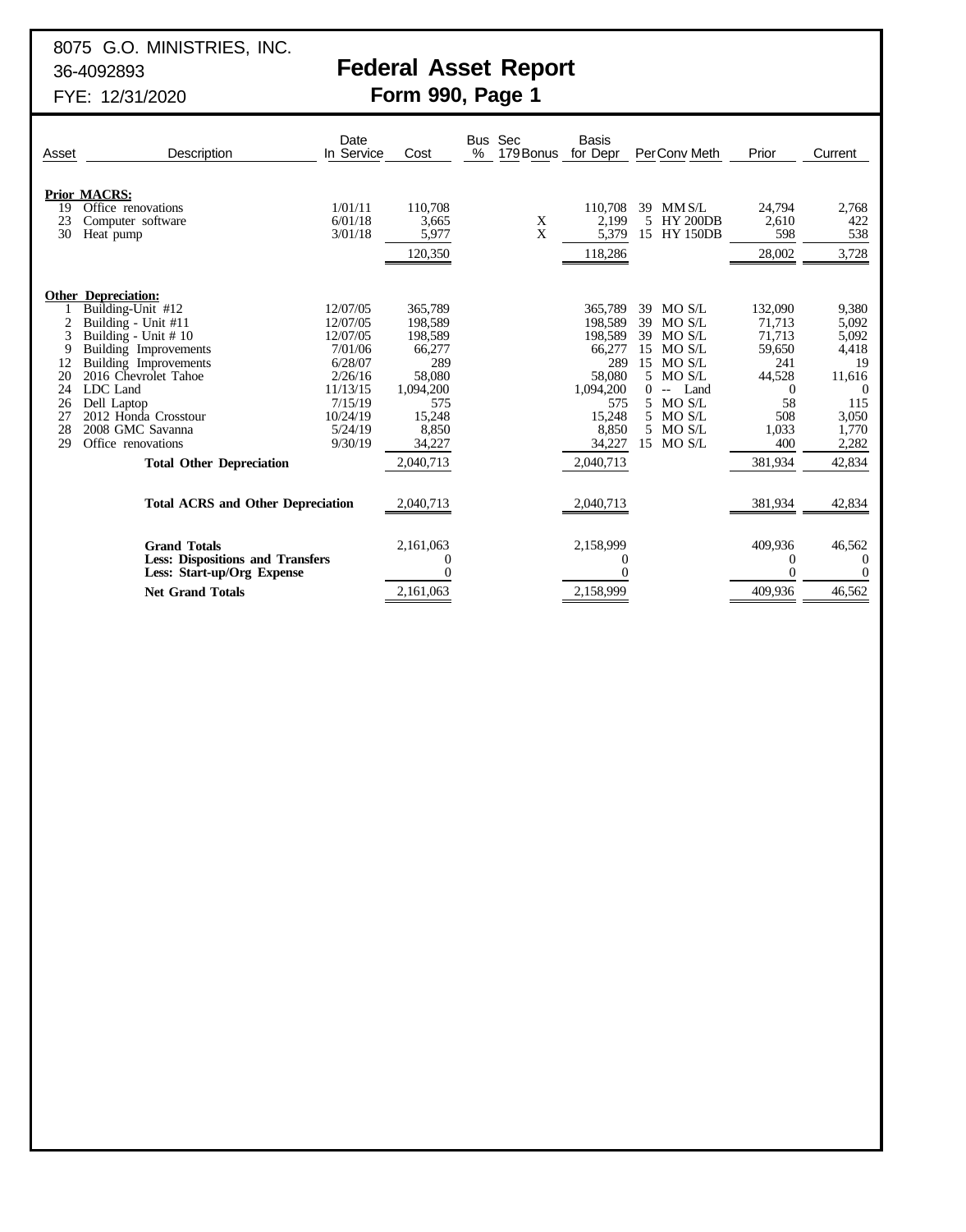8075 G.O. MINISTRIES, INC.
36-4092893
FYE: 12/31/2020

# Federal Asset Report
## Form 990, Page 1

| Asset | Description | Date In Service | Cost | Bus % | Sec 179 Bonus | Basis for Depr | Per | Conv | Meth | Prior | Current |
|---|---|---|---|---|---|---|---|---|---|---|---|
| | **Prior MACRS:** | | | | | | | | | | |
| 19 | Office renovations | 1/01/11 | 110,708 | | | 110,708 | 39 | MM | S/L | 24,794 | 2,768 |
| 23 | Computer software | 6/01/18 | 3,665 | | X | 2,199 | 5 | HY | 200DB | 2,610 | 422 |
| 30 | Heat pump | 3/01/18 | 5,977 | | X | 5,379 | 15 | HY | 150DB | 598 | 538 |
| | | | 120,350 | | | 118,286 | | | | 28,002 | 3,728 |
| | **Other Depreciation:** | | | | | | | | | | |
| 1 | Building-Unit #12 | 12/07/05 | 365,789 | | | 365,789 | 39 | MO | S/L | 132,090 | 9,380 |
| 2 | Building - Unit #11 | 12/07/05 | 198,589 | | | 198,589 | 39 | MO | S/L | 71,713 | 5,092 |
| 3 | Building - Unit # 10 | 12/07/05 | 198,589 | | | 198,589 | 39 | MO | S/L | 71,713 | 5,092 |
| 9 | Building Improvements | 7/01/06 | 66,277 | | | 66,277 | 15 | MO | S/L | 59,650 | 4,418 |
| 12 | Building Improvements | 6/28/07 | 289 | | | 289 | 15 | MO | S/L | 241 | 19 |
| 20 | 2016 Chevrolet Tahoe | 2/26/16 | 58,080 | | | 58,080 | 5 | MO | S/L | 44,528 | 11,616 |
| 24 | LDC Land | 11/13/15 | 1,094,200 | | | 1,094,200 | 0 | -- | Land | 0 | 0 |
| 26 | Dell Laptop | 7/15/19 | 575 | | | 575 | 5 | MO | S/L | 58 | 115 |
| 27 | 2012 Honda Crosstour | 10/24/19 | 15,248 | | | 15,248 | 5 | MO | S/L | 508 | 3,050 |
| 28 | 2008 GMC Savanna | 5/24/19 | 8,850 | | | 8,850 | 5 | MO | S/L | 1,033 | 1,770 |
| 29 | Office renovations | 9/30/19 | 34,227 | | | 34,227 | 15 | MO | S/L | 400 | 2,282 |
| | **Total Other Depreciation** | | 2,040,713 | | | 2,040,713 | | | | 381,934 | 42,834 |
| | **Total ACRS and Other Depreciation** | | 2,040,713 | | | 2,040,713 | | | | 381,934 | 42,834 |
| | **Grand Totals** | | 2,161,063 | | | 2,158,999 | | | | 409,936 | 46,562 |
| | **Less: Dispositions and Transfers** | | 0 | | | 0 | | | | 0 | 0 |
| | **Less: Start-up/Org Expense** | | 0 | | | 0 | | | | 0 | 0 |
| | **Net Grand Totals** | | 2,161,063 | | | 2,158,999 | | | | 409,936 | 46,562 |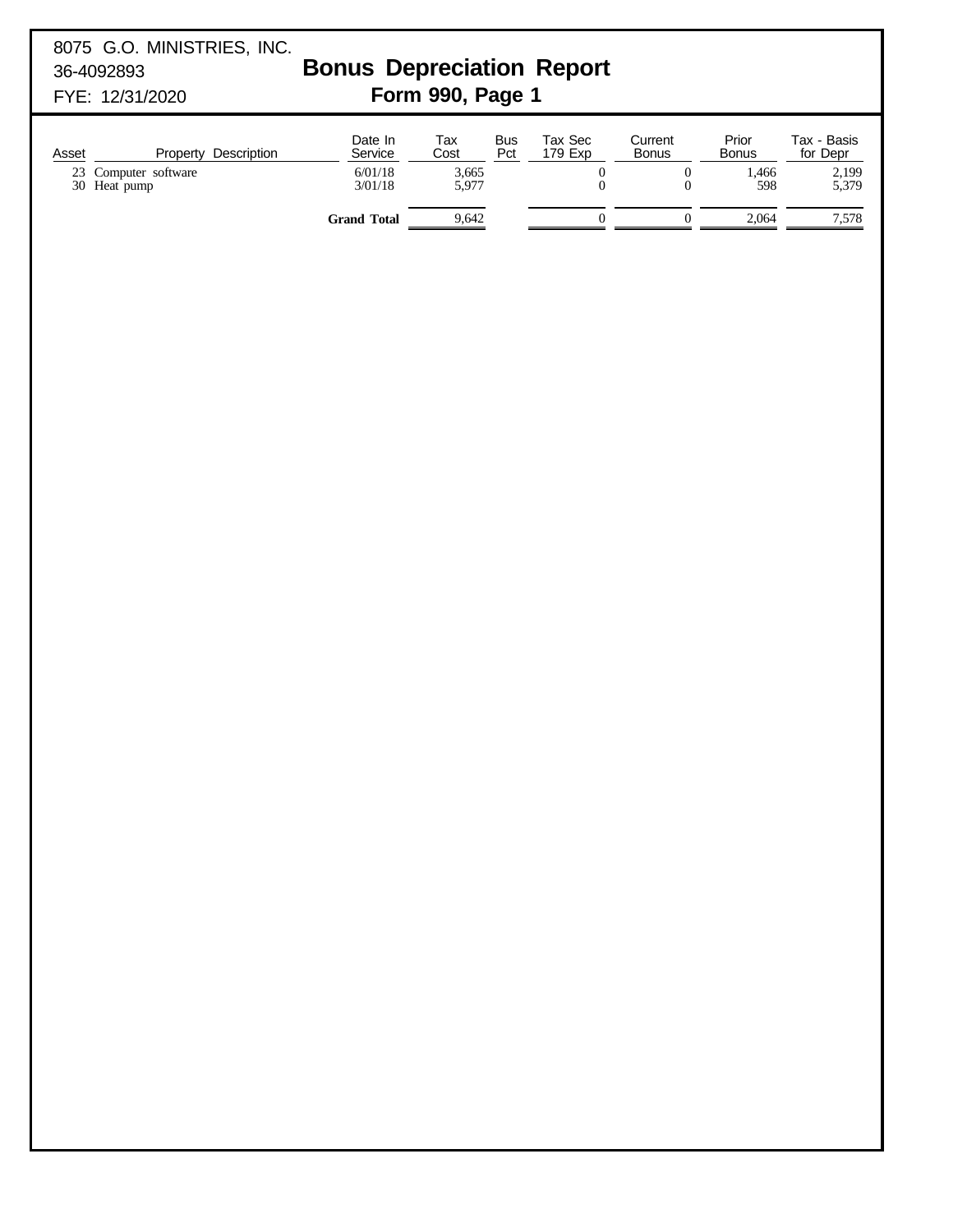8075 G.O. MINISTRIES, INC.
36-4092893
FYE: 12/31/2020

# Bonus Depreciation Report
## Form 990, Page 1

| Asset | Property Description | Date In Service | Tax Cost | Bus Pct | Tax Sec 179 Exp | Current Bonus | Prior Bonus | Tax - Basis for Depr |
|---|---|---|---|---|---|---|---|---|
| 23 | Computer software | 6/01/18 | 3,665 | | 0 | 0 | 1,466 | 2,199 |
| 30 | Heat pump | 3/01/18 | 5,977 | | 0 | 0 | 598 | 5,379 |
| | | **Grand Total** | 9,642 | | 0 | 0 | 2,064 | 7,578 |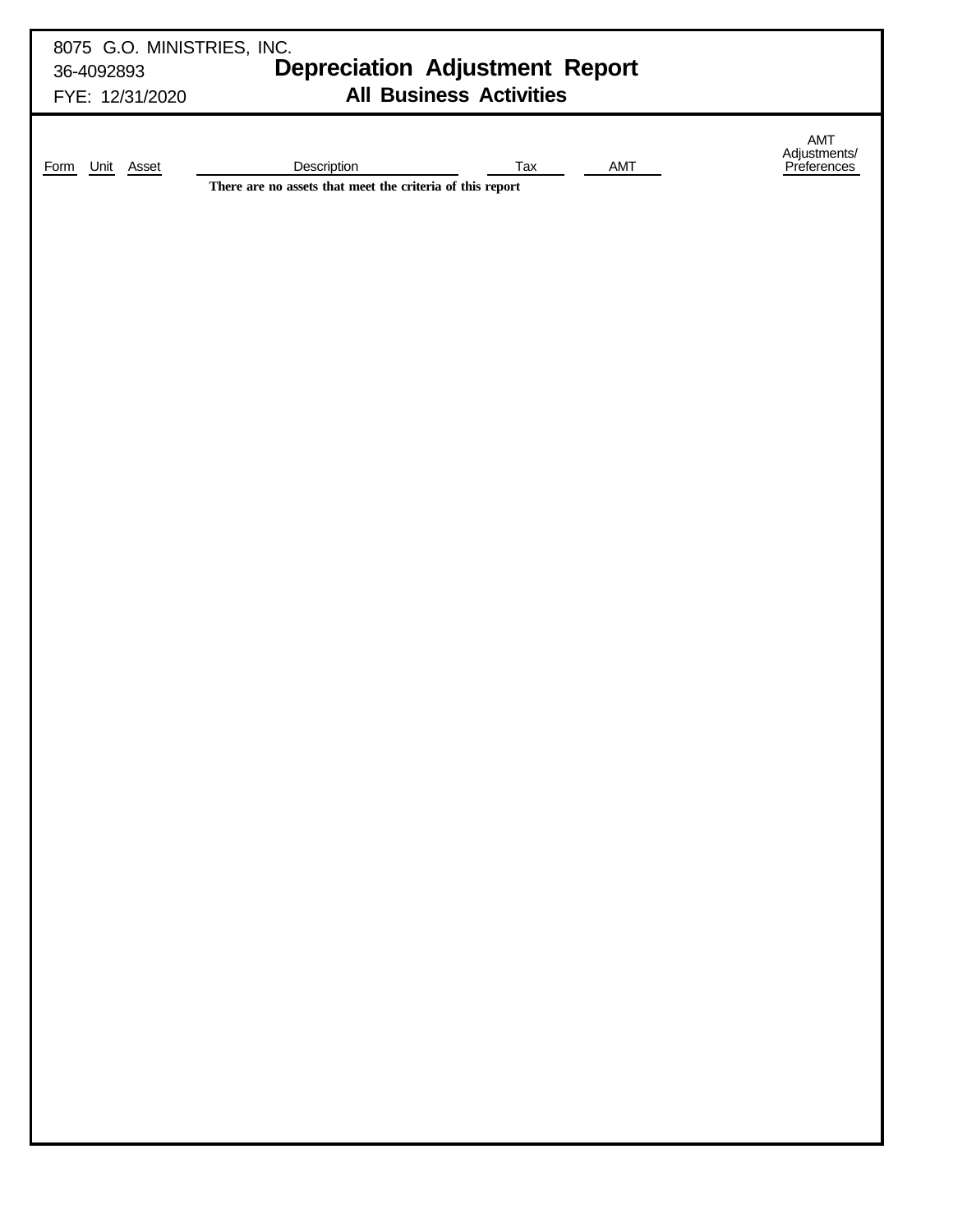8075 G.O. MINISTRIES, INC.
36-4092893
FYE: 12/31/2020

# Depreciation Adjustment Report
## All Business Activities

| Form | Unit | Asset | Description | Tax | AMT | AMT Adjustments/ Preferences |
|---|---|---|---|---|---|---|
| | | | **There are no assets that meet the criteria of this report** | | | |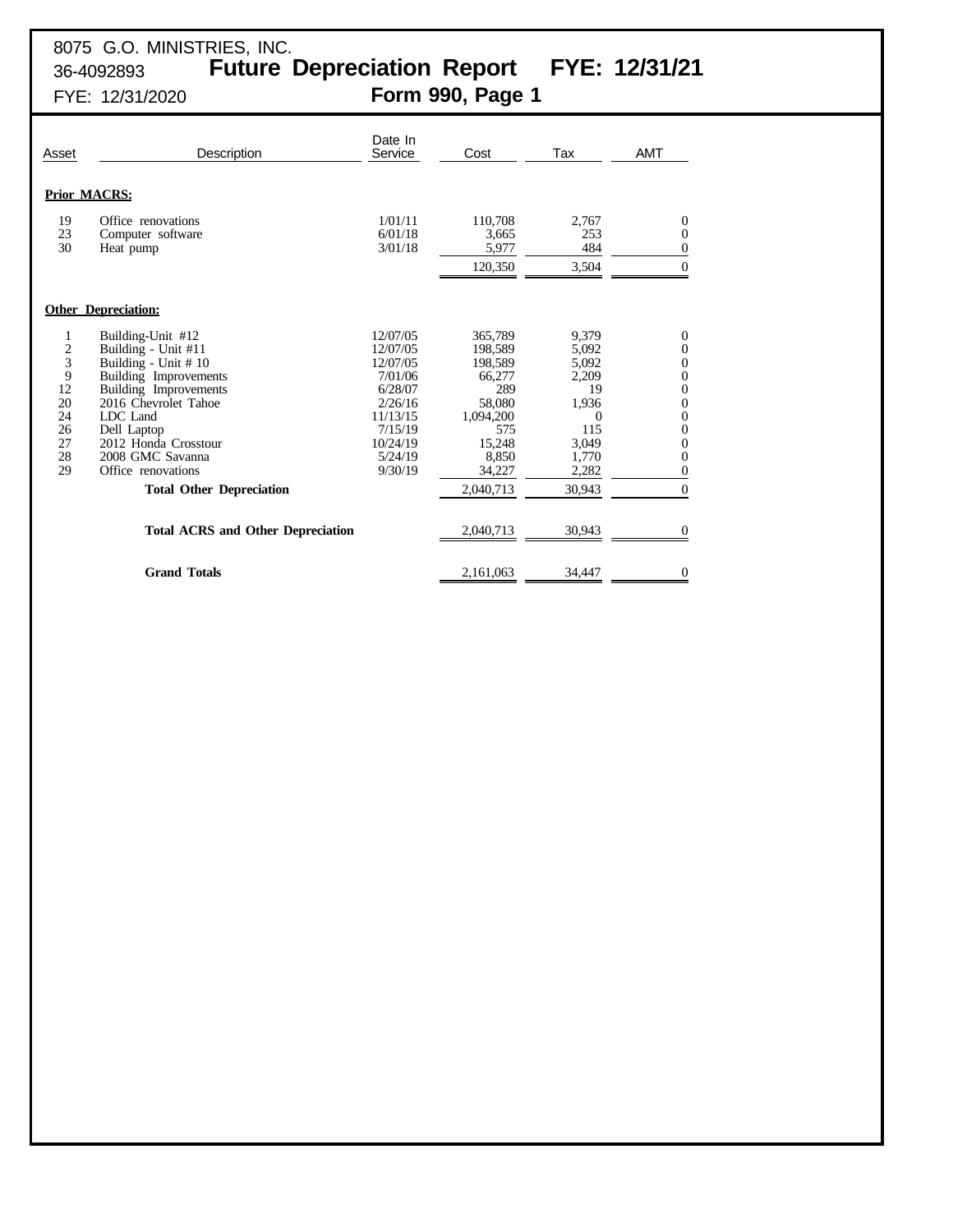8075 G.O. MINISTRIES, INC.
36-4092893

# Future Depreciation Report FYE: 12/31/21

FYE: 12/31/2020

## Form 990, Page 1

| Asset | Description | Date In Service | Cost | Tax | AMT |
|---|---|---|---|---|---|
| **Prior MACRS:** | | | | | |
| 19 | Office renovations | 1/01/11 | 110,708 | 2,767 | 0 |
| 23 | Computer software | 6/01/18 | 3,665 | 253 | 0 |
| 30 | Heat pump | 3/01/18 | 5,977 | 484 | 0 |
| | | | 120,350 | 3,504 | 0 |
| **Other Depreciation:** | | | | | |
| 1 | Building-Unit #12 | 12/07/05 | 365,789 | 9,379 | 0 |
| 2 | Building - Unit #11 | 12/07/05 | 198,589 | 5,092 | 0 |
| 3 | Building - Unit # 10 | 12/07/05 | 198,589 | 5,092 | 0 |
| 9 | Building Improvements | 7/01/06 | 66,277 | 2,209 | 0 |
| 12 | Building Improvements | 6/28/07 | 289 | 19 | 0 |
| 20 | 2016 Chevrolet Tahoe | 2/26/16 | 58,080 | 1,936 | 0 |
| 24 | LDC Land | 11/13/15 | 1,094,200 | 0 | 0 |
| 26 | Dell Laptop | 7/15/19 | 575 | 115 | 0 |
| 27 | 2012 Honda Crosstour | 10/24/19 | 15,248 | 3,049 | 0 |
| 28 | 2008 GMC Savanna | 5/24/19 | 8,850 | 1,770 | 0 |
| 29 | Office renovations | 9/30/19 | 34,227 | 2,282 | 0 |
| | **Total Other Depreciation** | | 2,040,713 | 30,943 | 0 |
| | **Total ACRS and Other Depreciation** | | 2,040,713 | 30,943 | 0 |
| | **Grand Totals** | | 2,161,063 | 34,447 | 0 |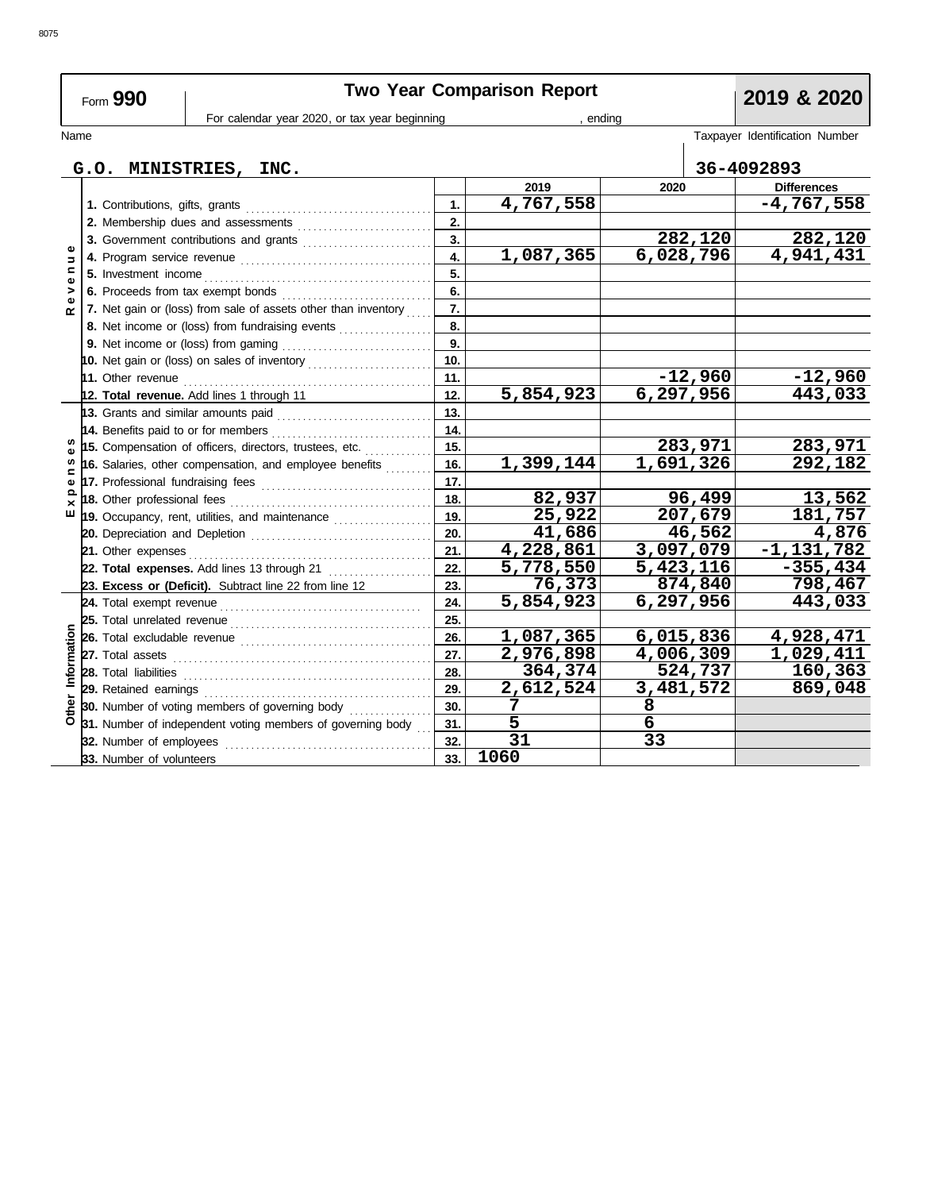8075

Form **990** — **Two Year Comparison Report** — **2019 & 2020**

For calendar year 2020, or tax year beginning , ending

| Name | Taxpayer Identification Number |
|---|---|
| G.O. MINISTRIES, INC. | 36-4092893 |

| Section | Item | Line | 2019 | 2020 | Differences |
|---|---|---|---|---|---|
| Revenue | **1.** Contributions, gifts, grants | 1. | 4,767,558 | | -4,767,558 |
| | **2.** Membership dues and assessments | 2. | | | |
| | **3.** Government contributions and grants | 3. | | 282,120 | 282,120 |
| | **4.** Program service revenue | 4. | 1,087,365 | 6,028,796 | 4,941,431 |
| | **5.** Investment income | 5. | | | |
| | **6.** Proceeds from tax exempt bonds | 6. | | | |
| | **7.** Net gain or (loss) from sale of assets other than inventory | 7. | | | |
| | **8.** Net income or (loss) from fundraising events | 8. | | | |
| | **9.** Net income or (loss) from gaming | 9. | | | |
| | **10.** Net gain or (loss) on sales of inventory | 10. | | | |
| | **11.** Other revenue | 11. | | -12,960 | -12,960 |
| | **12. Total revenue.** Add lines 1 through 11 | 12. | 5,854,923 | 6,297,956 | 443,033 |
| Expenses | **13.** Grants and similar amounts paid | 13. | | | |
| | **14.** Benefits paid to or for members | 14. | | | |
| | **15.** Compensation of officers, directors, trustees, etc. | 15. | | 283,971 | 283,971 |
| | **16.** Salaries, other compensation, and employee benefits | 16. | 1,399,144 | 1,691,326 | 292,182 |
| | **17.** Professional fundraising fees | 17. | | | |
| | **18.** Other professional fees | 18. | 82,937 | 96,499 | 13,562 |
| | **19.** Occupancy, rent, utilities, and maintenance | 19. | 25,922 | 207,679 | 181,757 |
| | **20.** Depreciation and Depletion | 20. | 41,686 | 46,562 | 4,876 |
| | **21.** Other expenses | 21. | 4,228,861 | 3,097,079 | -1,131,782 |
| | **22. Total expenses.** Add lines 13 through 21 | 22. | 5,778,550 | 5,423,116 | -355,434 |
| | **23. Excess or (Deficit).** Subtract line 22 from line 12 | 23. | 76,373 | 874,840 | 798,467 |
| Other Information | **24.** Total exempt revenue | 24. | 5,854,923 | 6,297,956 | 443,033 |
| | **25.** Total unrelated revenue | 25. | | | |
| | **26.** Total excludable revenue | 26. | 1,087,365 | 6,015,836 | 4,928,471 |
| | **27.** Total assets | 27. | 2,976,898 | 4,006,309 | 1,029,411 |
| | **28.** Total liabilities | 28. | 364,374 | 524,737 | 160,363 |
| | **29.** Retained earnings | 29. | 2,612,524 | 3,481,572 | 869,048 |
| | **30.** Number of voting members of governing body | 30. | 7 | 8 | |
| | **31.** Number of independent voting members of governing body | 31. | 5 | 6 | |
| | **32.** Number of employees | 32. | 31 | 33 | |
| | **33.** Number of volunteers | 33. | 1060 | | |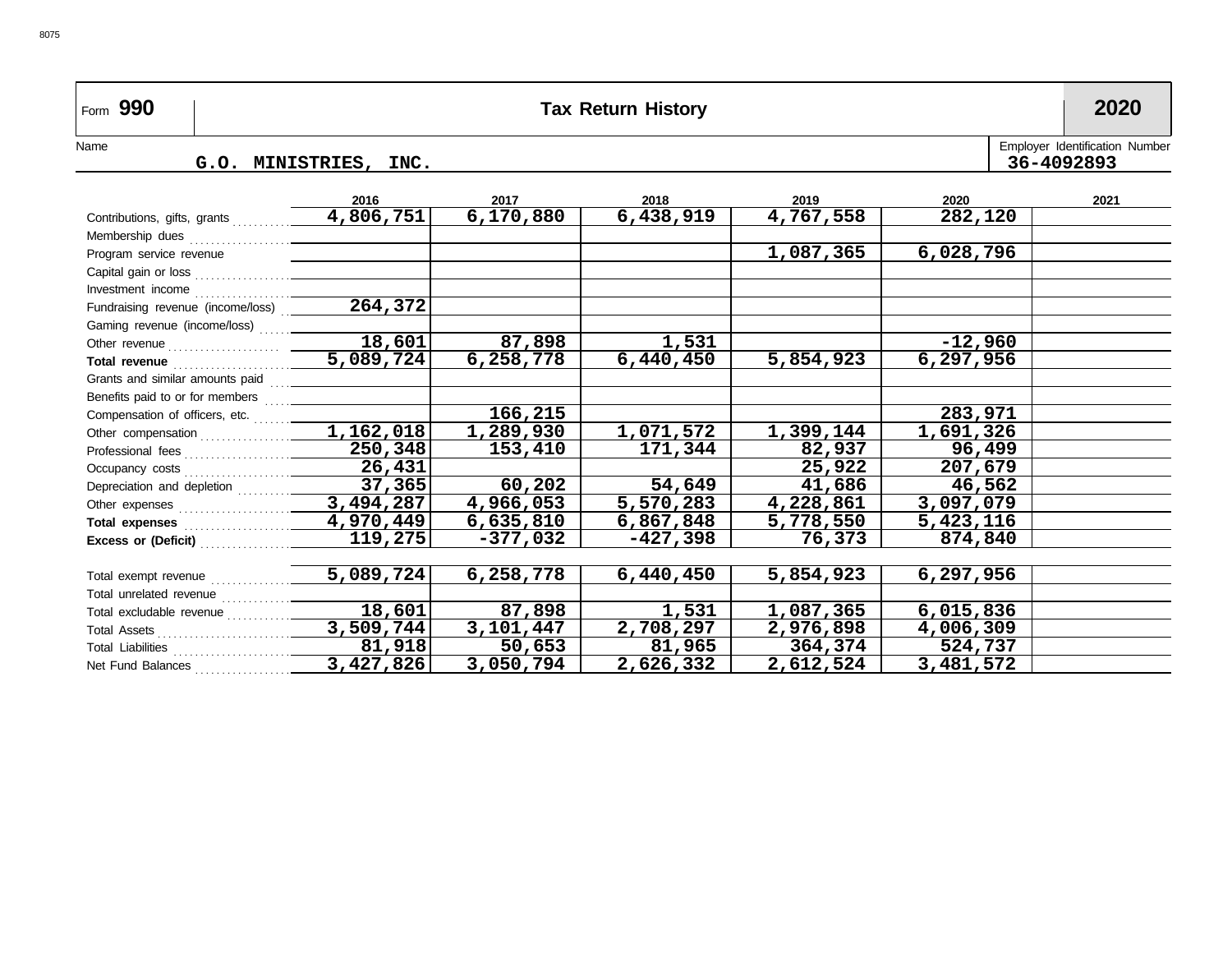Form **990** **Tax Return History** **2020**

Name: G.O. MINISTRIES, INC.

Employer Identification Number: 36-4092893

| | 2016 | 2017 | 2018 | 2019 | 2020 | 2021 |
|---|---|---|---|---|---|---|
| Contributions, gifts, grants | 4,806,751 | 6,170,880 | 6,438,919 | 4,767,558 | 282,120 | |
| Membership dues | | | | | | |
| Program service revenue | | | | 1,087,365 | 6,028,796 | |
| Capital gain or loss | | | | | | |
| Investment income | | | | | | |
| Fundraising revenue (income/loss) | 264,372 | | | | | |
| Gaming revenue (income/loss) | | | | | | |
| Other revenue | 18,601 | 87,898 | 1,531 | | -12,960 | |
| **Total revenue** | 5,089,724 | 6,258,778 | 6,440,450 | 5,854,923 | 6,297,956 | |
| Grants and similar amounts paid | | | | | | |
| Benefits paid to or for members | | | | | | |
| Compensation of officers, etc. | | 166,215 | | | 283,971 | |
| Other compensation | 1,162,018 | 1,289,930 | 1,071,572 | 1,399,144 | 1,691,326 | |
| Professional fees | 250,348 | 153,410 | 171,344 | 82,937 | 96,499 | |
| Occupancy costs | 26,431 | | | 25,922 | 207,679 | |
| Depreciation and depletion | 37,365 | 60,202 | 54,649 | 41,686 | 46,562 | |
| Other expenses | 3,494,287 | 4,966,053 | 5,570,283 | 4,228,861 | 3,097,079 | |
| **Total expenses** | 4,970,449 | 6,635,810 | 6,867,848 | 5,778,550 | 5,423,116 | |
| **Excess or (Deficit)** | 119,275 | -377,032 | -427,398 | 76,373 | 874,840 | |
| | | | | | | |
| Total exempt revenue | 5,089,724 | 6,258,778 | 6,440,450 | 5,854,923 | 6,297,956 | |
| Total unrelated revenue | | | | | | |
| Total excludable revenue | 18,601 | 87,898 | 1,531 | 1,087,365 | 6,015,836 | |
| Total Assets | 3,509,744 | 3,101,447 | 2,708,297 | 2,976,898 | 4,006,309 | |
| Total Liabilities | 81,918 | 50,653 | 81,965 | 364,374 | 524,737 | |
| Net Fund Balances | 3,427,826 | 3,050,794 | 2,626,332 | 2,612,524 | 3,481,572 | |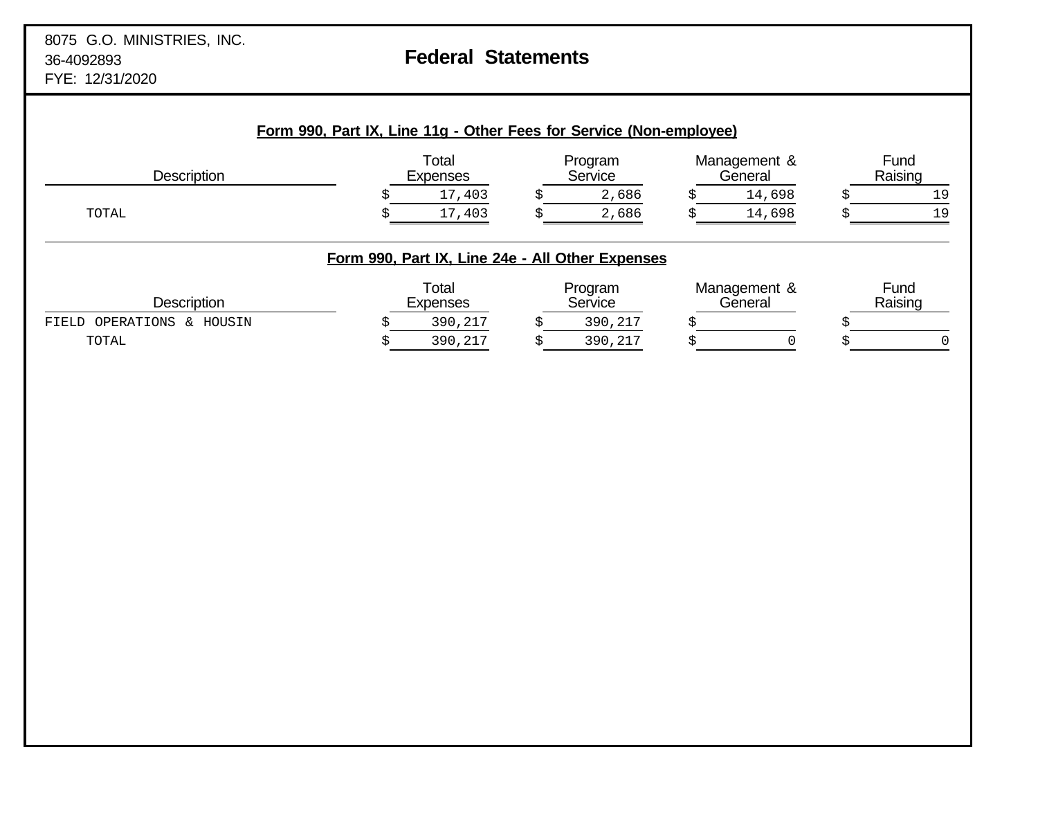8075 G.O. MINISTRIES, INC.
36-4092893
FYE: 12/31/2020

# Federal Statements

## Form 990, Part IX, Line 11g - Other Fees for Service (Non-employee)

| Description | Total Expenses | Program Service | Management & General | Fund Raising |
|---|---|---|---|---|
| | $ 17,403 | $ 2,686 | $ 14,698 | $ 19 |
| TOTAL | $ 17,403 | $ 2,686 | $ 14,698 | $ 19 |

## Form 990, Part IX, Line 24e - All Other Expenses

| Description | Total Expenses | Program Service | Management & General | Fund Raising |
|---|---|---|---|---|
| FIELD OPERATIONS & HOUSIN | $ 390,217 | $ 390,217 | $ | $ |
| TOTAL | $ 390,217 | $ 390,217 | $ 0 | $ 0 |